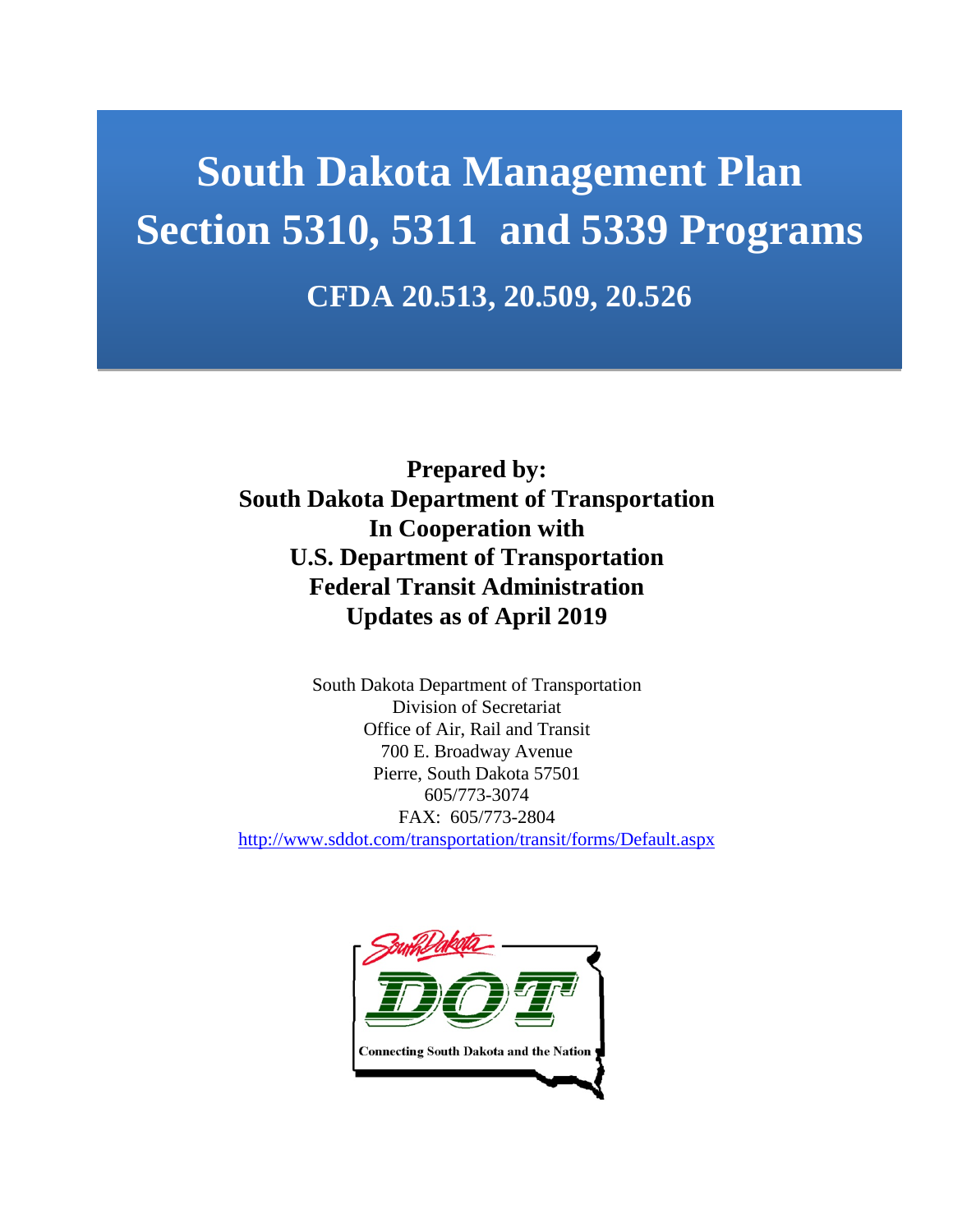# South Dakota Management Plan
# Section 5310, 5311 and 5339 Programs

## CFDA 20.513, 20.509, 20.526

**Prepared by:**
**South Dakota Department of Transportation**
**In Cooperation with**
**U.S. Department of Transportation**
**Federal Transit Administration**
**Updates as of April 2019**

South Dakota Department of Transportation
Division of Secretariat
Office of Air, Rail and Transit
700 E. Broadway Avenue
Pierre, South Dakota 57501
605/773-3074
FAX: 605/773-2804
http://www.sddot.com/transportation/transit/forms/Default.aspx

South Dakota DOT
Connecting South Dakota and the Nation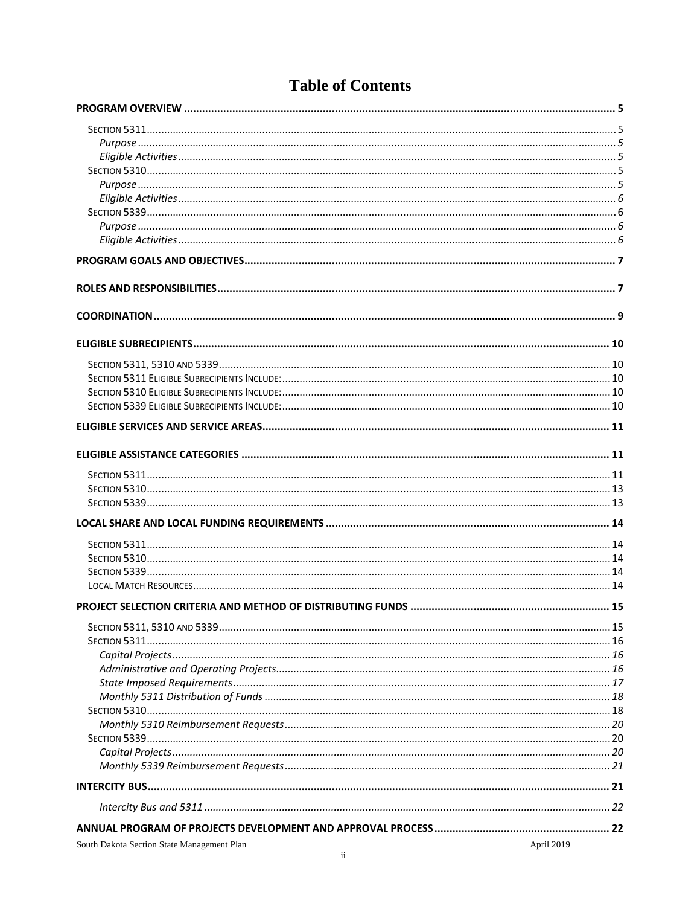# Table of Contents

**PROGRAM OVERVIEW** .......... 5

- SECTION 5311 .......... 5
  - *Purpose* .......... 5
  - *Eligible Activities* .......... 5
- SECTION 5310 .......... 5
  - *Purpose* .......... 5
  - *Eligible Activities* .......... 6
- SECTION 5339 .......... 6
  - *Purpose* .......... 6
  - *Eligible Activities* .......... 6

**PROGRAM GOALS AND OBJECTIVES** .......... 7

**ROLES AND RESPONSIBILITIES** .......... 7

**COORDINATION** .......... 9

**ELIGIBLE SUBRECIPIENTS** .......... 10

- SECTION 5311, 5310 AND 5339 .......... 10
- SECTION 5311 ELIGIBLE SUBRECIPIENTS INCLUDE: .......... 10
- SECTION 5310 ELIGIBLE SUBRECIPIENTS INCLUDE: .......... 10
- SECTION 5339 ELIGIBLE SUBRECIPIENTS INCLUDE: .......... 10

**ELIGIBLE SERVICES AND SERVICE AREAS** .......... 11

**ELIGIBLE ASSISTANCE CATEGORIES** .......... 11

- SECTION 5311 .......... 11
- SECTION 5310 .......... 13
- SECTION 5339 .......... 13

**LOCAL SHARE AND LOCAL FUNDING REQUIREMENTS** .......... 14

- SECTION 5311 .......... 14
- SECTION 5310 .......... 14
- SECTION 5339 .......... 14
- LOCAL MATCH RESOURCES .......... 14

**PROJECT SELECTION CRITERIA AND METHOD OF DISTRIBUTING FUNDS** .......... 15

- SECTION 5311, 5310 AND 5339 .......... 15
- SECTION 5311 .......... 16
  - *Capital Projects* .......... 16
  - *Administrative and Operating Projects* .......... 16
  - *State Imposed Requirements* .......... 17
  - *Monthly 5311 Distribution of Funds* .......... 18
- SECTION 5310 .......... 18
  - *Monthly 5310 Reimbursement Requests* .......... 20
- SECTION 5339 .......... 20
  - *Capital Projects* .......... 20
  - *Monthly 5339 Reimbursement Requests* .......... 21

**INTERCITY BUS** .......... 21

- *Intercity Bus and 5311* .......... 22

**ANNUAL PROGRAM OF PROJECTS DEVELOPMENT AND APPROVAL PROCESS** .......... 22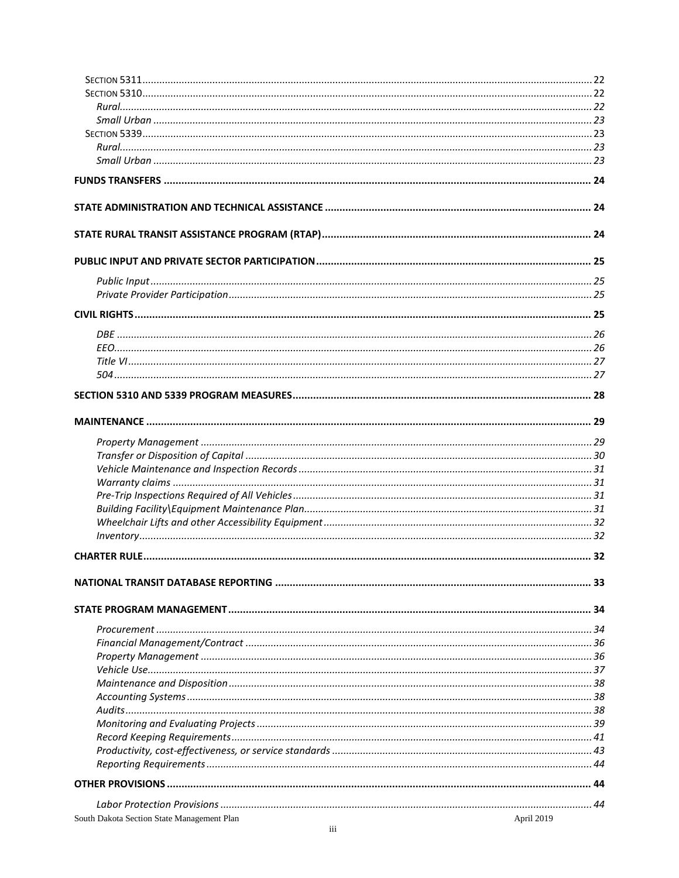Section 5311 ........................................................ 22
Section 5310 ........................................................ 22
*Rural* ........................................................ 22
*Small Urban* ........................................................ 23
Section 5339 ........................................................ 23
*Rural* ........................................................ 23
*Small Urban* ........................................................ 23

**FUNDS TRANSFERS ........................................................ 24**

**STATE ADMINISTRATION AND TECHNICAL ASSISTANCE ........................................................ 24**

**STATE RURAL TRANSIT ASSISTANCE PROGRAM (RTAP) ........................................................ 24**

**PUBLIC INPUT AND PRIVATE SECTOR PARTICIPATION ........................................................ 25**

*Public Input* ........................................................ 25
*Private Provider Participation* ........................................................ 25

**CIVIL RIGHTS ........................................................ 25**

*DBE* ........................................................ 26
*EEO* ........................................................ 26
*Title VI* ........................................................ 27
*504* ........................................................ 27

**SECTION 5310 AND 5339 PROGRAM MEASURES ........................................................ 28**

**MAINTENANCE ........................................................ 29**

*Property Management* ........................................................ 29
*Transfer or Disposition of Capital* ........................................................ 30
*Vehicle Maintenance and Inspection Records* ........................................................ 31
*Warranty claims* ........................................................ 31
*Pre-Trip Inspections Required of All Vehicles* ........................................................ 31
*Building Facility\Equipment Maintenance Plan* ........................................................ 31
*Wheelchair Lifts and other Accessibility Equipment* ........................................................ 32
*Inventory* ........................................................ 32

**CHARTER RULE ........................................................ 32**

**NATIONAL TRANSIT DATABASE REPORTING ........................................................ 33**

**STATE PROGRAM MANAGEMENT ........................................................ 34**

*Procurement* ........................................................ 34
*Financial Management/Contract* ........................................................ 36
*Property Management* ........................................................ 36
*Vehicle Use* ........................................................ 37
*Maintenance and Disposition* ........................................................ 38
*Accounting Systems* ........................................................ 38
*Audits* ........................................................ 38
*Monitoring and Evaluating Projects* ........................................................ 39
*Record Keeping Requirements* ........................................................ 41
*Productivity, cost-effectiveness, or service standards* ........................................................ 43
*Reporting Requirements* ........................................................ 44

**OTHER PROVISIONS ........................................................ 44**

*Labor Protection Provisions* ........................................................ 44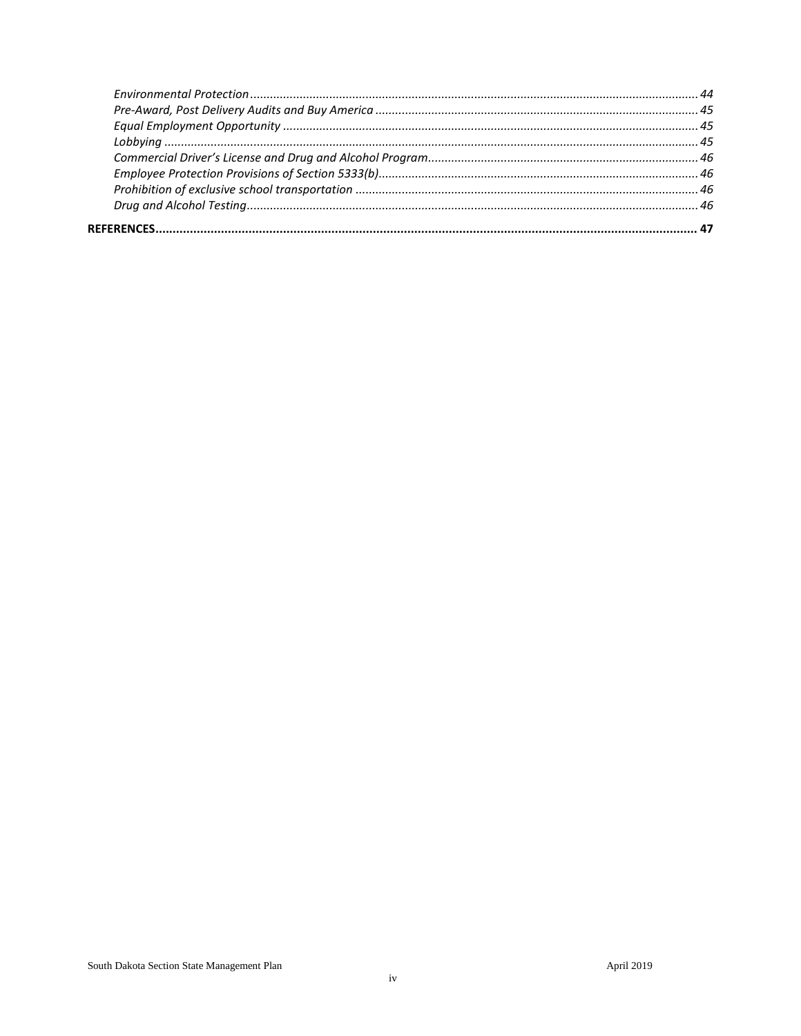*Environmental Protection* ........................................................................................................................ 44
*Pre-Award, Post Delivery Audits and Buy America* .................................................................................. 45
*Equal Employment Opportunity* ............................................................................................................. 45
*Lobbying* ................................................................................................................................................. 45
*Commercial Driver's License and Drug and Alcohol Program* .................................................................. 46
*Employee Protection Provisions of Section 5333(b)* ................................................................................ 46
*Prohibition of exclusive school transportation* ........................................................................................ 46
*Drug and Alcohol Testing* ........................................................................................................................ 46

**REFERENCES** ............................................................................................................................................ **47**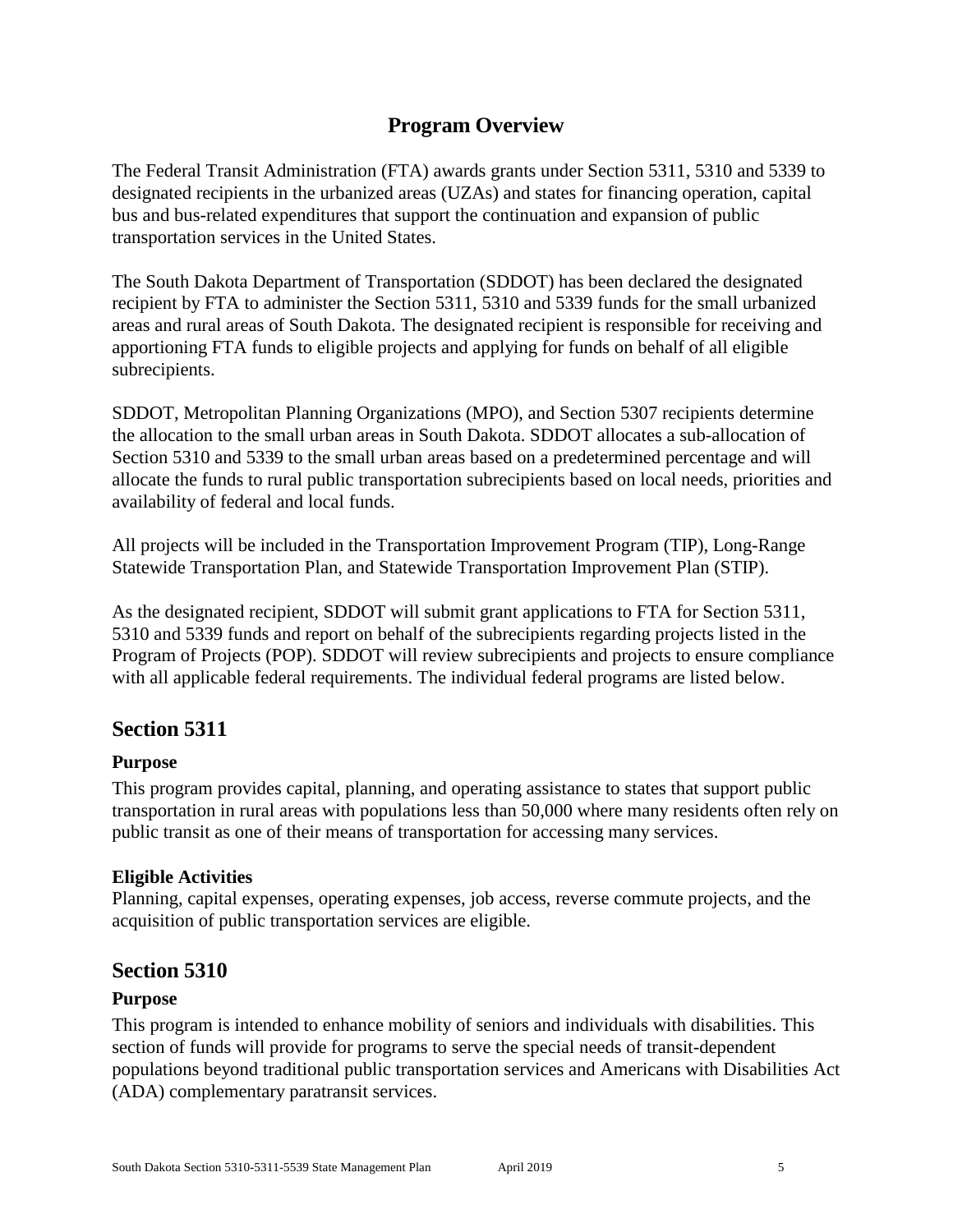# Program Overview

The Federal Transit Administration (FTA) awards grants under Section 5311, 5310 and 5339 to designated recipients in the urbanized areas (UZAs) and states for financing operation, capital bus and bus-related expenditures that support the continuation and expansion of public transportation services in the United States.

The South Dakota Department of Transportation (SDDOT) has been declared the designated recipient by FTA to administer the Section 5311, 5310 and 5339 funds for the small urbanized areas and rural areas of South Dakota. The designated recipient is responsible for receiving and apportioning FTA funds to eligible projects and applying for funds on behalf of all eligible subrecipients.

SDDOT, Metropolitan Planning Organizations (MPO), and Section 5307 recipients determine the allocation to the small urban areas in South Dakota. SDDOT allocates a sub-allocation of Section 5310 and 5339 to the small urban areas based on a predetermined percentage and will allocate the funds to rural public transportation subrecipients based on local needs, priorities and availability of federal and local funds.

All projects will be included in the Transportation Improvement Program (TIP), Long-Range Statewide Transportation Plan, and Statewide Transportation Improvement Plan (STIP).

As the designated recipient, SDDOT will submit grant applications to FTA for Section 5311, 5310 and 5339 funds and report on behalf of the subrecipients regarding projects listed in the Program of Projects (POP). SDDOT will review subrecipients and projects to ensure compliance with all applicable federal requirements. The individual federal programs are listed below.

## Section 5311

### Purpose

This program provides capital, planning, and operating assistance to states that support public transportation in rural areas with populations less than 50,000 where many residents often rely on public transit as one of their means of transportation for accessing many services.

### Eligible Activities

Planning, capital expenses, operating expenses, job access, reverse commute projects, and the acquisition of public transportation services are eligible.

## Section 5310

### Purpose

This program is intended to enhance mobility of seniors and individuals with disabilities. This section of funds will provide for programs to serve the special needs of transit-dependent populations beyond traditional public transportation services and Americans with Disabilities Act (ADA) complementary paratransit services.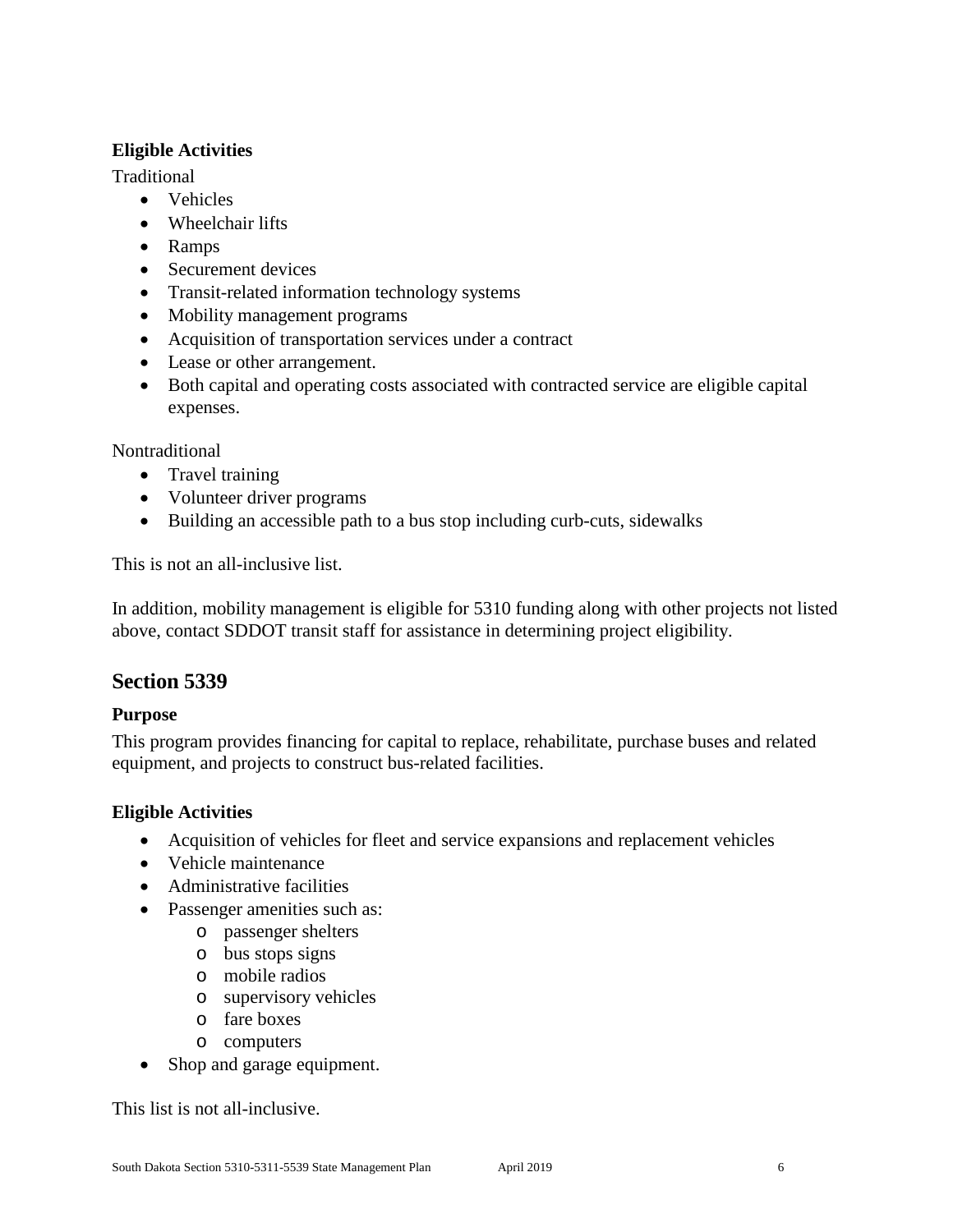### Eligible Activities

Traditional

- Vehicles
- Wheelchair lifts
- Ramps
- Securement devices
- Transit-related information technology systems
- Mobility management programs
- Acquisition of transportation services under a contract
- Lease or other arrangement.
- Both capital and operating costs associated with contracted service are eligible capital expenses.

Nontraditional

- Travel training
- Volunteer driver programs
- Building an accessible path to a bus stop including curb-cuts, sidewalks

This is not an all-inclusive list.

In addition, mobility management is eligible for 5310 funding along with other projects not listed above, contact SDDOT transit staff for assistance in determining project eligibility.

## Section 5339

### Purpose

This program provides financing for capital to replace, rehabilitate, purchase buses and related equipment, and projects to construct bus-related facilities.

### Eligible Activities

- Acquisition of vehicles for fleet and service expansions and replacement vehicles
- Vehicle maintenance
- Administrative facilities
- Passenger amenities such as:
  - passenger shelters
  - bus stops signs
  - mobile radios
  - supervisory vehicles
  - fare boxes
  - computers
- Shop and garage equipment.

This list is not all-inclusive.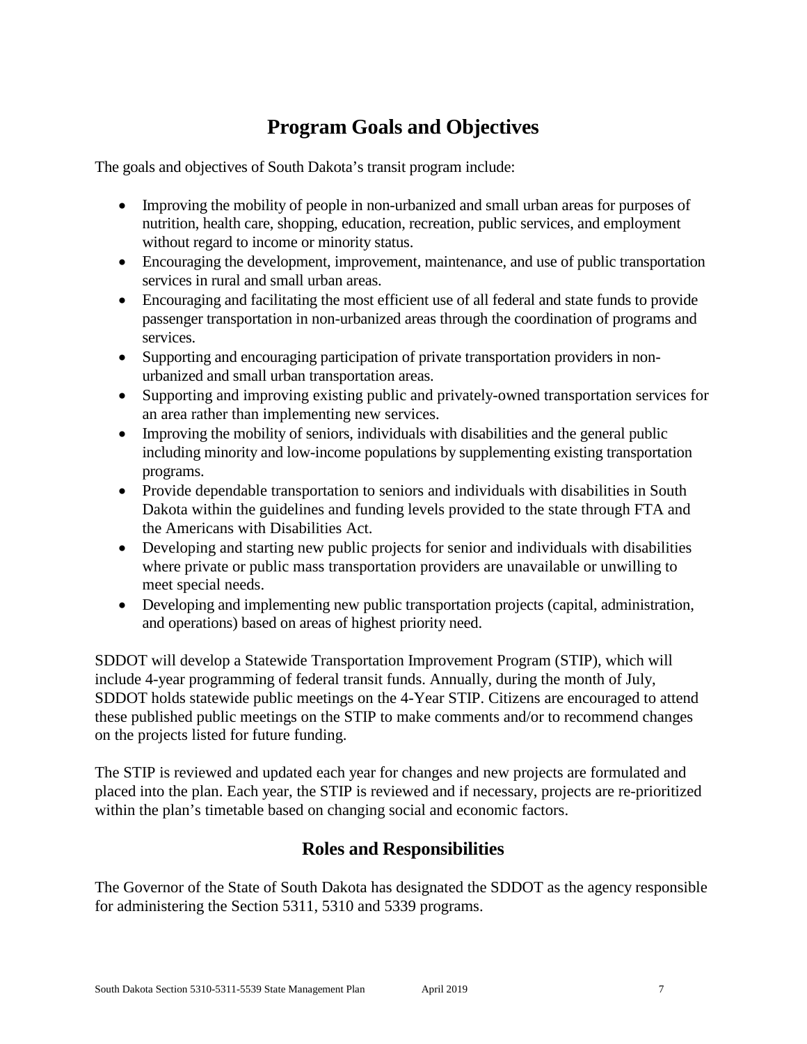## Program Goals and Objectives

The goals and objectives of South Dakota's transit program include:

- Improving the mobility of people in non-urbanized and small urban areas for purposes of nutrition, health care, shopping, education, recreation, public services, and employment without regard to income or minority status.
- Encouraging the development, improvement, maintenance, and use of public transportation services in rural and small urban areas.
- Encouraging and facilitating the most efficient use of all federal and state funds to provide passenger transportation in non-urbanized areas through the coordination of programs and services.
- Supporting and encouraging participation of private transportation providers in non-urbanized and small urban transportation areas.
- Supporting and improving existing public and privately-owned transportation services for an area rather than implementing new services.
- Improving the mobility of seniors, individuals with disabilities and the general public including minority and low-income populations by supplementing existing transportation programs.
- Provide dependable transportation to seniors and individuals with disabilities in South Dakota within the guidelines and funding levels provided to the state through FTA and the Americans with Disabilities Act.
- Developing and starting new public projects for senior and individuals with disabilities where private or public mass transportation providers are unavailable or unwilling to meet special needs.
- Developing and implementing new public transportation projects (capital, administration, and operations) based on areas of highest priority need.

SDDOT will develop a Statewide Transportation Improvement Program (STIP), which will include 4-year programming of federal transit funds. Annually, during the month of July, SDDOT holds statewide public meetings on the 4-Year STIP. Citizens are encouraged to attend these published public meetings on the STIP to make comments and/or to recommend changes on the projects listed for future funding.

The STIP is reviewed and updated each year for changes and new projects are formulated and placed into the plan. Each year, the STIP is reviewed and if necessary, projects are re-prioritized within the plan's timetable based on changing social and economic factors.

## Roles and Responsibilities

The Governor of the State of South Dakota has designated the SDDOT as the agency responsible for administering the Section 5311, 5310 and 5339 programs.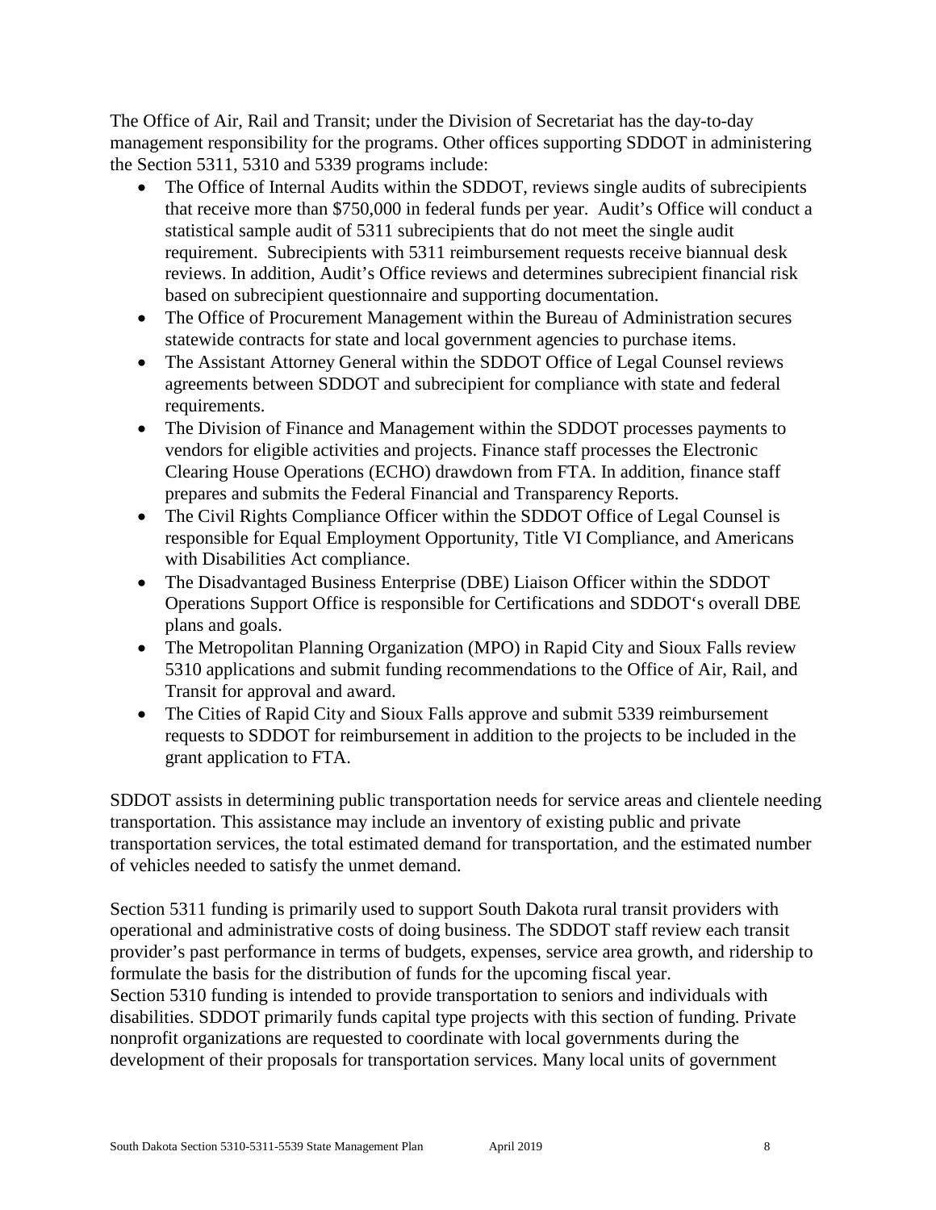The Office of Air, Rail and Transit; under the Division of Secretariat has the day-to-day management responsibility for the programs. Other offices supporting SDDOT in administering the Section 5311, 5310 and 5339 programs include:

- The Office of Internal Audits within the SDDOT, reviews single audits of subrecipients that receive more than $750,000 in federal funds per year. Audit's Office will conduct a statistical sample audit of 5311 subrecipients that do not meet the single audit requirement. Subrecipients with 5311 reimbursement requests receive biannual desk reviews. In addition, Audit's Office reviews and determines subrecipient financial risk based on subrecipient questionnaire and supporting documentation.
- The Office of Procurement Management within the Bureau of Administration secures statewide contracts for state and local government agencies to purchase items.
- The Assistant Attorney General within the SDDOT Office of Legal Counsel reviews agreements between SDDOT and subrecipient for compliance with state and federal requirements.
- The Division of Finance and Management within the SDDOT processes payments to vendors for eligible activities and projects. Finance staff processes the Electronic Clearing House Operations (ECHO) drawdown from FTA. In addition, finance staff prepares and submits the Federal Financial and Transparency Reports.
- The Civil Rights Compliance Officer within the SDDOT Office of Legal Counsel is responsible for Equal Employment Opportunity, Title VI Compliance, and Americans with Disabilities Act compliance.
- The Disadvantaged Business Enterprise (DBE) Liaison Officer within the SDDOT Operations Support Office is responsible for Certifications and SDDOT's overall DBE plans and goals.
- The Metropolitan Planning Organization (MPO) in Rapid City and Sioux Falls review 5310 applications and submit funding recommendations to the Office of Air, Rail, and Transit for approval and award.
- The Cities of Rapid City and Sioux Falls approve and submit 5339 reimbursement requests to SDDOT for reimbursement in addition to the projects to be included in the grant application to FTA.

SDDOT assists in determining public transportation needs for service areas and clientele needing transportation. This assistance may include an inventory of existing public and private transportation services, the total estimated demand for transportation, and the estimated number of vehicles needed to satisfy the unmet demand.

Section 5311 funding is primarily used to support South Dakota rural transit providers with operational and administrative costs of doing business. The SDDOT staff review each transit provider's past performance in terms of budgets, expenses, service area growth, and ridership to formulate the basis for the distribution of funds for the upcoming fiscal year.
Section 5310 funding is intended to provide transportation to seniors and individuals with disabilities. SDDOT primarily funds capital type projects with this section of funding. Private nonprofit organizations are requested to coordinate with local governments during the development of their proposals for transportation services. Many local units of government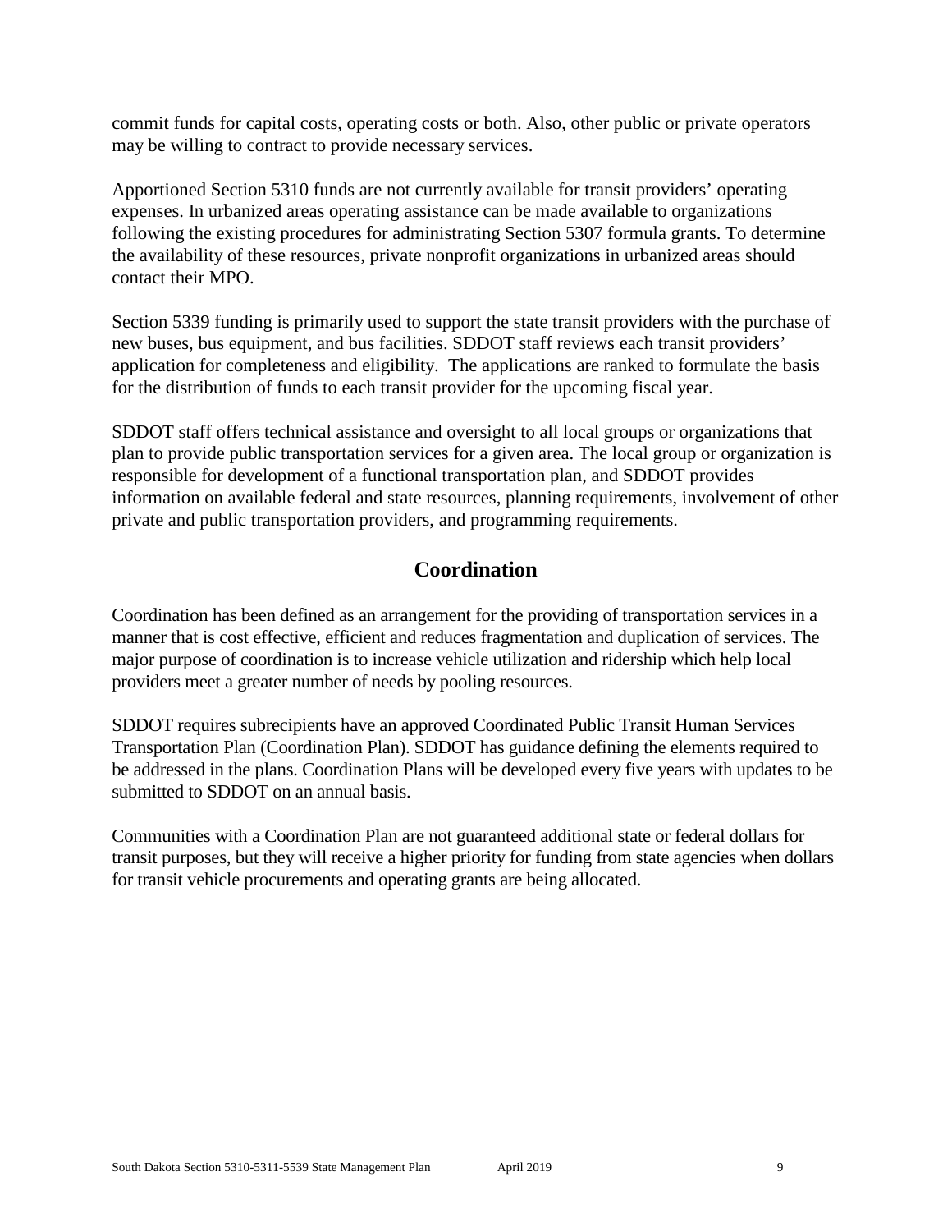commit funds for capital costs, operating costs or both. Also, other public or private operators may be willing to contract to provide necessary services.

Apportioned Section 5310 funds are not currently available for transit providers' operating expenses. In urbanized areas operating assistance can be made available to organizations following the existing procedures for administrating Section 5307 formula grants. To determine the availability of these resources, private nonprofit organizations in urbanized areas should contact their MPO.

Section 5339 funding is primarily used to support the state transit providers with the purchase of new buses, bus equipment, and bus facilities. SDDOT staff reviews each transit providers' application for completeness and eligibility. The applications are ranked to formulate the basis for the distribution of funds to each transit provider for the upcoming fiscal year.

SDDOT staff offers technical assistance and oversight to all local groups or organizations that plan to provide public transportation services for a given area. The local group or organization is responsible for development of a functional transportation plan, and SDDOT provides information on available federal and state resources, planning requirements, involvement of other private and public transportation providers, and programming requirements.

## Coordination

Coordination has been defined as an arrangement for the providing of transportation services in a manner that is cost effective, efficient and reduces fragmentation and duplication of services. The major purpose of coordination is to increase vehicle utilization and ridership which help local providers meet a greater number of needs by pooling resources.

SDDOT requires subrecipients have an approved Coordinated Public Transit Human Services Transportation Plan (Coordination Plan). SDDOT has guidance defining the elements required to be addressed in the plans. Coordination Plans will be developed every five years with updates to be submitted to SDDOT on an annual basis.

Communities with a Coordination Plan are not guaranteed additional state or federal dollars for transit purposes, but they will receive a higher priority for funding from state agencies when dollars for transit vehicle procurements and operating grants are being allocated.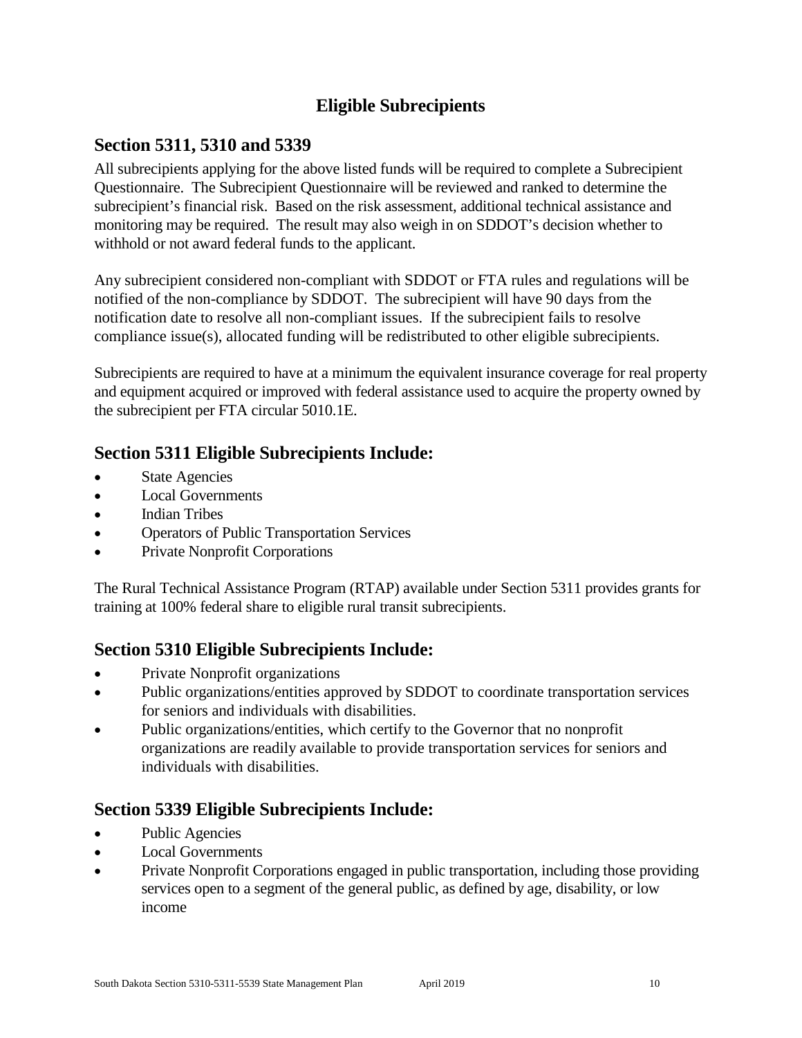# Eligible Subrecipients

## Section 5311, 5310 and 5339

All subrecipients applying for the above listed funds will be required to complete a Subrecipient Questionnaire. The Subrecipient Questionnaire will be reviewed and ranked to determine the subrecipient's financial risk. Based on the risk assessment, additional technical assistance and monitoring may be required. The result may also weigh in on SDDOT's decision whether to withhold or not award federal funds to the applicant.

Any subrecipient considered non-compliant with SDDOT or FTA rules and regulations will be notified of the non-compliance by SDDOT. The subrecipient will have 90 days from the notification date to resolve all non-compliant issues. If the subrecipient fails to resolve compliance issue(s), allocated funding will be redistributed to other eligible subrecipients.

Subrecipients are required to have at a minimum the equivalent insurance coverage for real property and equipment acquired or improved with federal assistance used to acquire the property owned by the subrecipient per FTA circular 5010.1E.

## Section 5311 Eligible Subrecipients Include:

- State Agencies
- Local Governments
- Indian Tribes
- Operators of Public Transportation Services
- Private Nonprofit Corporations

The Rural Technical Assistance Program (RTAP) available under Section 5311 provides grants for training at 100% federal share to eligible rural transit subrecipients.

## Section 5310 Eligible Subrecipients Include:

- Private Nonprofit organizations
- Public organizations/entities approved by SDDOT to coordinate transportation services for seniors and individuals with disabilities.
- Public organizations/entities, which certify to the Governor that no nonprofit organizations are readily available to provide transportation services for seniors and individuals with disabilities.

## Section 5339 Eligible Subrecipients Include:

- Public Agencies
- Local Governments
- Private Nonprofit Corporations engaged in public transportation, including those providing services open to a segment of the general public, as defined by age, disability, or low income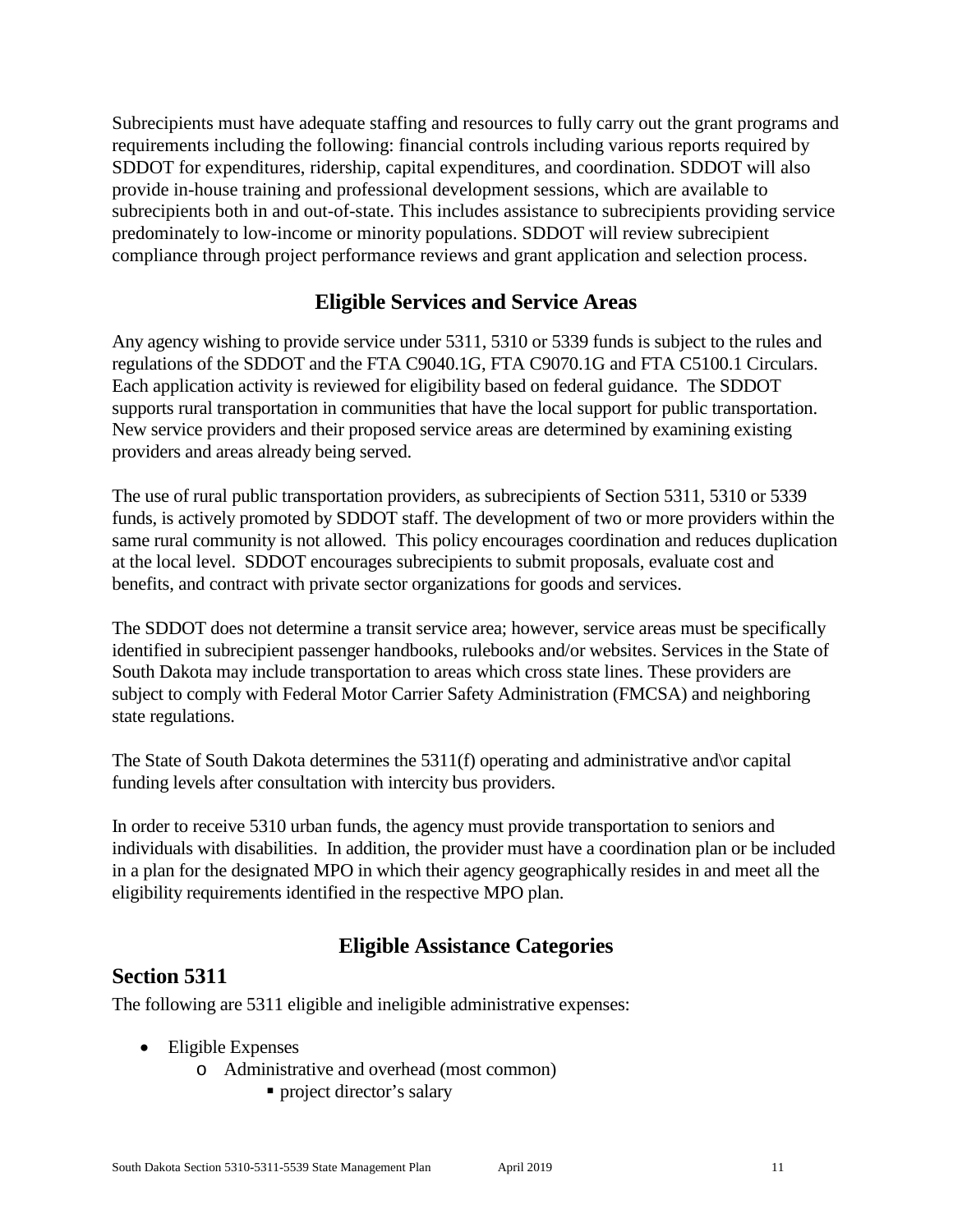Subrecipients must have adequate staffing and resources to fully carry out the grant programs and requirements including the following: financial controls including various reports required by SDDOT for expenditures, ridership, capital expenditures, and coordination. SDDOT will also provide in-house training and professional development sessions, which are available to subrecipients both in and out-of-state. This includes assistance to subrecipients providing service predominately to low-income or minority populations. SDDOT will review subrecipient compliance through project performance reviews and grant application and selection process.

## Eligible Services and Service Areas

Any agency wishing to provide service under 5311, 5310 or 5339 funds is subject to the rules and regulations of the SDDOT and the FTA C9040.1G, FTA C9070.1G and FTA C5100.1 Circulars. Each application activity is reviewed for eligibility based on federal guidance. The SDDOT supports rural transportation in communities that have the local support for public transportation. New service providers and their proposed service areas are determined by examining existing providers and areas already being served.

The use of rural public transportation providers, as subrecipients of Section 5311, 5310 or 5339 funds, is actively promoted by SDDOT staff. The development of two or more providers within the same rural community is not allowed. This policy encourages coordination and reduces duplication at the local level. SDDOT encourages subrecipients to submit proposals, evaluate cost and benefits, and contract with private sector organizations for goods and services.

The SDDOT does not determine a transit service area; however, service areas must be specifically identified in subrecipient passenger handbooks, rulebooks and/or websites. Services in the State of South Dakota may include transportation to areas which cross state lines. These providers are subject to comply with Federal Motor Carrier Safety Administration (FMCSA) and neighboring state regulations.

The State of South Dakota determines the 5311(f) operating and administrative and\or capital funding levels after consultation with intercity bus providers.

In order to receive 5310 urban funds, the agency must provide transportation to seniors and individuals with disabilities. In addition, the provider must have a coordination plan or be included in a plan for the designated MPO in which their agency geographically resides in and meet all the eligibility requirements identified in the respective MPO plan.

## Eligible Assistance Categories

### Section 5311

The following are 5311 eligible and ineligible administrative expenses:

- Eligible Expenses
  - Administrative and overhead (most common)
    - project director's salary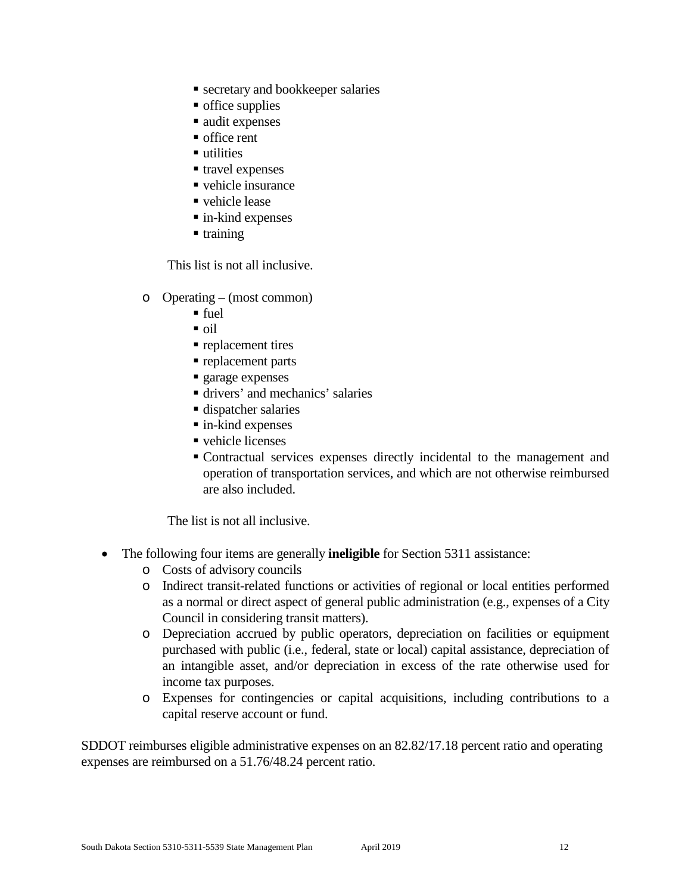- secretary and bookkeeper salaries
        - office supplies
        - audit expenses
        - office rent
        - utilities
        - travel expenses
        - vehicle insurance
        - vehicle lease
        - in-kind expenses
        - training

      This list is not all inclusive.

    - Operating – (most common)
        - fuel
        - oil
        - replacement tires
        - replacement parts
        - garage expenses
        - drivers' and mechanics' salaries
        - dispatcher salaries
        - in-kind expenses
        - vehicle licenses
        - Contractual services expenses directly incidental to the management and operation of transportation services, and which are not otherwise reimbursed are also included.

      The list is not all inclusive.

- The following four items are generally **ineligible** for Section 5311 assistance:
    - Costs of advisory councils
    - Indirect transit-related functions or activities of regional or local entities performed as a normal or direct aspect of general public administration (e.g., expenses of a City Council in considering transit matters).
    - Depreciation accrued by public operators, depreciation on facilities or equipment purchased with public (i.e., federal, state or local) capital assistance, depreciation of an intangible asset, and/or depreciation in excess of the rate otherwise used for income tax purposes.
    - Expenses for contingencies or capital acquisitions, including contributions to a capital reserve account or fund.

SDDOT reimburses eligible administrative expenses on an 82.82/17.18 percent ratio and operating expenses are reimbursed on a 51.76/48.24 percent ratio.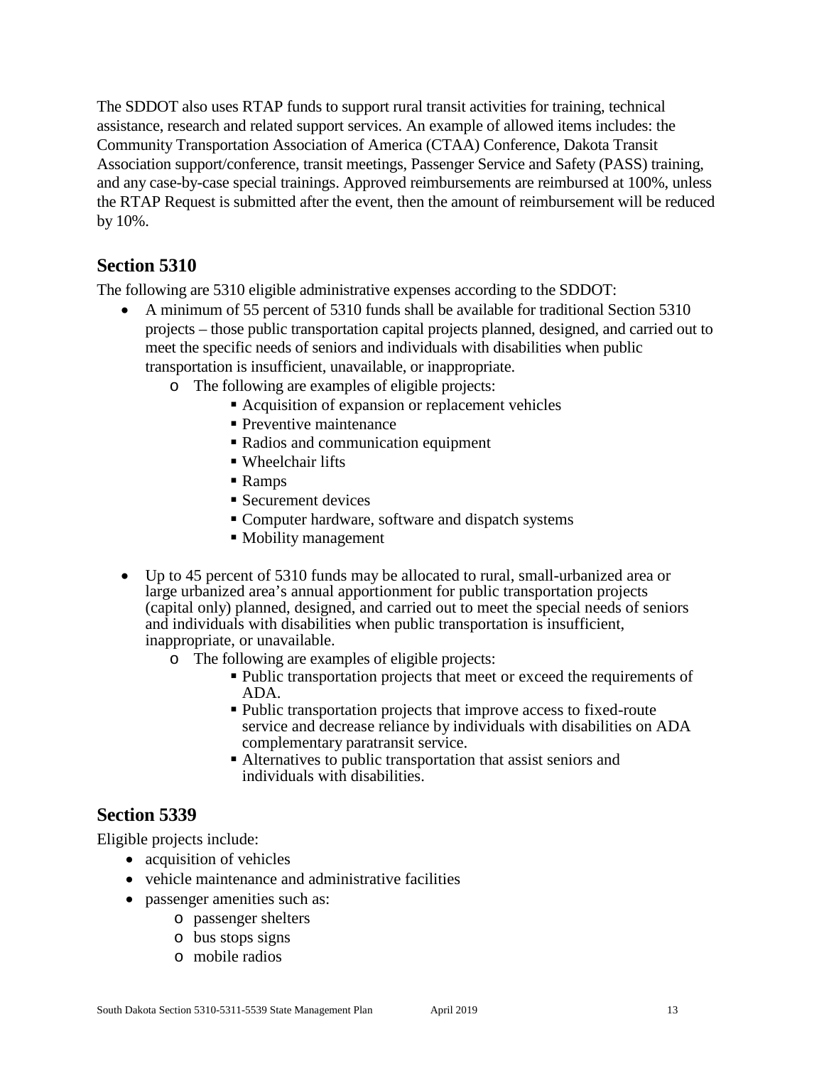The SDDOT also uses RTAP funds to support rural transit activities for training, technical assistance, research and related support services. An example of allowed items includes: the Community Transportation Association of America (CTAA) Conference, Dakota Transit Association support/conference, transit meetings, Passenger Service and Safety (PASS) training, and any case-by-case special trainings. Approved reimbursements are reimbursed at 100%, unless the RTAP Request is submitted after the event, then the amount of reimbursement will be reduced by 10%.

## Section 5310

The following are 5310 eligible administrative expenses according to the SDDOT:

- A minimum of 55 percent of 5310 funds shall be available for traditional Section 5310 projects – those public transportation capital projects planned, designed, and carried out to meet the specific needs of seniors and individuals with disabilities when public transportation is insufficient, unavailable, or inappropriate.
    - The following are examples of eligible projects:
        - Acquisition of expansion or replacement vehicles
        - Preventive maintenance
        - Radios and communication equipment
        - Wheelchair lifts
        - Ramps
        - Securement devices
        - Computer hardware, software and dispatch systems
        - Mobility management
- Up to 45 percent of 5310 funds may be allocated to rural, small-urbanized area or large urbanized area's annual apportionment for public transportation projects (capital only) planned, designed, and carried out to meet the special needs of seniors and individuals with disabilities when public transportation is insufficient, inappropriate, or unavailable.
    - The following are examples of eligible projects:
        - Public transportation projects that meet or exceed the requirements of ADA.
        - Public transportation projects that improve access to fixed-route service and decrease reliance by individuals with disabilities on ADA complementary paratransit service.
        - Alternatives to public transportation that assist seniors and individuals with disabilities.

## Section 5339

Eligible projects include:

- acquisition of vehicles
- vehicle maintenance and administrative facilities
- passenger amenities such as:
    - passenger shelters
    - bus stops signs
    - mobile radios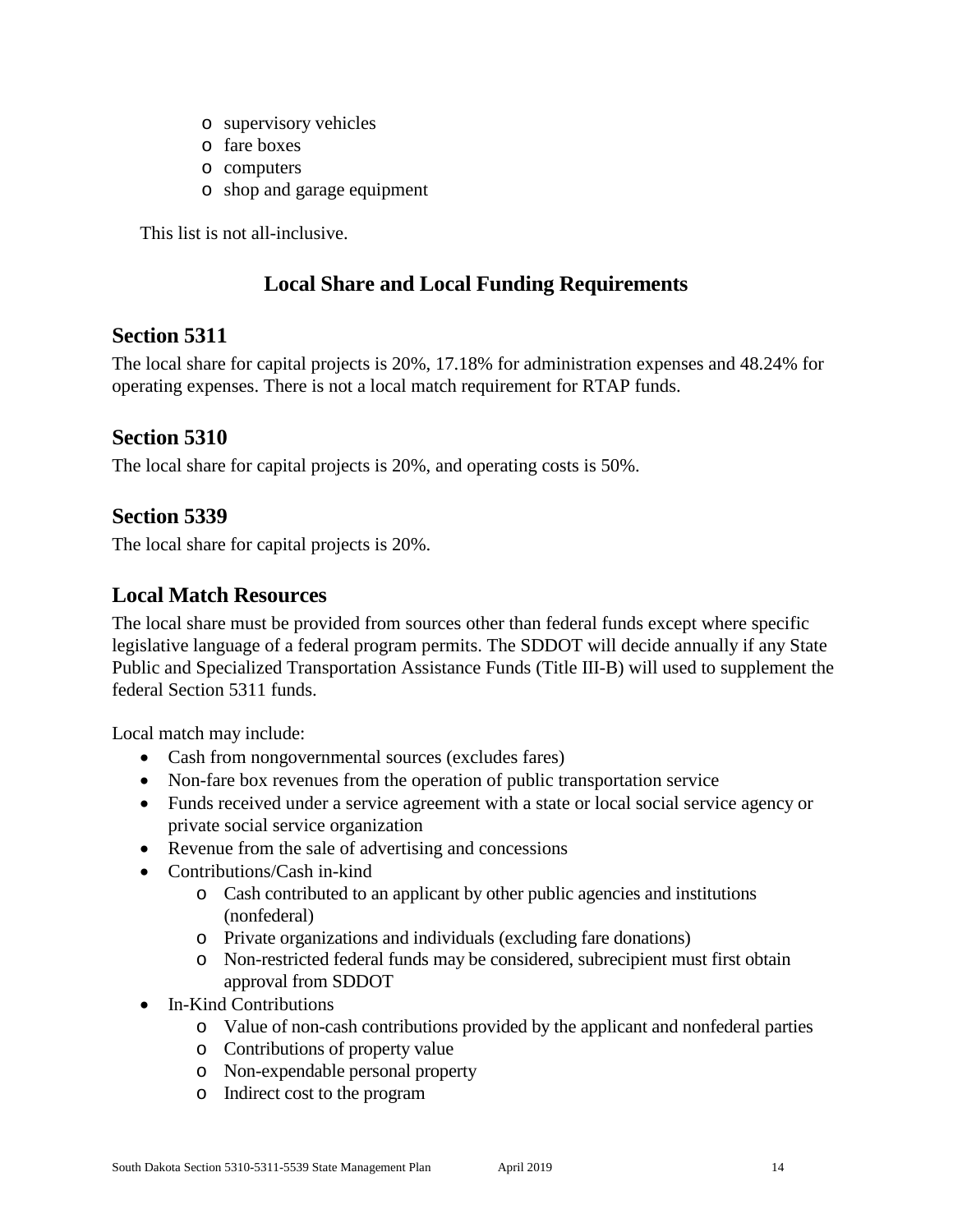- supervisory vehicles
- fare boxes
- computers
- shop and garage equipment

This list is not all-inclusive.

## Local Share and Local Funding Requirements

### Section 5311

The local share for capital projects is 20%, 17.18% for administration expenses and 48.24% for operating expenses. There is not a local match requirement for RTAP funds.

### Section 5310

The local share for capital projects is 20%, and operating costs is 50%.

### Section 5339

The local share for capital projects is 20%.

### Local Match Resources

The local share must be provided from sources other than federal funds except where specific legislative language of a federal program permits. The SDDOT will decide annually if any State Public and Specialized Transportation Assistance Funds (Title III-B) will used to supplement the federal Section 5311 funds.

Local match may include:

- Cash from nongovernmental sources (excludes fares)
- Non-fare box revenues from the operation of public transportation service
- Funds received under a service agreement with a state or local social service agency or private social service organization
- Revenue from the sale of advertising and concessions
- Contributions/Cash in-kind
  - Cash contributed to an applicant by other public agencies and institutions (nonfederal)
  - Private organizations and individuals (excluding fare donations)
  - Non-restricted federal funds may be considered, subrecipient must first obtain approval from SDDOT
- In-Kind Contributions
  - Value of non-cash contributions provided by the applicant and nonfederal parties
  - Contributions of property value
  - Non-expendable personal property
  - Indirect cost to the program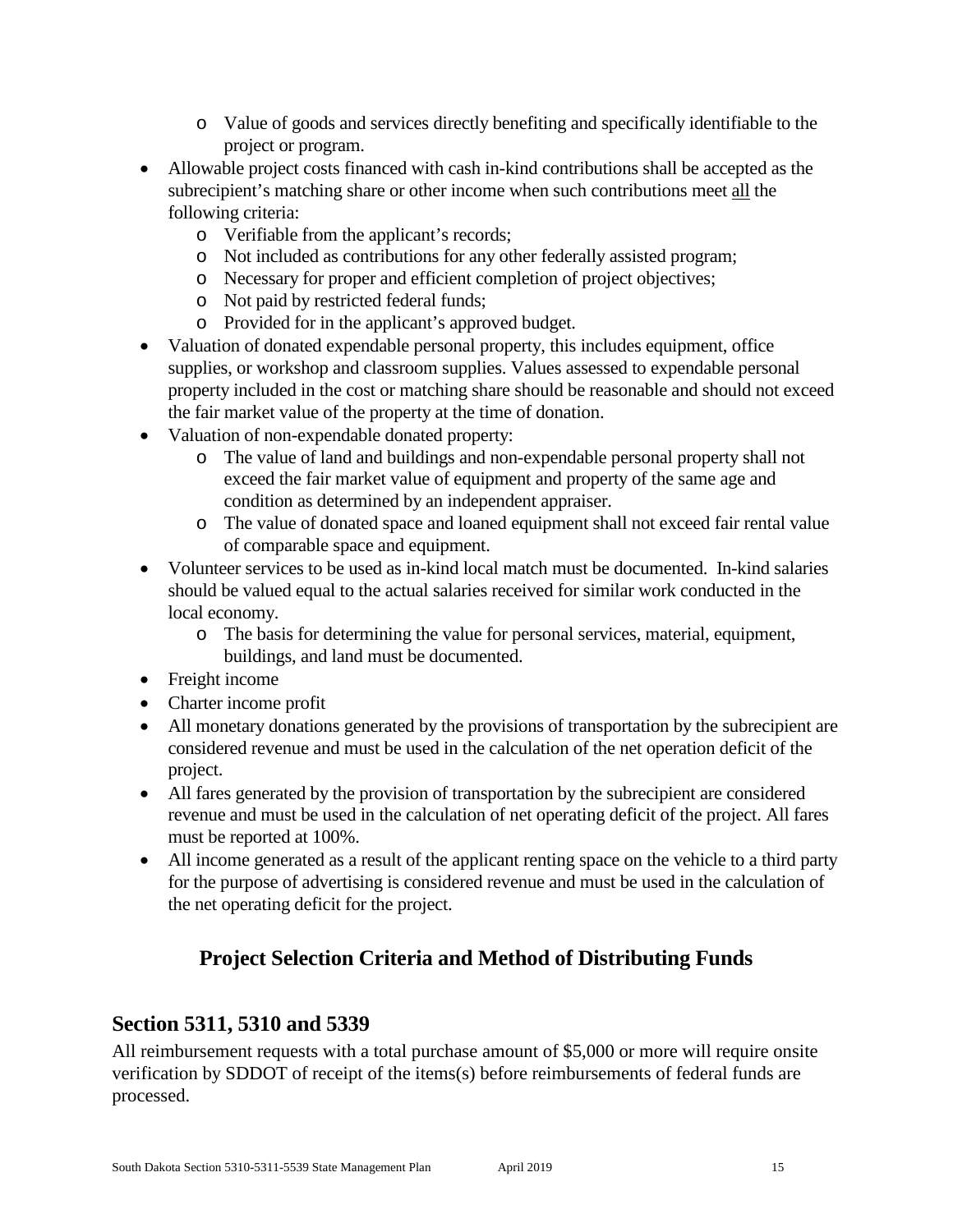- Value of goods and services directly benefiting and specifically identifiable to the project or program.

- Allowable project costs financed with cash in-kind contributions shall be accepted as the subrecipient's matching share or other income when such contributions meet <u>all</u> the following criteria:
  - Verifiable from the applicant's records;
  - Not included as contributions for any other federally assisted program;
  - Necessary for proper and efficient completion of project objectives;
  - Not paid by restricted federal funds;
  - Provided for in the applicant's approved budget.
- Valuation of donated expendable personal property, this includes equipment, office supplies, or workshop and classroom supplies. Values assessed to expendable personal property included in the cost or matching share should be reasonable and should not exceed the fair market value of the property at the time of donation.
- Valuation of non-expendable donated property:
  - The value of land and buildings and non-expendable personal property shall not exceed the fair market value of equipment and property of the same age and condition as determined by an independent appraiser.
  - The value of donated space and loaned equipment shall not exceed fair rental value of comparable space and equipment.
- Volunteer services to be used as in-kind local match must be documented. In-kind salaries should be valued equal to the actual salaries received for similar work conducted in the local economy.
  - The basis for determining the value for personal services, material, equipment, buildings, and land must be documented.
- Freight income
- Charter income profit
- All monetary donations generated by the provisions of transportation by the subrecipient are considered revenue and must be used in the calculation of the net operation deficit of the project.
- All fares generated by the provision of transportation by the subrecipient are considered revenue and must be used in the calculation of net operating deficit of the project. All fares must be reported at 100%.
- All income generated as a result of the applicant renting space on the vehicle to a third party for the purpose of advertising is considered revenue and must be used in the calculation of the net operating deficit for the project.

# Project Selection Criteria and Method of Distributing Funds

## Section 5311, 5310 and 5339

All reimbursement requests with a total purchase amount of $5,000 or more will require onsite verification by SDDOT of receipt of the items(s) before reimbursements of federal funds are processed.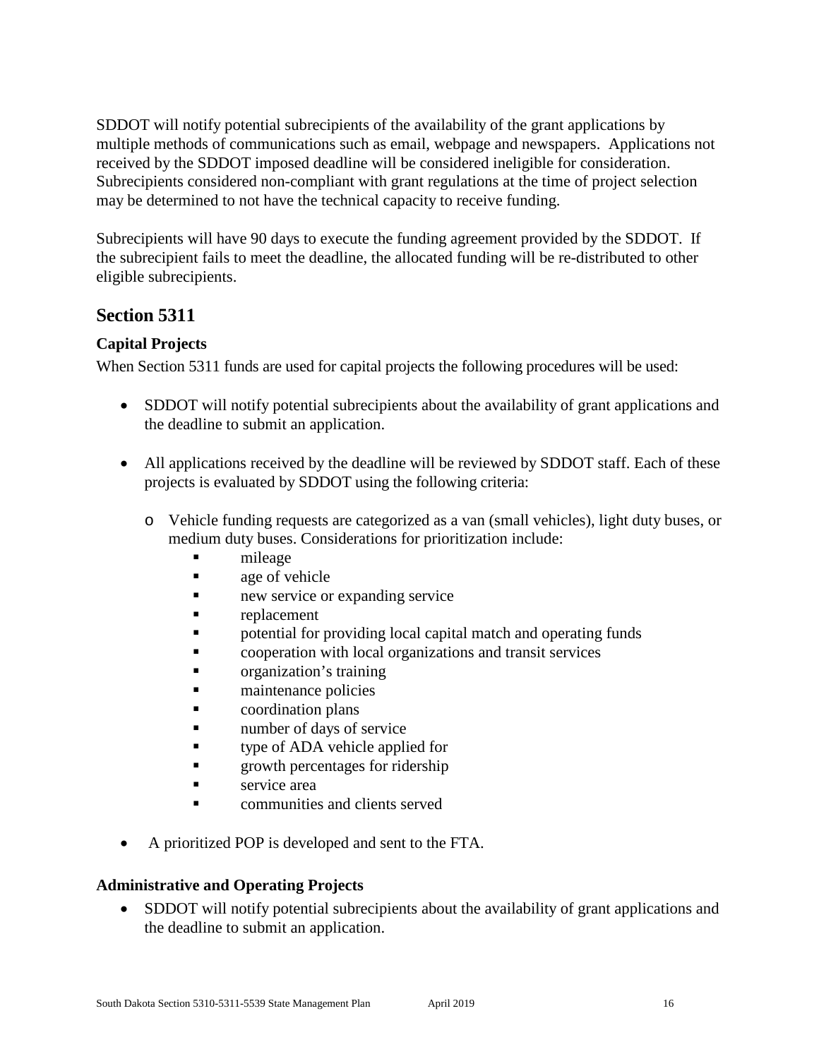SDDOT will notify potential subrecipients of the availability of the grant applications by multiple methods of communications such as email, webpage and newspapers. Applications not received by the SDDOT imposed deadline will be considered ineligible for consideration. Subrecipients considered non-compliant with grant regulations at the time of project selection may be determined to not have the technical capacity to receive funding.

Subrecipients will have 90 days to execute the funding agreement provided by the SDDOT. If the subrecipient fails to meet the deadline, the allocated funding will be re-distributed to other eligible subrecipients.

## Section 5311

### Capital Projects

When Section 5311 funds are used for capital projects the following procedures will be used:

- SDDOT will notify potential subrecipients about the availability of grant applications and the deadline to submit an application.
- All applications received by the deadline will be reviewed by SDDOT staff. Each of these projects is evaluated by SDDOT using the following criteria:
    - Vehicle funding requests are categorized as a van (small vehicles), light duty buses, or medium duty buses. Considerations for prioritization include:
        - mileage
        - age of vehicle
        - new service or expanding service
        - replacement
        - potential for providing local capital match and operating funds
        - cooperation with local organizations and transit services
        - organization's training
        - maintenance policies
        - coordination plans
        - number of days of service
        - type of ADA vehicle applied for
        - growth percentages for ridership
        - service area
        - communities and clients served
- A prioritized POP is developed and sent to the FTA.

### Administrative and Operating Projects

- SDDOT will notify potential subrecipients about the availability of grant applications and the deadline to submit an application.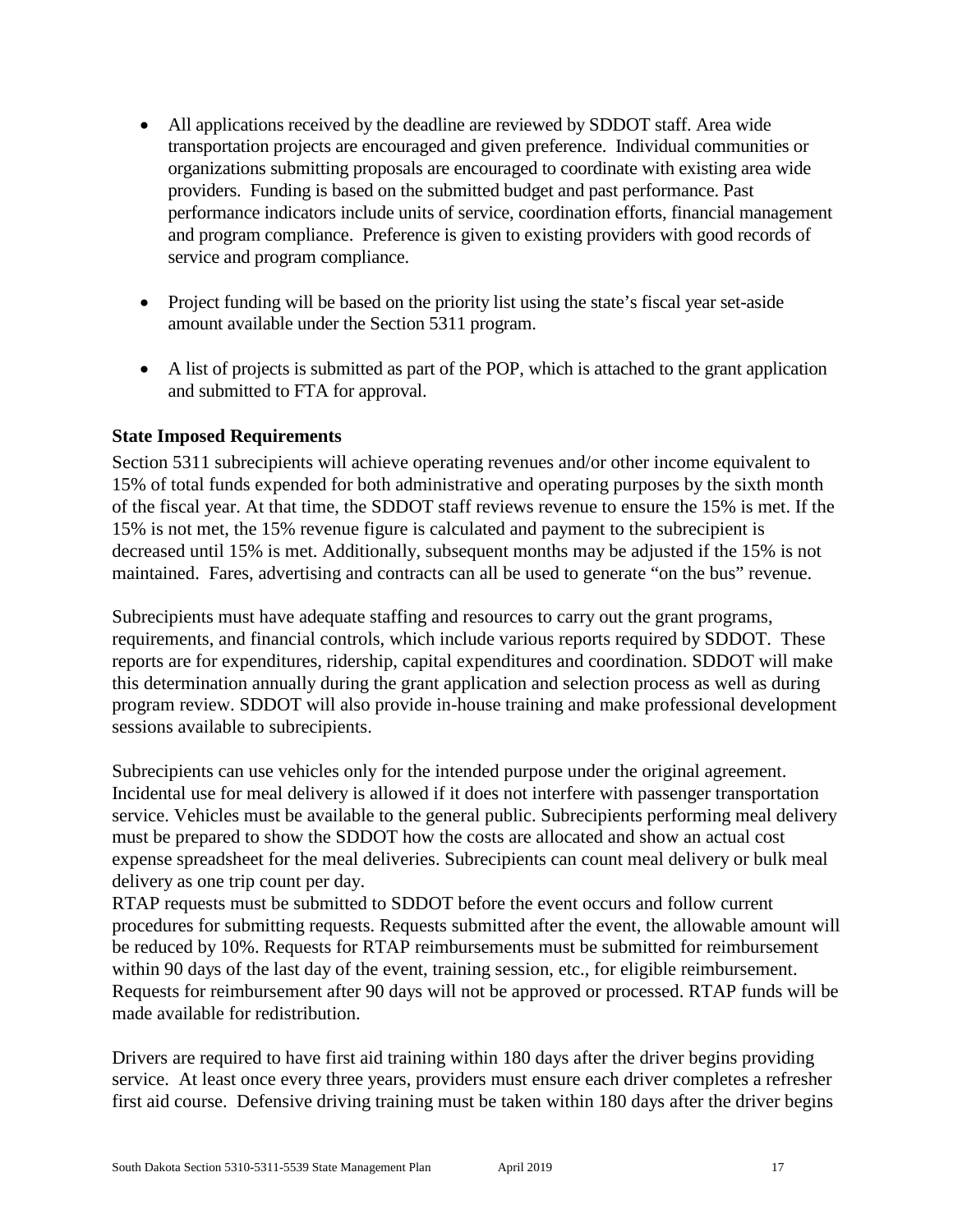- All applications received by the deadline are reviewed by SDDOT staff. Area wide transportation projects are encouraged and given preference. Individual communities or organizations submitting proposals are encouraged to coordinate with existing area wide providers. Funding is based on the submitted budget and past performance. Past performance indicators include units of service, coordination efforts, financial management and program compliance. Preference is given to existing providers with good records of service and program compliance.

- Project funding will be based on the priority list using the state's fiscal year set-aside amount available under the Section 5311 program.

- A list of projects is submitted as part of the POP, which is attached to the grant application and submitted to FTA for approval.

**State Imposed Requirements**

Section 5311 subrecipients will achieve operating revenues and/or other income equivalent to 15% of total funds expended for both administrative and operating purposes by the sixth month of the fiscal year. At that time, the SDDOT staff reviews revenue to ensure the 15% is met. If the 15% is not met, the 15% revenue figure is calculated and payment to the subrecipient is decreased until 15% is met. Additionally, subsequent months may be adjusted if the 15% is not maintained. Fares, advertising and contracts can all be used to generate "on the bus" revenue.

Subrecipients must have adequate staffing and resources to carry out the grant programs, requirements, and financial controls, which include various reports required by SDDOT. These reports are for expenditures, ridership, capital expenditures and coordination. SDDOT will make this determination annually during the grant application and selection process as well as during program review. SDDOT will also provide in-house training and make professional development sessions available to subrecipients.

Subrecipients can use vehicles only for the intended purpose under the original agreement. Incidental use for meal delivery is allowed if it does not interfere with passenger transportation service. Vehicles must be available to the general public. Subrecipients performing meal delivery must be prepared to show the SDDOT how the costs are allocated and show an actual cost expense spreadsheet for the meal deliveries. Subrecipients can count meal delivery or bulk meal delivery as one trip count per day.
RTAP requests must be submitted to SDDOT before the event occurs and follow current procedures for submitting requests. Requests submitted after the event, the allowable amount will be reduced by 10%. Requests for RTAP reimbursements must be submitted for reimbursement within 90 days of the last day of the event, training session, etc., for eligible reimbursement. Requests for reimbursement after 90 days will not be approved or processed. RTAP funds will be made available for redistribution.

Drivers are required to have first aid training within 180 days after the driver begins providing service. At least once every three years, providers must ensure each driver completes a refresher first aid course. Defensive driving training must be taken within 180 days after the driver begins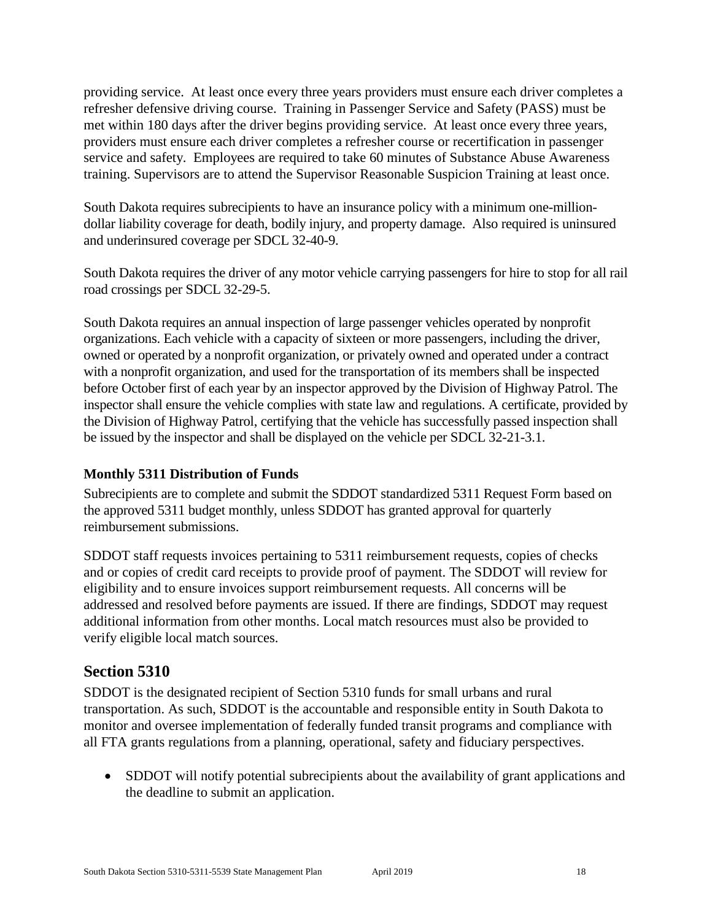providing service. At least once every three years providers must ensure each driver completes a refresher defensive driving course. Training in Passenger Service and Safety (PASS) must be met within 180 days after the driver begins providing service. At least once every three years, providers must ensure each driver completes a refresher course or recertification in passenger service and safety. Employees are required to take 60 minutes of Substance Abuse Awareness training. Supervisors are to attend the Supervisor Reasonable Suspicion Training at least once.

South Dakota requires subrecipients to have an insurance policy with a minimum one-million-dollar liability coverage for death, bodily injury, and property damage. Also required is uninsured and underinsured coverage per SDCL 32-40-9.

South Dakota requires the driver of any motor vehicle carrying passengers for hire to stop for all rail road crossings per SDCL 32-29-5.

South Dakota requires an annual inspection of large passenger vehicles operated by nonprofit organizations. Each vehicle with a capacity of sixteen or more passengers, including the driver, owned or operated by a nonprofit organization, or privately owned and operated under a contract with a nonprofit organization, and used for the transportation of its members shall be inspected before October first of each year by an inspector approved by the Division of Highway Patrol. The inspector shall ensure the vehicle complies with state law and regulations. A certificate, provided by the Division of Highway Patrol, certifying that the vehicle has successfully passed inspection shall be issued by the inspector and shall be displayed on the vehicle per SDCL 32-21-3.1.

### Monthly 5311 Distribution of Funds

Subrecipients are to complete and submit the SDDOT standardized 5311 Request Form based on the approved 5311 budget monthly, unless SDDOT has granted approval for quarterly reimbursement submissions.

SDDOT staff requests invoices pertaining to 5311 reimbursement requests, copies of checks and or copies of credit card receipts to provide proof of payment. The SDDOT will review for eligibility and to ensure invoices support reimbursement requests. All concerns will be addressed and resolved before payments are issued. If there are findings, SDDOT may request additional information from other months. Local match resources must also be provided to verify eligible local match sources.

## Section 5310

SDDOT is the designated recipient of Section 5310 funds for small urbans and rural transportation. As such, SDDOT is the accountable and responsible entity in South Dakota to monitor and oversee implementation of federally funded transit programs and compliance with all FTA grants regulations from a planning, operational, safety and fiduciary perspectives.

- SDDOT will notify potential subrecipients about the availability of grant applications and the deadline to submit an application.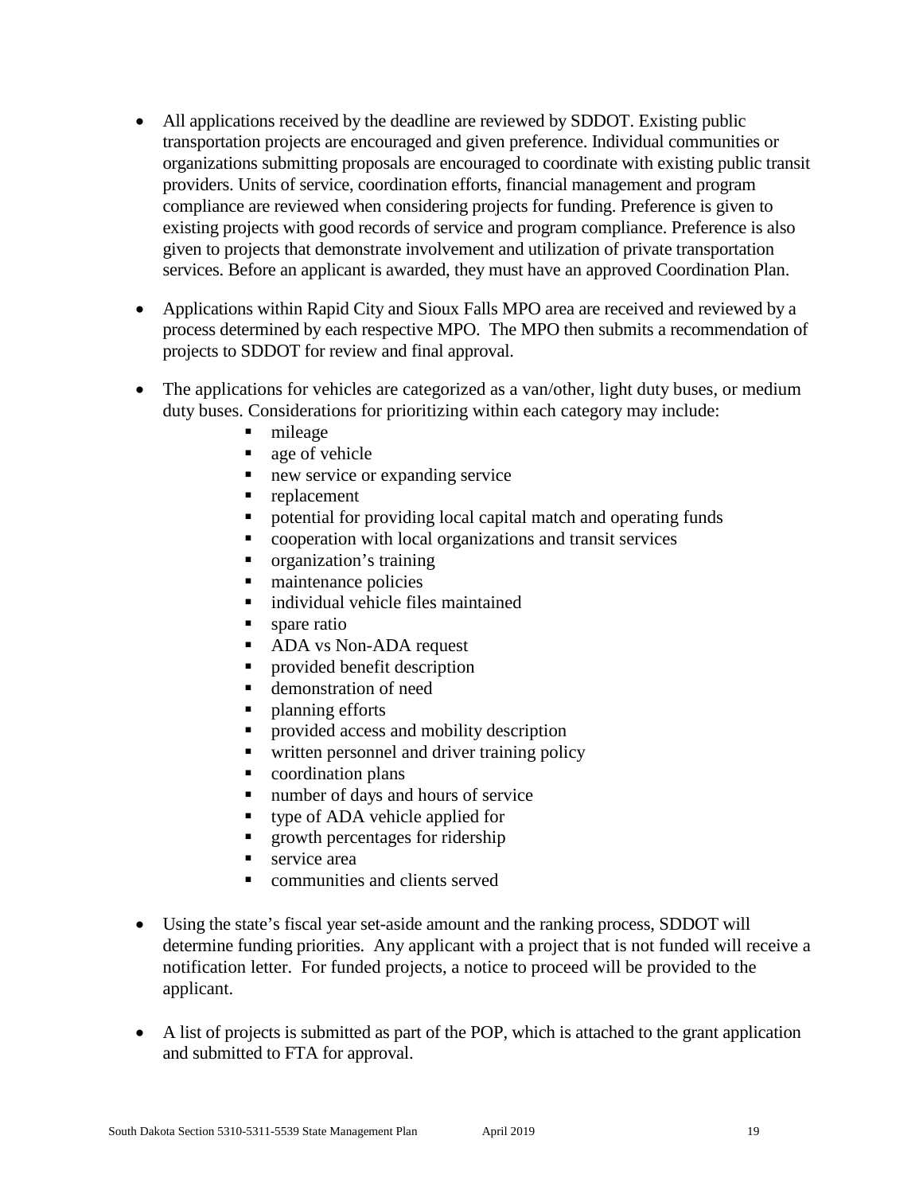- All applications received by the deadline are reviewed by SDDOT. Existing public transportation projects are encouraged and given preference. Individual communities or organizations submitting proposals are encouraged to coordinate with existing public transit providers. Units of service, coordination efforts, financial management and program compliance are reviewed when considering projects for funding. Preference is given to existing projects with good records of service and program compliance. Preference is also given to projects that demonstrate involvement and utilization of private transportation services. Before an applicant is awarded, they must have an approved Coordination Plan.

- Applications within Rapid City and Sioux Falls MPO area are received and reviewed by a process determined by each respective MPO. The MPO then submits a recommendation of projects to SDDOT for review and final approval.

- The applications for vehicles are categorized as a van/other, light duty buses, or medium duty buses. Considerations for prioritizing within each category may include:
  - mileage
  - age of vehicle
  - new service or expanding service
  - replacement
  - potential for providing local capital match and operating funds
  - cooperation with local organizations and transit services
  - organization's training
  - maintenance policies
  - individual vehicle files maintained
  - spare ratio
  - ADA vs Non-ADA request
  - provided benefit description
  - demonstration of need
  - planning efforts
  - provided access and mobility description
  - written personnel and driver training policy
  - coordination plans
  - number of days and hours of service
  - type of ADA vehicle applied for
  - growth percentages for ridership
  - service area
  - communities and clients served

- Using the state's fiscal year set-aside amount and the ranking process, SDDOT will determine funding priorities. Any applicant with a project that is not funded will receive a notification letter. For funded projects, a notice to proceed will be provided to the applicant.

- A list of projects is submitted as part of the POP, which is attached to the grant application and submitted to FTA for approval.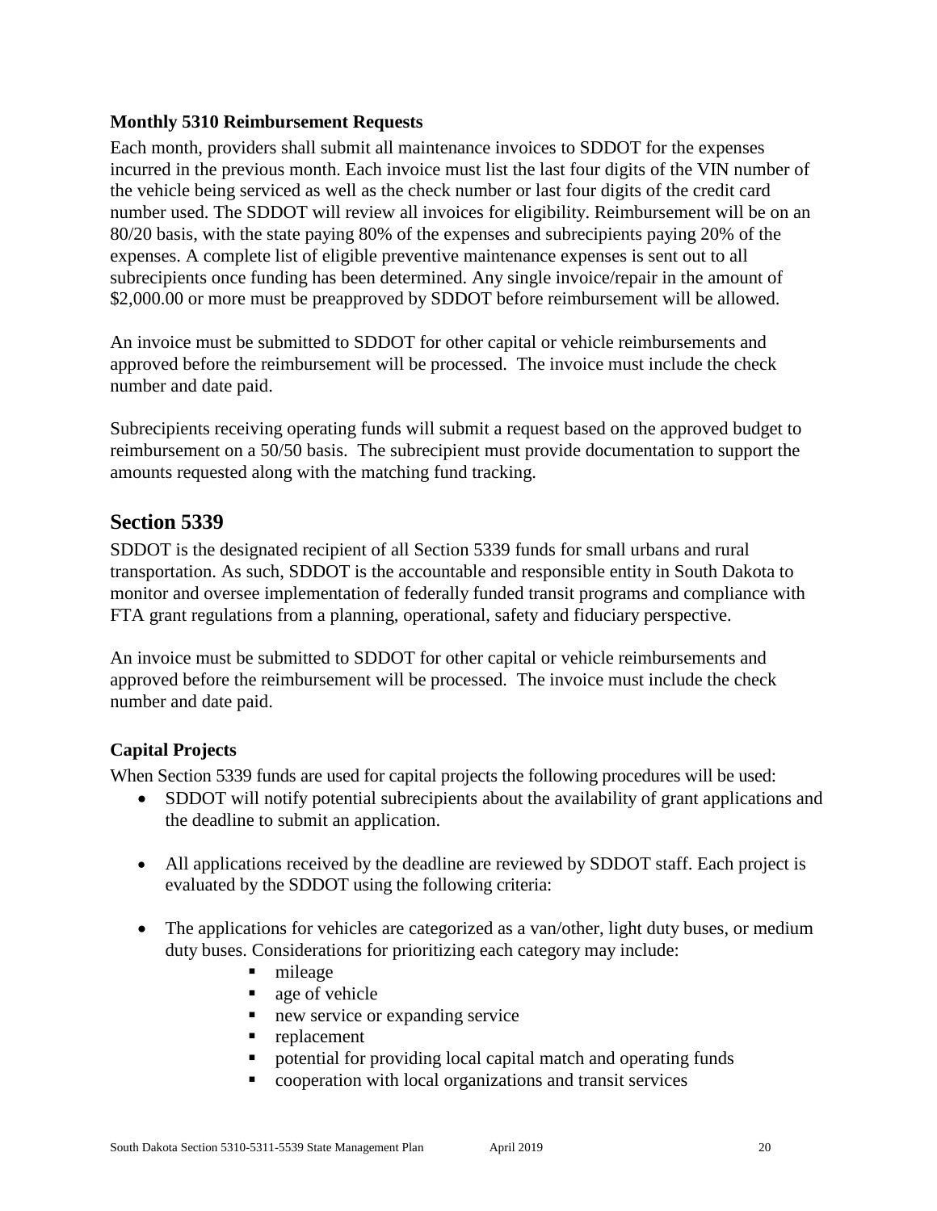### Monthly 5310 Reimbursement Requests

Each month, providers shall submit all maintenance invoices to SDDOT for the expenses incurred in the previous month. Each invoice must list the last four digits of the VIN number of the vehicle being serviced as well as the check number or last four digits of the credit card number used. The SDDOT will review all invoices for eligibility. Reimbursement will be on an 80/20 basis, with the state paying 80% of the expenses and subrecipients paying 20% of the expenses. A complete list of eligible preventive maintenance expenses is sent out to all subrecipients once funding has been determined. Any single invoice/repair in the amount of $2,000.00 or more must be preapproved by SDDOT before reimbursement will be allowed.

An invoice must be submitted to SDDOT for other capital or vehicle reimbursements and approved before the reimbursement will be processed. The invoice must include the check number and date paid.

Subrecipients receiving operating funds will submit a request based on the approved budget to reimbursement on a 50/50 basis. The subrecipient must provide documentation to support the amounts requested along with the matching fund tracking.

## Section 5339

SDDOT is the designated recipient of all Section 5339 funds for small urbans and rural transportation. As such, SDDOT is the accountable and responsible entity in South Dakota to monitor and oversee implementation of federally funded transit programs and compliance with FTA grant regulations from a planning, operational, safety and fiduciary perspective.

An invoice must be submitted to SDDOT for other capital or vehicle reimbursements and approved before the reimbursement will be processed. The invoice must include the check number and date paid.

### Capital Projects

When Section 5339 funds are used for capital projects the following procedures will be used:

- SDDOT will notify potential subrecipients about the availability of grant applications and the deadline to submit an application.
- All applications received by the deadline are reviewed by SDDOT staff. Each project is evaluated by the SDDOT using the following criteria:
- The applications for vehicles are categorized as a van/other, light duty buses, or medium duty buses. Considerations for prioritizing each category may include:
  - mileage
  - age of vehicle
  - new service or expanding service
  - replacement
  - potential for providing local capital match and operating funds
  - cooperation with local organizations and transit services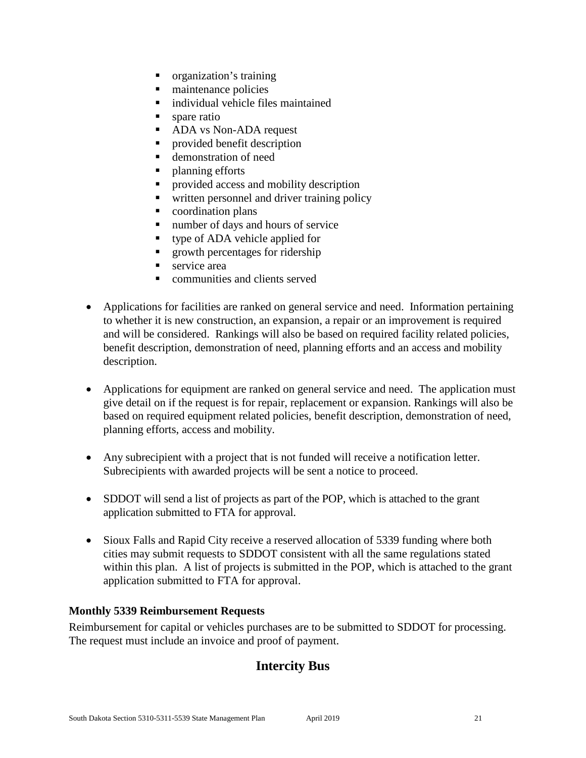- organization's training
  - maintenance policies
  - individual vehicle files maintained
  - spare ratio
  - ADA vs Non-ADA request
  - provided benefit description
  - demonstration of need
  - planning efforts
  - provided access and mobility description
  - written personnel and driver training policy
  - coordination plans
  - number of days and hours of service
  - type of ADA vehicle applied for
  - growth percentages for ridership
  - service area
  - communities and clients served

- Applications for facilities are ranked on general service and need. Information pertaining to whether it is new construction, an expansion, a repair or an improvement is required and will be considered. Rankings will also be based on required facility related policies, benefit description, demonstration of need, planning efforts and an access and mobility description.

- Applications for equipment are ranked on general service and need. The application must give detail on if the request is for repair, replacement or expansion. Rankings will also be based on required equipment related policies, benefit description, demonstration of need, planning efforts, access and mobility.

- Any subrecipient with a project that is not funded will receive a notification letter. Subrecipients with awarded projects will be sent a notice to proceed.

- SDDOT will send a list of projects as part of the POP, which is attached to the grant application submitted to FTA for approval.

- Sioux Falls and Rapid City receive a reserved allocation of 5339 funding where both cities may submit requests to SDDOT consistent with all the same regulations stated within this plan. A list of projects is submitted in the POP, which is attached to the grant application submitted to FTA for approval.

**Monthly 5339 Reimbursement Requests**

Reimbursement for capital or vehicles purchases are to be submitted to SDDOT for processing. The request must include an invoice and proof of payment.

## Intercity Bus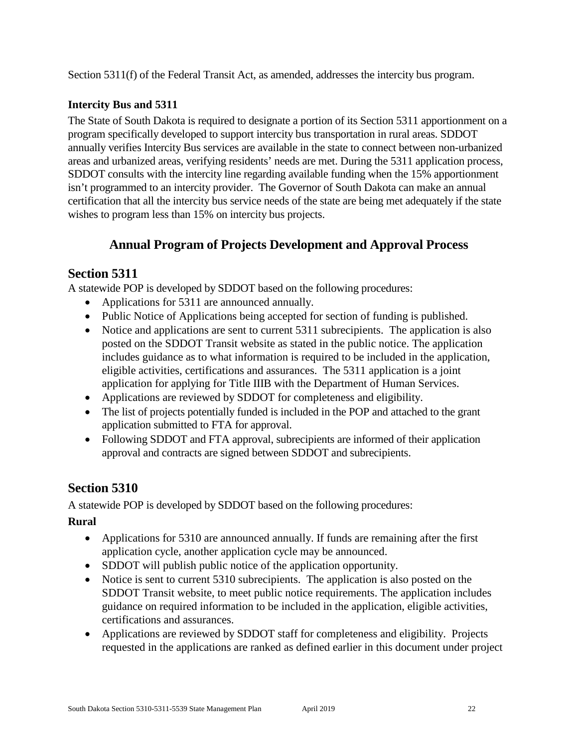Section 5311(f) of the Federal Transit Act, as amended, addresses the intercity bus program.

**Intercity Bus and 5311**

The State of South Dakota is required to designate a portion of its Section 5311 apportionment on a program specifically developed to support intercity bus transportation in rural areas. SDDOT annually verifies Intercity Bus services are available in the state to connect between non-urbanized areas and urbanized areas, verifying residents' needs are met. During the 5311 application process, SDDOT consults with the intercity line regarding available funding when the 15% apportionment isn't programmed to an intercity provider. The Governor of South Dakota can make an annual certification that all the intercity bus service needs of the state are being met adequately if the state wishes to program less than 15% on intercity bus projects.

# Annual Program of Projects Development and Approval Process

## Section 5311

A statewide POP is developed by SDDOT based on the following procedures:

- Applications for 5311 are announced annually.
- Public Notice of Applications being accepted for section of funding is published.
- Notice and applications are sent to current 5311 subrecipients. The application is also posted on the SDDOT Transit website as stated in the public notice. The application includes guidance as to what information is required to be included in the application, eligible activities, certifications and assurances. The 5311 application is a joint application for applying for Title IIIB with the Department of Human Services.
- Applications are reviewed by SDDOT for completeness and eligibility.
- The list of projects potentially funded is included in the POP and attached to the grant application submitted to FTA for approval.
- Following SDDOT and FTA approval, subrecipients are informed of their application approval and contracts are signed between SDDOT and subrecipients.

## Section 5310

A statewide POP is developed by SDDOT based on the following procedures:

**Rural**

- Applications for 5310 are announced annually. If funds are remaining after the first application cycle, another application cycle may be announced.
- SDDOT will publish public notice of the application opportunity.
- Notice is sent to current 5310 subrecipients. The application is also posted on the SDDOT Transit website, to meet public notice requirements. The application includes guidance on required information to be included in the application, eligible activities, certifications and assurances.
- Applications are reviewed by SDDOT staff for completeness and eligibility. Projects requested in the applications are ranked as defined earlier in this document under project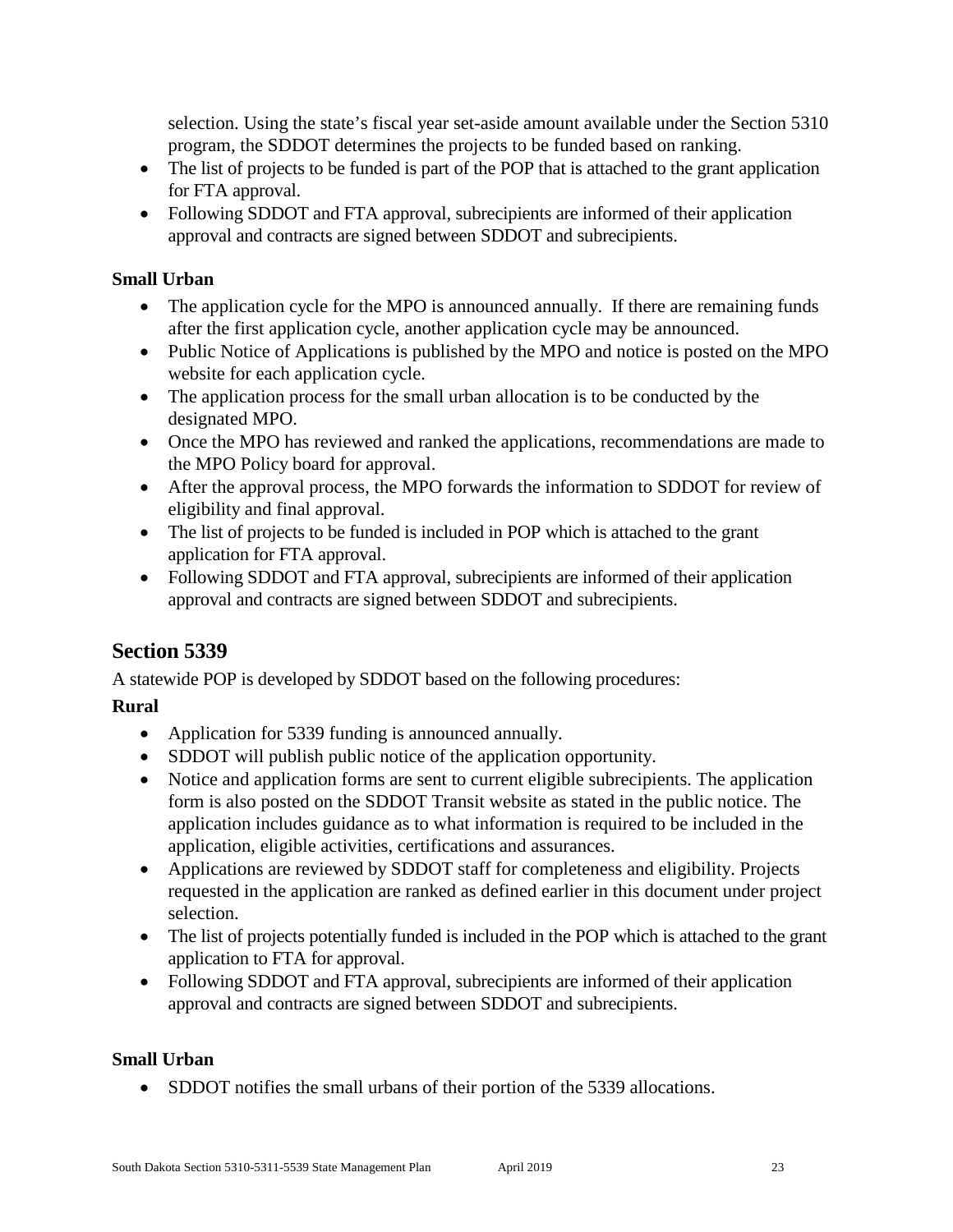selection. Using the state's fiscal year set-aside amount available under the Section 5310 program, the SDDOT determines the projects to be funded based on ranking.

- The list of projects to be funded is part of the POP that is attached to the grant application for FTA approval.
- Following SDDOT and FTA approval, subrecipients are informed of their application approval and contracts are signed between SDDOT and subrecipients.

**Small Urban**

- The application cycle for the MPO is announced annually. If there are remaining funds after the first application cycle, another application cycle may be announced.
- Public Notice of Applications is published by the MPO and notice is posted on the MPO website for each application cycle.
- The application process for the small urban allocation is to be conducted by the designated MPO.
- Once the MPO has reviewed and ranked the applications, recommendations are made to the MPO Policy board for approval.
- After the approval process, the MPO forwards the information to SDDOT for review of eligibility and final approval.
- The list of projects to be funded is included in POP which is attached to the grant application for FTA approval.
- Following SDDOT and FTA approval, subrecipients are informed of their application approval and contracts are signed between SDDOT and subrecipients.

## Section 5339

A statewide POP is developed by SDDOT based on the following procedures:

**Rural**

- Application for 5339 funding is announced annually.
- SDDOT will publish public notice of the application opportunity.
- Notice and application forms are sent to current eligible subrecipients. The application form is also posted on the SDDOT Transit website as stated in the public notice. The application includes guidance as to what information is required to be included in the application, eligible activities, certifications and assurances.
- Applications are reviewed by SDDOT staff for completeness and eligibility. Projects requested in the application are ranked as defined earlier in this document under project selection.
- The list of projects potentially funded is included in the POP which is attached to the grant application to FTA for approval.
- Following SDDOT and FTA approval, subrecipients are informed of their application approval and contracts are signed between SDDOT and subrecipients.

**Small Urban**

- SDDOT notifies the small urbans of their portion of the 5339 allocations.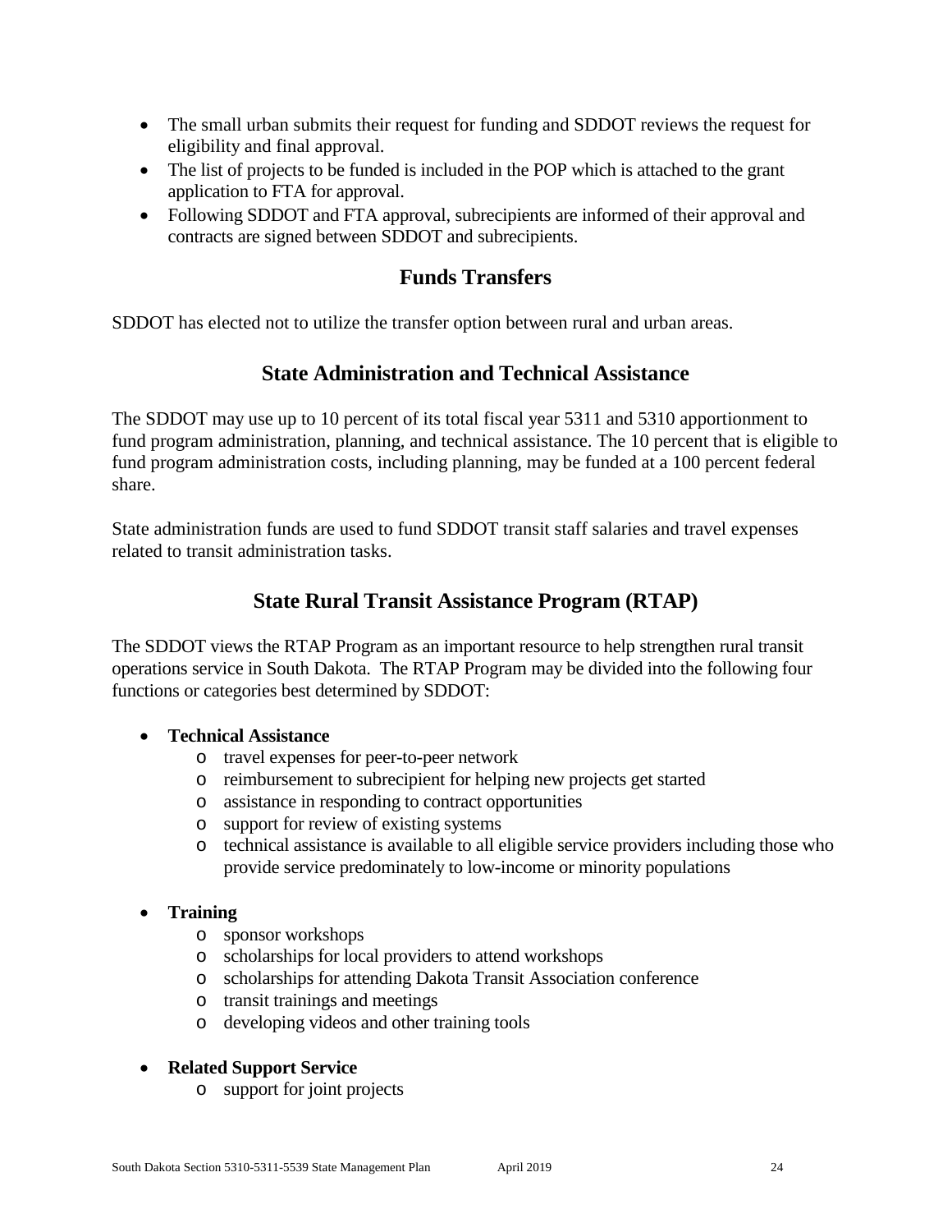- The small urban submits their request for funding and SDDOT reviews the request for eligibility and final approval.
- The list of projects to be funded is included in the POP which is attached to the grant application to FTA for approval.
- Following SDDOT and FTA approval, subrecipients are informed of their approval and contracts are signed between SDDOT and subrecipients.

## Funds Transfers

SDDOT has elected not to utilize the transfer option between rural and urban areas.

## State Administration and Technical Assistance

The SDDOT may use up to 10 percent of its total fiscal year 5311 and 5310 apportionment to fund program administration, planning, and technical assistance. The 10 percent that is eligible to fund program administration costs, including planning, may be funded at a 100 percent federal share.

State administration funds are used to fund SDDOT transit staff salaries and travel expenses related to transit administration tasks.

## State Rural Transit Assistance Program (RTAP)

The SDDOT views the RTAP Program as an important resource to help strengthen rural transit operations service in South Dakota. The RTAP Program may be divided into the following four functions or categories best determined by SDDOT:

- **Technical Assistance**
  - travel expenses for peer-to-peer network
  - reimbursement to subrecipient for helping new projects get started
  - assistance in responding to contract opportunities
  - support for review of existing systems
  - technical assistance is available to all eligible service providers including those who provide service predominately to low-income or minority populations

- **Training**
  - sponsor workshops
  - scholarships for local providers to attend workshops
  - scholarships for attending Dakota Transit Association conference
  - transit trainings and meetings
  - developing videos and other training tools

- **Related Support Service**
  - support for joint projects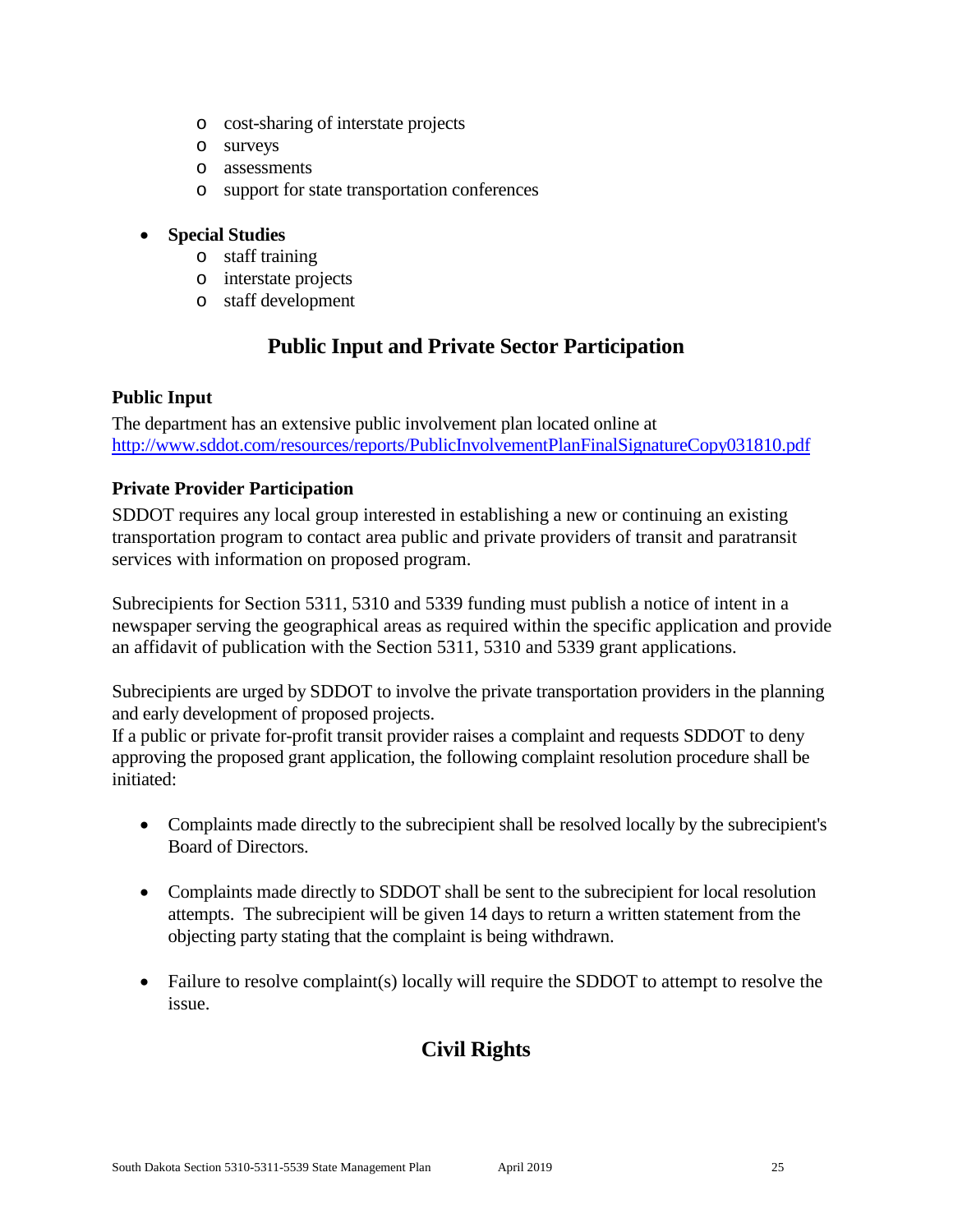- cost-sharing of interstate projects
  - surveys
  - assessments
  - support for state transportation conferences

- **Special Studies**
  - staff training
  - interstate projects
  - staff development

## Public Input and Private Sector Participation

### Public Input

The department has an extensive public involvement plan located online at [http://www.sddot.com/resources/reports/PublicInvolvementPlanFinalSignatureCopy031810.pdf](http://www.sddot.com/resources/reports/PublicInvolvementPlanFinalSignatureCopy031810.pdf)

### Private Provider Participation

SDDOT requires any local group interested in establishing a new or continuing an existing transportation program to contact area public and private providers of transit and paratransit services with information on proposed program.

Subrecipients for Section 5311, 5310 and 5339 funding must publish a notice of intent in a newspaper serving the geographical areas as required within the specific application and provide an affidavit of publication with the Section 5311, 5310 and 5339 grant applications.

Subrecipients are urged by SDDOT to involve the private transportation providers in the planning and early development of proposed projects.
If a public or private for-profit transit provider raises a complaint and requests SDDOT to deny approving the proposed grant application, the following complaint resolution procedure shall be initiated:

- Complaints made directly to the subrecipient shall be resolved locally by the subrecipient's Board of Directors.
- Complaints made directly to SDDOT shall be sent to the subrecipient for local resolution attempts. The subrecipient will be given 14 days to return a written statement from the objecting party stating that the complaint is being withdrawn.
- Failure to resolve complaint(s) locally will require the SDDOT to attempt to resolve the issue.

## Civil Rights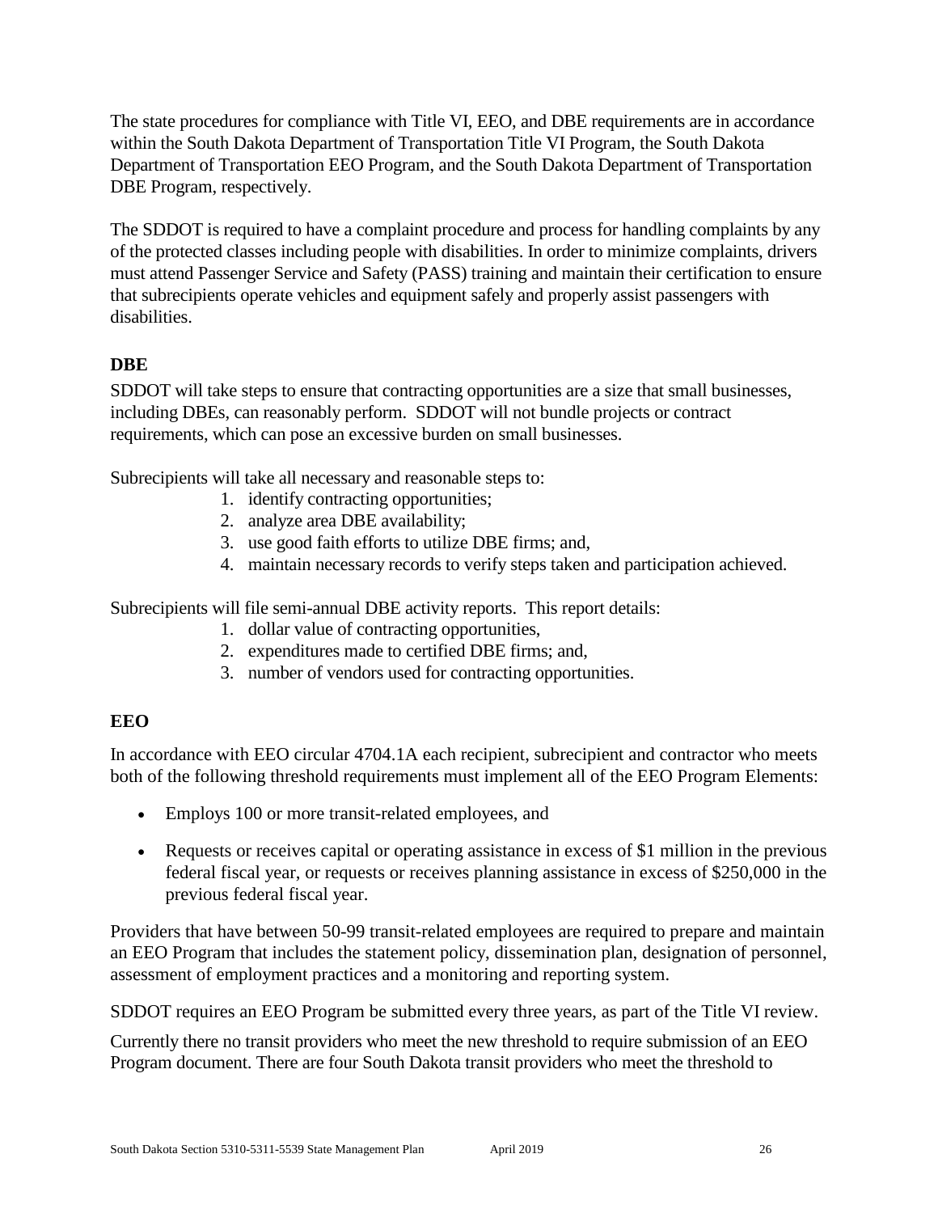The state procedures for compliance with Title VI, EEO, and DBE requirements are in accordance within the South Dakota Department of Transportation Title VI Program, the South Dakota Department of Transportation EEO Program, and the South Dakota Department of Transportation DBE Program, respectively.

The SDDOT is required to have a complaint procedure and process for handling complaints by any of the protected classes including people with disabilities. In order to minimize complaints, drivers must attend Passenger Service and Safety (PASS) training and maintain their certification to ensure that subrecipients operate vehicles and equipment safely and properly assist passengers with disabilities.

**DBE**

SDDOT will take steps to ensure that contracting opportunities are a size that small businesses, including DBEs, can reasonably perform. SDDOT will not bundle projects or contract requirements, which can pose an excessive burden on small businesses.

Subrecipients will take all necessary and reasonable steps to:

1. identify contracting opportunities;
2. analyze area DBE availability;
3. use good faith efforts to utilize DBE firms; and,
4. maintain necessary records to verify steps taken and participation achieved.

Subrecipients will file semi-annual DBE activity reports. This report details:

1. dollar value of contracting opportunities,
2. expenditures made to certified DBE firms; and,
3. number of vendors used for contracting opportunities.

**EEO**

In accordance with EEO circular 4704.1A each recipient, subrecipient and contractor who meets both of the following threshold requirements must implement all of the EEO Program Elements:

- Employs 100 or more transit-related employees, and
- Requests or receives capital or operating assistance in excess of $1 million in the previous federal fiscal year, or requests or receives planning assistance in excess of $250,000 in the previous federal fiscal year.

Providers that have between 50-99 transit-related employees are required to prepare and maintain an EEO Program that includes the statement policy, dissemination plan, designation of personnel, assessment of employment practices and a monitoring and reporting system.

SDDOT requires an EEO Program be submitted every three years, as part of the Title VI review.

Currently there no transit providers who meet the new threshold to require submission of an EEO Program document. There are four South Dakota transit providers who meet the threshold to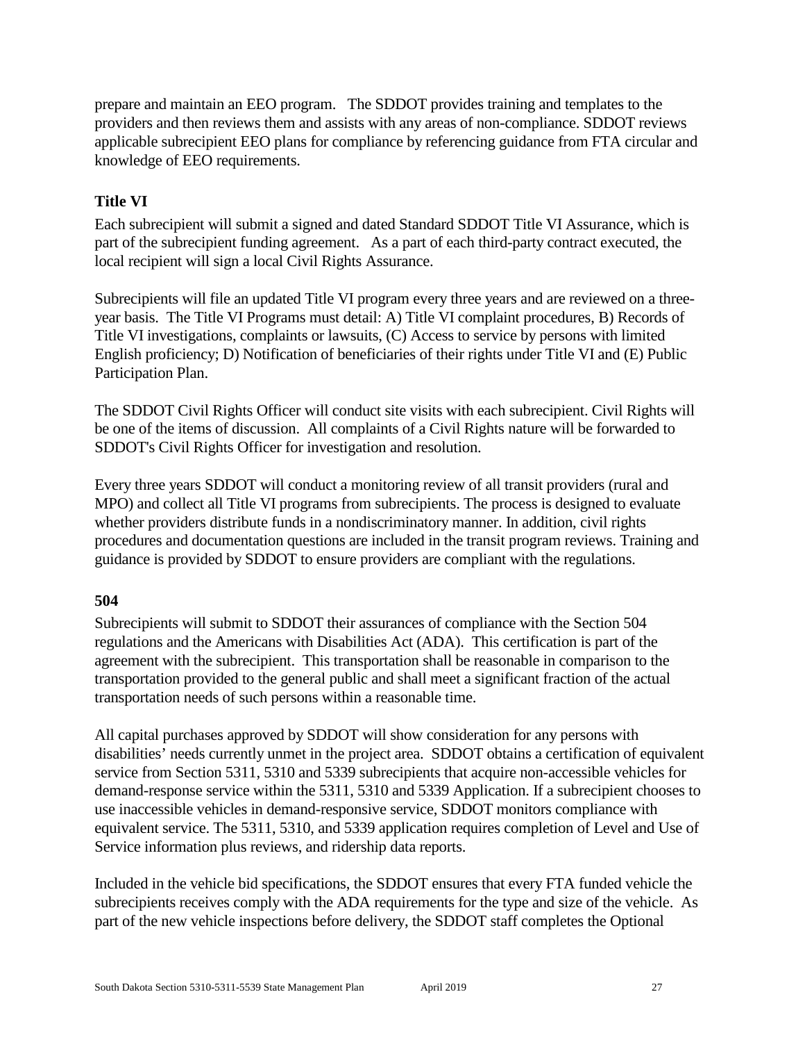prepare and maintain an EEO program. The SDDOT provides training and templates to the providers and then reviews them and assists with any areas of non-compliance. SDDOT reviews applicable subrecipient EEO plans for compliance by referencing guidance from FTA circular and knowledge of EEO requirements.

### Title VI

Each subrecipient will submit a signed and dated Standard SDDOT Title VI Assurance, which is part of the subrecipient funding agreement. As a part of each third-party contract executed, the local recipient will sign a local Civil Rights Assurance.

Subrecipients will file an updated Title VI program every three years and are reviewed on a three-year basis. The Title VI Programs must detail: A) Title VI complaint procedures, B) Records of Title VI investigations, complaints or lawsuits, (C) Access to service by persons with limited English proficiency; D) Notification of beneficiaries of their rights under Title VI and (E) Public Participation Plan.

The SDDOT Civil Rights Officer will conduct site visits with each subrecipient. Civil Rights will be one of the items of discussion. All complaints of a Civil Rights nature will be forwarded to SDDOT's Civil Rights Officer for investigation and resolution.

Every three years SDDOT will conduct a monitoring review of all transit providers (rural and MPO) and collect all Title VI programs from subrecipients. The process is designed to evaluate whether providers distribute funds in a nondiscriminatory manner. In addition, civil rights procedures and documentation questions are included in the transit program reviews. Training and guidance is provided by SDDOT to ensure providers are compliant with the regulations.

### 504

Subrecipients will submit to SDDOT their assurances of compliance with the Section 504 regulations and the Americans with Disabilities Act (ADA). This certification is part of the agreement with the subrecipient. This transportation shall be reasonable in comparison to the transportation provided to the general public and shall meet a significant fraction of the actual transportation needs of such persons within a reasonable time.

All capital purchases approved by SDDOT will show consideration for any persons with disabilities' needs currently unmet in the project area. SDDOT obtains a certification of equivalent service from Section 5311, 5310 and 5339 subrecipients that acquire non-accessible vehicles for demand-response service within the 5311, 5310 and 5339 Application. If a subrecipient chooses to use inaccessible vehicles in demand-responsive service, SDDOT monitors compliance with equivalent service. The 5311, 5310, and 5339 application requires completion of Level and Use of Service information plus reviews, and ridership data reports.

Included in the vehicle bid specifications, the SDDOT ensures that every FTA funded vehicle the subrecipients receives comply with the ADA requirements for the type and size of the vehicle. As part of the new vehicle inspections before delivery, the SDDOT staff completes the Optional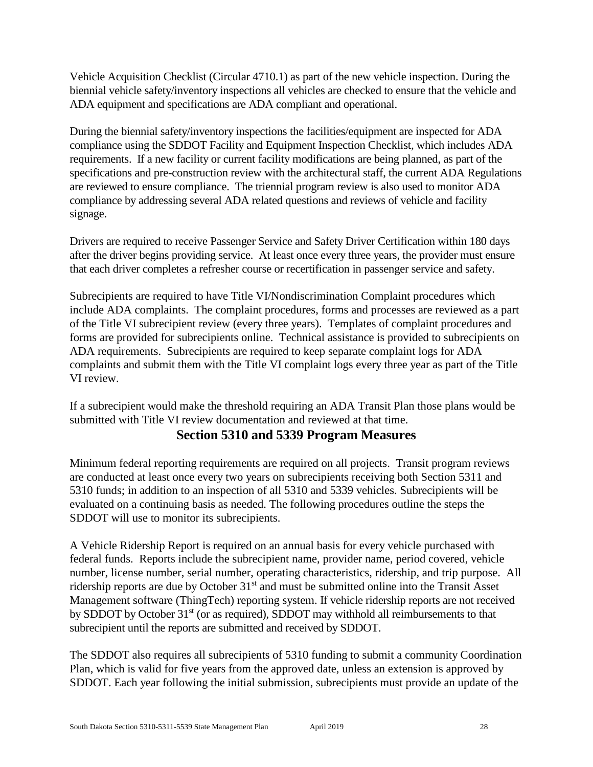Vehicle Acquisition Checklist (Circular 4710.1) as part of the new vehicle inspection. During the biennial vehicle safety/inventory inspections all vehicles are checked to ensure that the vehicle and ADA equipment and specifications are ADA compliant and operational.

During the biennial safety/inventory inspections the facilities/equipment are inspected for ADA compliance using the SDDOT Facility and Equipment Inspection Checklist, which includes ADA requirements. If a new facility or current facility modifications are being planned, as part of the specifications and pre-construction review with the architectural staff, the current ADA Regulations are reviewed to ensure compliance. The triennial program review is also used to monitor ADA compliance by addressing several ADA related questions and reviews of vehicle and facility signage.

Drivers are required to receive Passenger Service and Safety Driver Certification within 180 days after the driver begins providing service. At least once every three years, the provider must ensure that each driver completes a refresher course or recertification in passenger service and safety.

Subrecipients are required to have Title VI/Nondiscrimination Complaint procedures which include ADA complaints. The complaint procedures, forms and processes are reviewed as a part of the Title VI subrecipient review (every three years). Templates of complaint procedures and forms are provided for subrecipients online. Technical assistance is provided to subrecipients on ADA requirements. Subrecipients are required to keep separate complaint logs for ADA complaints and submit them with the Title VI complaint logs every three year as part of the Title VI review.

If a subrecipient would make the threshold requiring an ADA Transit Plan those plans would be submitted with Title VI review documentation and reviewed at that time.

## Section 5310 and 5339 Program Measures

Minimum federal reporting requirements are required on all projects. Transit program reviews are conducted at least once every two years on subrecipients receiving both Section 5311 and 5310 funds; in addition to an inspection of all 5310 and 5339 vehicles. Subrecipients will be evaluated on a continuing basis as needed. The following procedures outline the steps the SDDOT will use to monitor its subrecipients.

A Vehicle Ridership Report is required on an annual basis for every vehicle purchased with federal funds. Reports include the subrecipient name, provider name, period covered, vehicle number, license number, serial number, operating characteristics, ridership, and trip purpose. All ridership reports are due by October 31st and must be submitted online into the Transit Asset Management software (ThingTech) reporting system. If vehicle ridership reports are not received by SDDOT by October 31st (or as required), SDDOT may withhold all reimbursements to that subrecipient until the reports are submitted and received by SDDOT.

The SDDOT also requires all subrecipients of 5310 funding to submit a community Coordination Plan, which is valid for five years from the approved date, unless an extension is approved by SDDOT. Each year following the initial submission, subrecipients must provide an update of the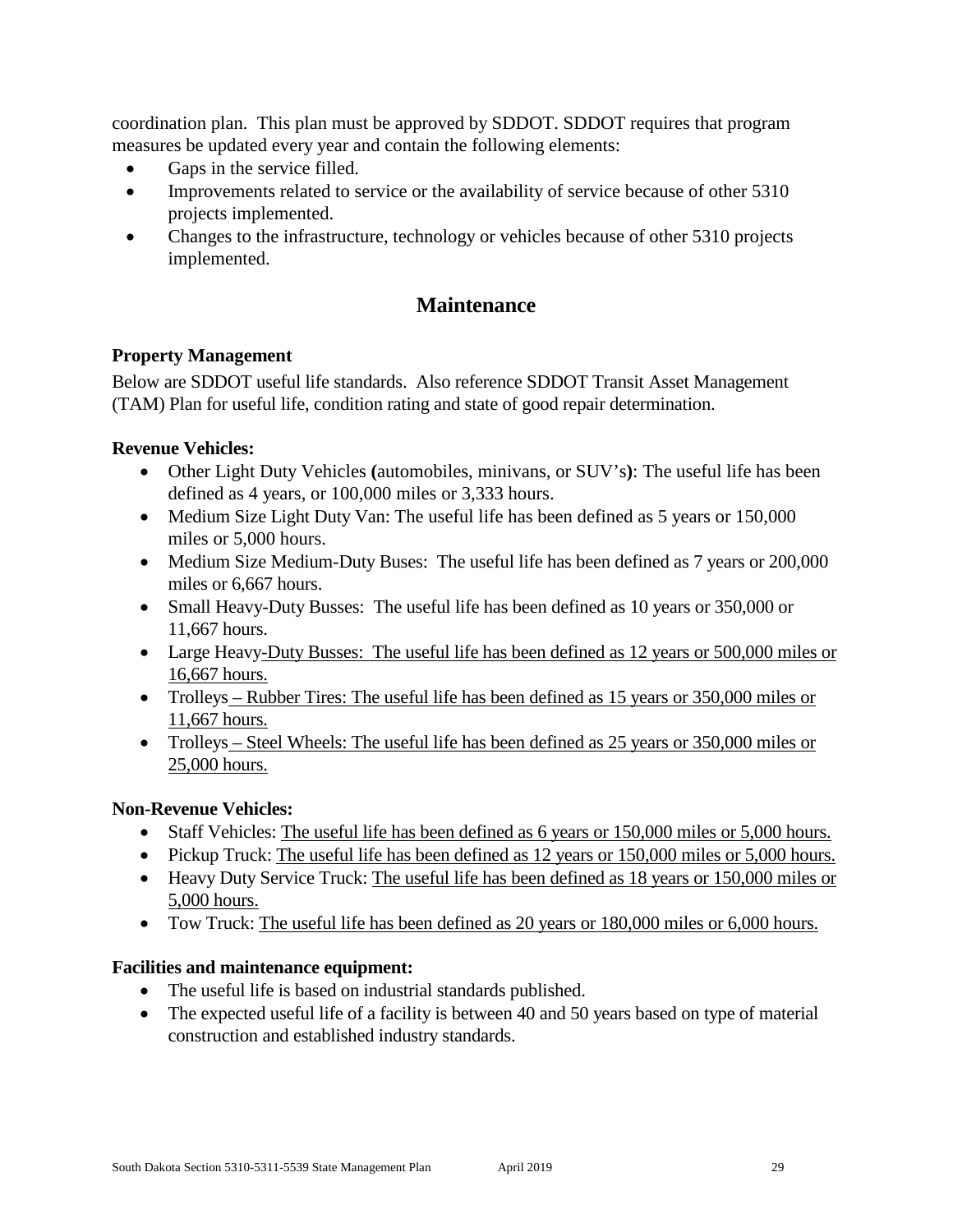coordination plan. This plan must be approved by SDDOT. SDDOT requires that program measures be updated every year and contain the following elements:

- Gaps in the service filled.
- Improvements related to service or the availability of service because of other 5310 projects implemented.
- Changes to the infrastructure, technology or vehicles because of other 5310 projects implemented.

## Maintenance

**Property Management**

Below are SDDOT useful life standards. Also reference SDDOT Transit Asset Management (TAM) Plan for useful life, condition rating and state of good repair determination.

**Revenue Vehicles:**

- Other Light Duty Vehicles **(**automobiles, minivans, or SUV's**)**: The useful life has been defined as 4 years, or 100,000 miles or 3,333 hours.
- Medium Size Light Duty Van: The useful life has been defined as 5 years or 150,000 miles or 5,000 hours.
- Medium Size Medium-Duty Buses: The useful life has been defined as 7 years or 200,000 miles or 6,667 hours.
- Small Heavy-Duty Busses: The useful life has been defined as 10 years or 350,000 or 11,667 hours.
- Large Heavy-Duty Busses: The useful life has been defined as 12 years or 500,000 miles or 16,667 hours.
- Trolleys – Rubber Tires: The useful life has been defined as 15 years or 350,000 miles or 11,667 hours.
- Trolleys – Steel Wheels: The useful life has been defined as 25 years or 350,000 miles or 25,000 hours.

**Non-Revenue Vehicles:**

- Staff Vehicles: The useful life has been defined as 6 years or 150,000 miles or 5,000 hours.
- Pickup Truck: The useful life has been defined as 12 years or 150,000 miles or 5,000 hours.
- Heavy Duty Service Truck: The useful life has been defined as 18 years or 150,000 miles or 5,000 hours.
- Tow Truck: The useful life has been defined as 20 years or 180,000 miles or 6,000 hours.

**Facilities and maintenance equipment:**

- The useful life is based on industrial standards published.
- The expected useful life of a facility is between 40 and 50 years based on type of material construction and established industry standards.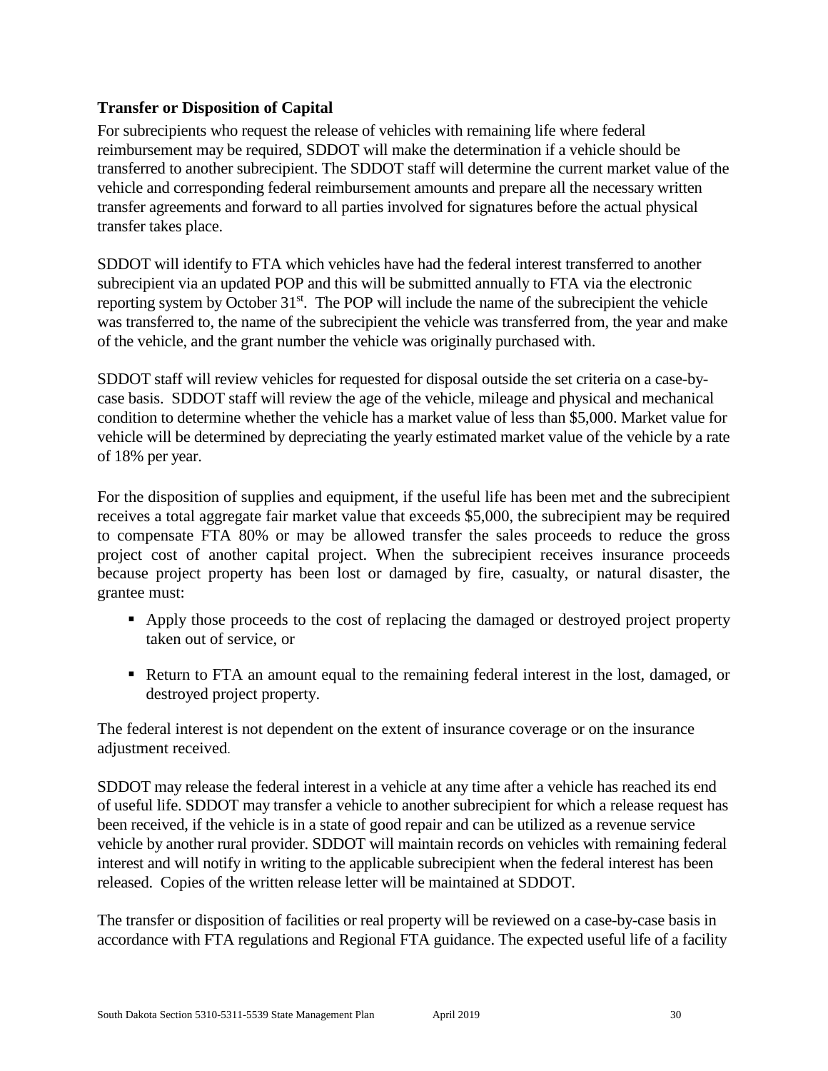**Transfer or Disposition of Capital**

For subrecipients who request the release of vehicles with remaining life where federal reimbursement may be required, SDDOT will make the determination if a vehicle should be transferred to another subrecipient. The SDDOT staff will determine the current market value of the vehicle and corresponding federal reimbursement amounts and prepare all the necessary written transfer agreements and forward to all parties involved for signatures before the actual physical transfer takes place.

SDDOT will identify to FTA which vehicles have had the federal interest transferred to another subrecipient via an updated POP and this will be submitted annually to FTA via the electronic reporting system by October 31st. The POP will include the name of the subrecipient the vehicle was transferred to, the name of the subrecipient the vehicle was transferred from, the year and make of the vehicle, and the grant number the vehicle was originally purchased with.

SDDOT staff will review vehicles for requested for disposal outside the set criteria on a case-by-case basis. SDDOT staff will review the age of the vehicle, mileage and physical and mechanical condition to determine whether the vehicle has a market value of less than $5,000. Market value for vehicle will be determined by depreciating the yearly estimated market value of the vehicle by a rate of 18% per year.

For the disposition of supplies and equipment, if the useful life has been met and the subrecipient receives a total aggregate fair market value that exceeds $5,000, the subrecipient may be required to compensate FTA 80% or may be allowed transfer the sales proceeds to reduce the gross project cost of another capital project. When the subrecipient receives insurance proceeds because project property has been lost or damaged by fire, casualty, or natural disaster, the grantee must:

- Apply those proceeds to the cost of replacing the damaged or destroyed project property taken out of service, or
- Return to FTA an amount equal to the remaining federal interest in the lost, damaged, or destroyed project property.

The federal interest is not dependent on the extent of insurance coverage or on the insurance adjustment received.

SDDOT may release the federal interest in a vehicle at any time after a vehicle has reached its end of useful life. SDDOT may transfer a vehicle to another subrecipient for which a release request has been received, if the vehicle is in a state of good repair and can be utilized as a revenue service vehicle by another rural provider. SDDOT will maintain records on vehicles with remaining federal interest and will notify in writing to the applicable subrecipient when the federal interest has been released. Copies of the written release letter will be maintained at SDDOT.

The transfer or disposition of facilities or real property will be reviewed on a case-by-case basis in accordance with FTA regulations and Regional FTA guidance. The expected useful life of a facility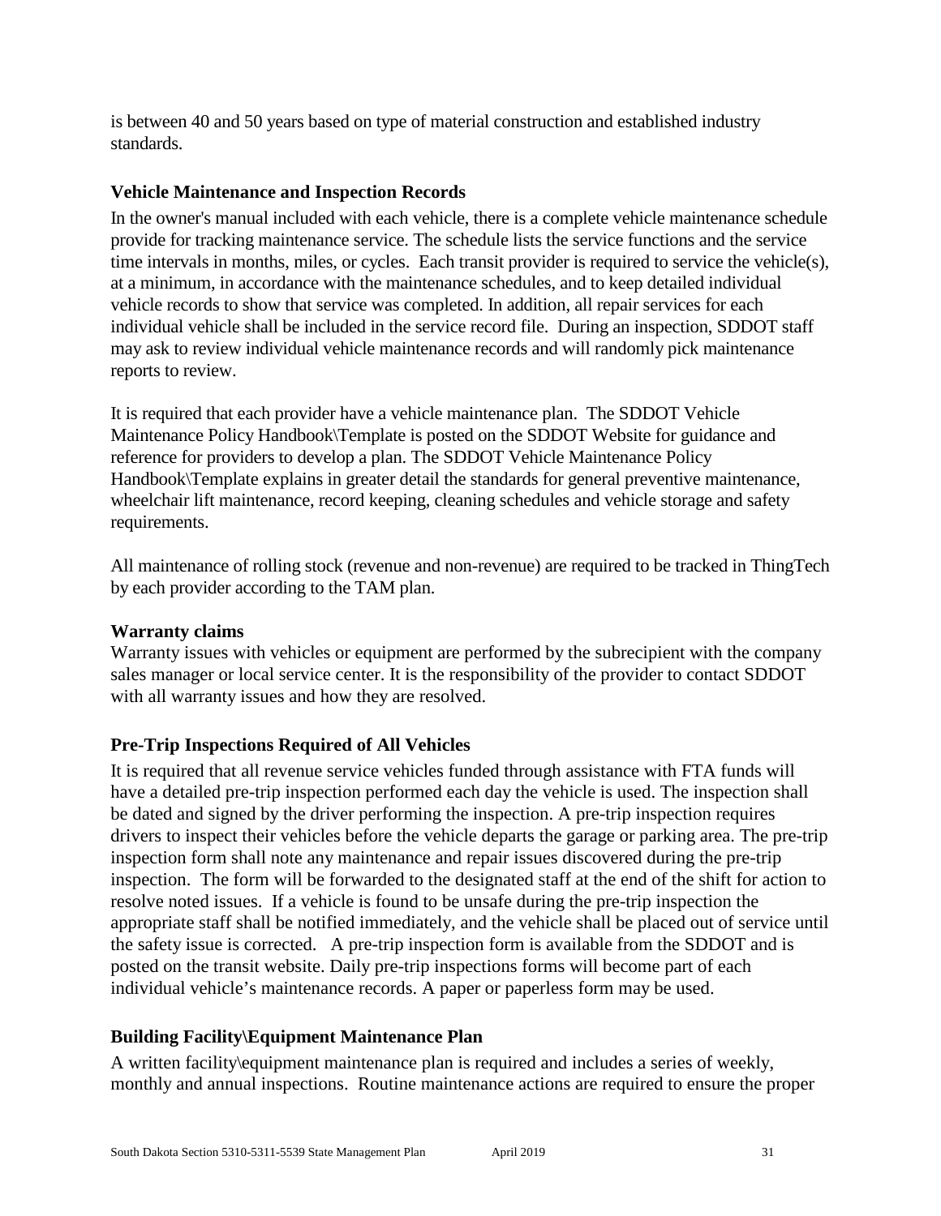is between 40 and 50 years based on type of material construction and established industry standards.

### Vehicle Maintenance and Inspection Records

In the owner's manual included with each vehicle, there is a complete vehicle maintenance schedule provide for tracking maintenance service. The schedule lists the service functions and the service time intervals in months, miles, or cycles. Each transit provider is required to service the vehicle(s), at a minimum, in accordance with the maintenance schedules, and to keep detailed individual vehicle records to show that service was completed. In addition, all repair services for each individual vehicle shall be included in the service record file. During an inspection, SDDOT staff may ask to review individual vehicle maintenance records and will randomly pick maintenance reports to review.

It is required that each provider have a vehicle maintenance plan. The SDDOT Vehicle Maintenance Policy Handbook\Template is posted on the SDDOT Website for guidance and reference for providers to develop a plan. The SDDOT Vehicle Maintenance Policy Handbook\Template explains in greater detail the standards for general preventive maintenance, wheelchair lift maintenance, record keeping, cleaning schedules and vehicle storage and safety requirements.

All maintenance of rolling stock (revenue and non-revenue) are required to be tracked in ThingTech by each provider according to the TAM plan.

### Warranty claims

Warranty issues with vehicles or equipment are performed by the subrecipient with the company sales manager or local service center. It is the responsibility of the provider to contact SDDOT with all warranty issues and how they are resolved.

### Pre-Trip Inspections Required of All Vehicles

It is required that all revenue service vehicles funded through assistance with FTA funds will have a detailed pre-trip inspection performed each day the vehicle is used. The inspection shall be dated and signed by the driver performing the inspection. A pre-trip inspection requires drivers to inspect their vehicles before the vehicle departs the garage or parking area. The pre-trip inspection form shall note any maintenance and repair issues discovered during the pre-trip inspection. The form will be forwarded to the designated staff at the end of the shift for action to resolve noted issues. If a vehicle is found to be unsafe during the pre-trip inspection the appropriate staff shall be notified immediately, and the vehicle shall be placed out of service until the safety issue is corrected. A pre-trip inspection form is available from the SDDOT and is posted on the transit website. Daily pre-trip inspections forms will become part of each individual vehicle's maintenance records. A paper or paperless form may be used.

### Building Facility\Equipment Maintenance Plan

A written facility\equipment maintenance plan is required and includes a series of weekly, monthly and annual inspections. Routine maintenance actions are required to ensure the proper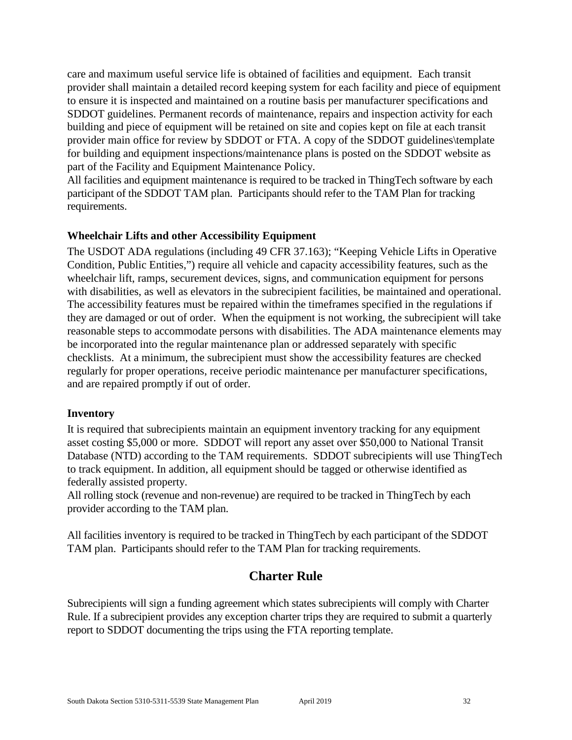care and maximum useful service life is obtained of facilities and equipment. Each transit provider shall maintain a detailed record keeping system for each facility and piece of equipment to ensure it is inspected and maintained on a routine basis per manufacturer specifications and SDDOT guidelines. Permanent records of maintenance, repairs and inspection activity for each building and piece of equipment will be retained on site and copies kept on file at each transit provider main office for review by SDDOT or FTA. A copy of the SDDOT guidelines\template for building and equipment inspections/maintenance plans is posted on the SDDOT website as part of the Facility and Equipment Maintenance Policy.

All facilities and equipment maintenance is required to be tracked in ThingTech software by each participant of the SDDOT TAM plan. Participants should refer to the TAM Plan for tracking requirements.

### Wheelchair Lifts and other Accessibility Equipment

The USDOT ADA regulations (including 49 CFR 37.163); "Keeping Vehicle Lifts in Operative Condition, Public Entities,") require all vehicle and capacity accessibility features, such as the wheelchair lift, ramps, securement devices, signs, and communication equipment for persons with disabilities, as well as elevators in the subrecipient facilities, be maintained and operational. The accessibility features must be repaired within the timeframes specified in the regulations if they are damaged or out of order. When the equipment is not working, the subrecipient will take reasonable steps to accommodate persons with disabilities. The ADA maintenance elements may be incorporated into the regular maintenance plan or addressed separately with specific checklists. At a minimum, the subrecipient must show the accessibility features are checked regularly for proper operations, receive periodic maintenance per manufacturer specifications, and are repaired promptly if out of order.

### Inventory

It is required that subrecipients maintain an equipment inventory tracking for any equipment asset costing $5,000 or more. SDDOT will report any asset over $50,000 to National Transit Database (NTD) according to the TAM requirements. SDDOT subrecipients will use ThingTech to track equipment. In addition, all equipment should be tagged or otherwise identified as federally assisted property.

All rolling stock (revenue and non-revenue) are required to be tracked in ThingTech by each provider according to the TAM plan.

All facilities inventory is required to be tracked in ThingTech by each participant of the SDDOT TAM plan. Participants should refer to the TAM Plan for tracking requirements.

## Charter Rule

Subrecipients will sign a funding agreement which states subrecipients will comply with Charter Rule. If a subrecipient provides any exception charter trips they are required to submit a quarterly report to SDDOT documenting the trips using the FTA reporting template.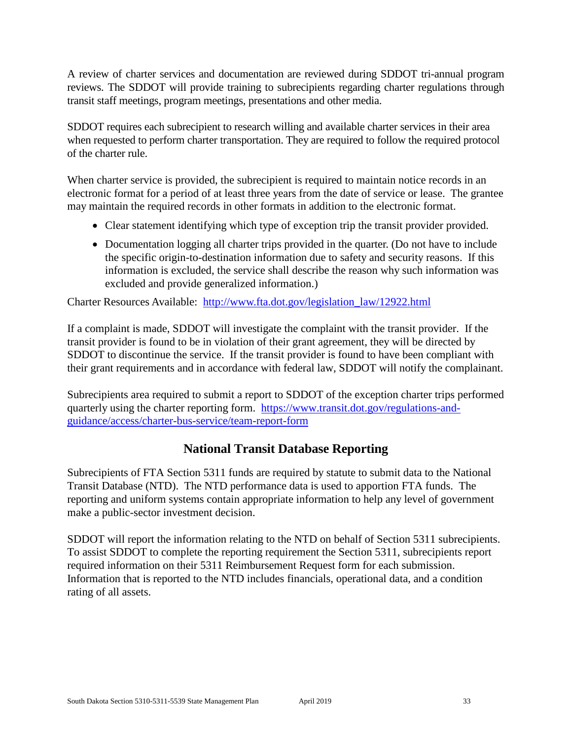A review of charter services and documentation are reviewed during SDDOT tri-annual program reviews. The SDDOT will provide training to subrecipients regarding charter regulations through transit staff meetings, program meetings, presentations and other media.

SDDOT requires each subrecipient to research willing and available charter services in their area when requested to perform charter transportation. They are required to follow the required protocol of the charter rule.

When charter service is provided, the subrecipient is required to maintain notice records in an electronic format for a period of at least three years from the date of service or lease. The grantee may maintain the required records in other formats in addition to the electronic format.

- Clear statement identifying which type of exception trip the transit provider provided.
- Documentation logging all charter trips provided in the quarter. (Do not have to include the specific origin-to-destination information due to safety and security reasons. If this information is excluded, the service shall describe the reason why such information was excluded and provide generalized information.)

Charter Resources Available: [http://www.fta.dot.gov/legislation_law/12922.html](http://www.fta.dot.gov/legislation_law/12922.html)

If a complaint is made, SDDOT will investigate the complaint with the transit provider. If the transit provider is found to be in violation of their grant agreement, they will be directed by SDDOT to discontinue the service. If the transit provider is found to have been compliant with their grant requirements and in accordance with federal law, SDDOT will notify the complainant.

Subrecipients area required to submit a report to SDDOT of the exception charter trips performed quarterly using the charter reporting form. [https://www.transit.dot.gov/regulations-and-guidance/access/charter-bus-service/team-report-form](https://www.transit.dot.gov/regulations-and-guidance/access/charter-bus-service/team-report-form)

## National Transit Database Reporting

Subrecipients of FTA Section 5311 funds are required by statute to submit data to the National Transit Database (NTD). The NTD performance data is used to apportion FTA funds. The reporting and uniform systems contain appropriate information to help any level of government make a public-sector investment decision.

SDDOT will report the information relating to the NTD on behalf of Section 5311 subrecipients. To assist SDDOT to complete the reporting requirement the Section 5311, subrecipients report required information on their 5311 Reimbursement Request form for each submission. Information that is reported to the NTD includes financials, operational data, and a condition rating of all assets.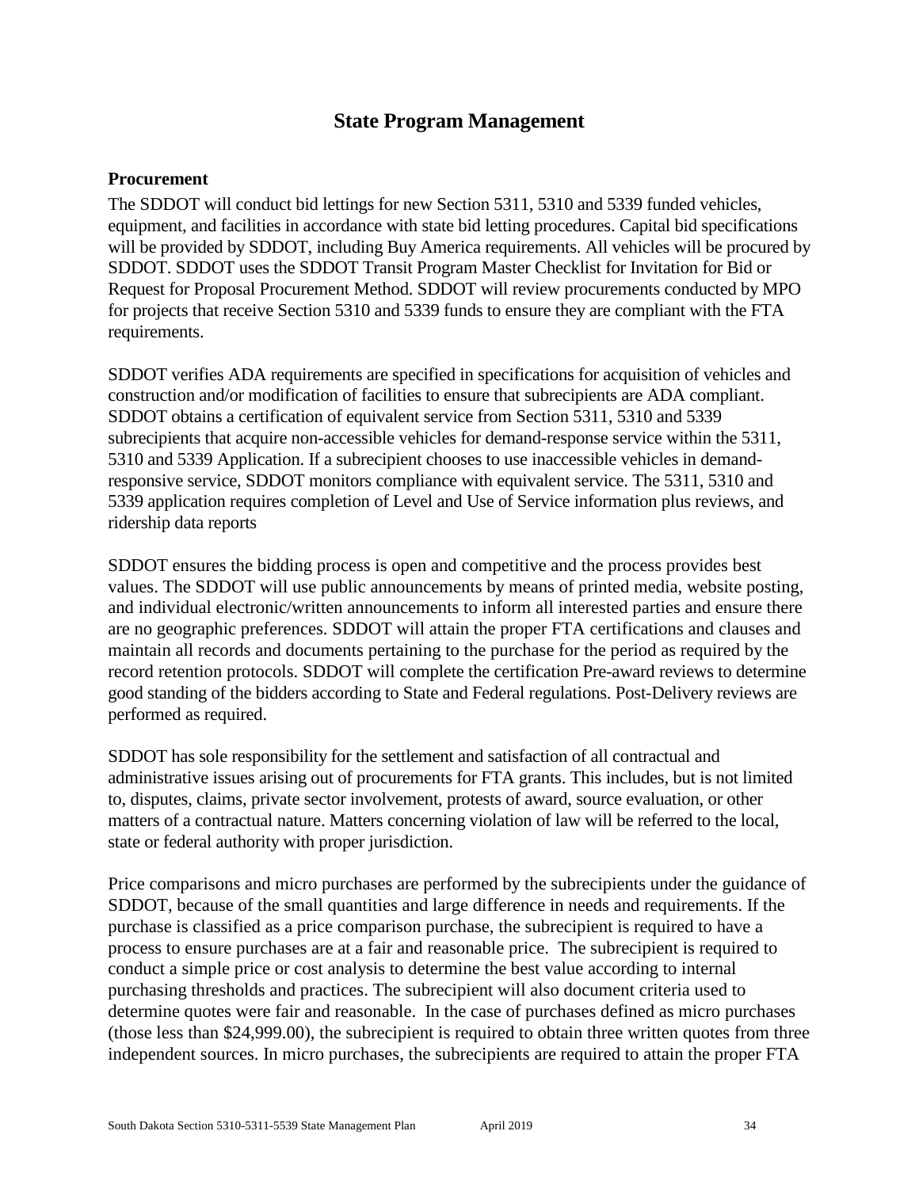# State Program Management

### Procurement

The SDDOT will conduct bid lettings for new Section 5311, 5310 and 5339 funded vehicles, equipment, and facilities in accordance with state bid letting procedures. Capital bid specifications will be provided by SDDOT, including Buy America requirements. All vehicles will be procured by SDDOT. SDDOT uses the SDDOT Transit Program Master Checklist for Invitation for Bid or Request for Proposal Procurement Method. SDDOT will review procurements conducted by MPO for projects that receive Section 5310 and 5339 funds to ensure they are compliant with the FTA requirements.

SDDOT verifies ADA requirements are specified in specifications for acquisition of vehicles and construction and/or modification of facilities to ensure that subrecipients are ADA compliant. SDDOT obtains a certification of equivalent service from Section 5311, 5310 and 5339 subrecipients that acquire non-accessible vehicles for demand-response service within the 5311, 5310 and 5339 Application. If a subrecipient chooses to use inaccessible vehicles in demand-responsive service, SDDOT monitors compliance with equivalent service. The 5311, 5310 and 5339 application requires completion of Level and Use of Service information plus reviews, and ridership data reports

SDDOT ensures the bidding process is open and competitive and the process provides best values. The SDDOT will use public announcements by means of printed media, website posting, and individual electronic/written announcements to inform all interested parties and ensure there are no geographic preferences. SDDOT will attain the proper FTA certifications and clauses and maintain all records and documents pertaining to the purchase for the period as required by the record retention protocols. SDDOT will complete the certification Pre-award reviews to determine good standing of the bidders according to State and Federal regulations. Post-Delivery reviews are performed as required.

SDDOT has sole responsibility for the settlement and satisfaction of all contractual and administrative issues arising out of procurements for FTA grants. This includes, but is not limited to, disputes, claims, private sector involvement, protests of award, source evaluation, or other matters of a contractual nature. Matters concerning violation of law will be referred to the local, state or federal authority with proper jurisdiction.

Price comparisons and micro purchases are performed by the subrecipients under the guidance of SDDOT, because of the small quantities and large difference in needs and requirements. If the purchase is classified as a price comparison purchase, the subrecipient is required to have a process to ensure purchases are at a fair and reasonable price. The subrecipient is required to conduct a simple price or cost analysis to determine the best value according to internal purchasing thresholds and practices. The subrecipient will also document criteria used to determine quotes were fair and reasonable. In the case of purchases defined as micro purchases (those less than $24,999.00), the subrecipient is required to obtain three written quotes from three independent sources. In micro purchases, the subrecipients are required to attain the proper FTA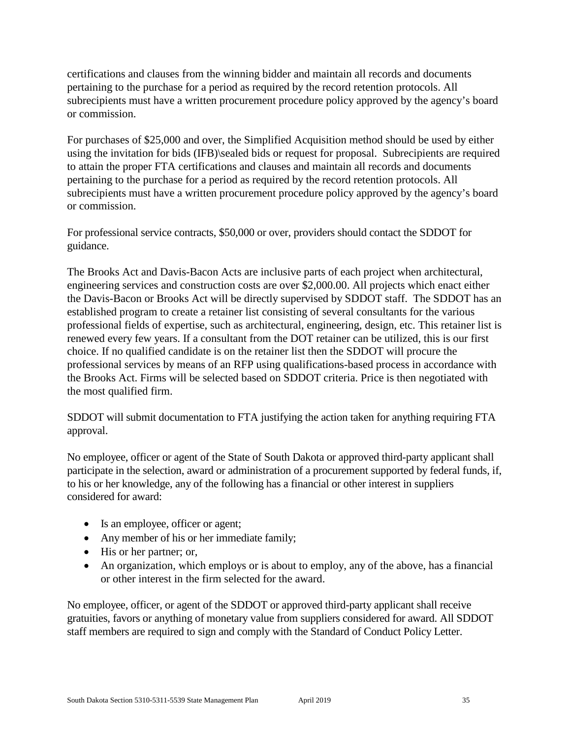certifications and clauses from the winning bidder and maintain all records and documents pertaining to the purchase for a period as required by the record retention protocols. All subrecipients must have a written procurement procedure policy approved by the agency's board or commission.

For purchases of $25,000 and over, the Simplified Acquisition method should be used by either using the invitation for bids (IFB)\sealed bids or request for proposal. Subrecipients are required to attain the proper FTA certifications and clauses and maintain all records and documents pertaining to the purchase for a period as required by the record retention protocols. All subrecipients must have a written procurement procedure policy approved by the agency's board or commission.

For professional service contracts, $50,000 or over, providers should contact the SDDOT for guidance.

The Brooks Act and Davis-Bacon Acts are inclusive parts of each project when architectural, engineering services and construction costs are over $2,000.00. All projects which enact either the Davis-Bacon or Brooks Act will be directly supervised by SDDOT staff. The SDDOT has an established program to create a retainer list consisting of several consultants for the various professional fields of expertise, such as architectural, engineering, design, etc. This retainer list is renewed every few years. If a consultant from the DOT retainer can be utilized, this is our first choice. If no qualified candidate is on the retainer list then the SDDOT will procure the professional services by means of an RFP using qualifications-based process in accordance with the Brooks Act. Firms will be selected based on SDDOT criteria. Price is then negotiated with the most qualified firm.

SDDOT will submit documentation to FTA justifying the action taken for anything requiring FTA approval.

No employee, officer or agent of the State of South Dakota or approved third-party applicant shall participate in the selection, award or administration of a procurement supported by federal funds, if, to his or her knowledge, any of the following has a financial or other interest in suppliers considered for award:

- Is an employee, officer or agent;
- Any member of his or her immediate family;
- His or her partner; or,
- An organization, which employs or is about to employ, any of the above, has a financial or other interest in the firm selected for the award.

No employee, officer, or agent of the SDDOT or approved third-party applicant shall receive gratuities, favors or anything of monetary value from suppliers considered for award. All SDDOT staff members are required to sign and comply with the Standard of Conduct Policy Letter.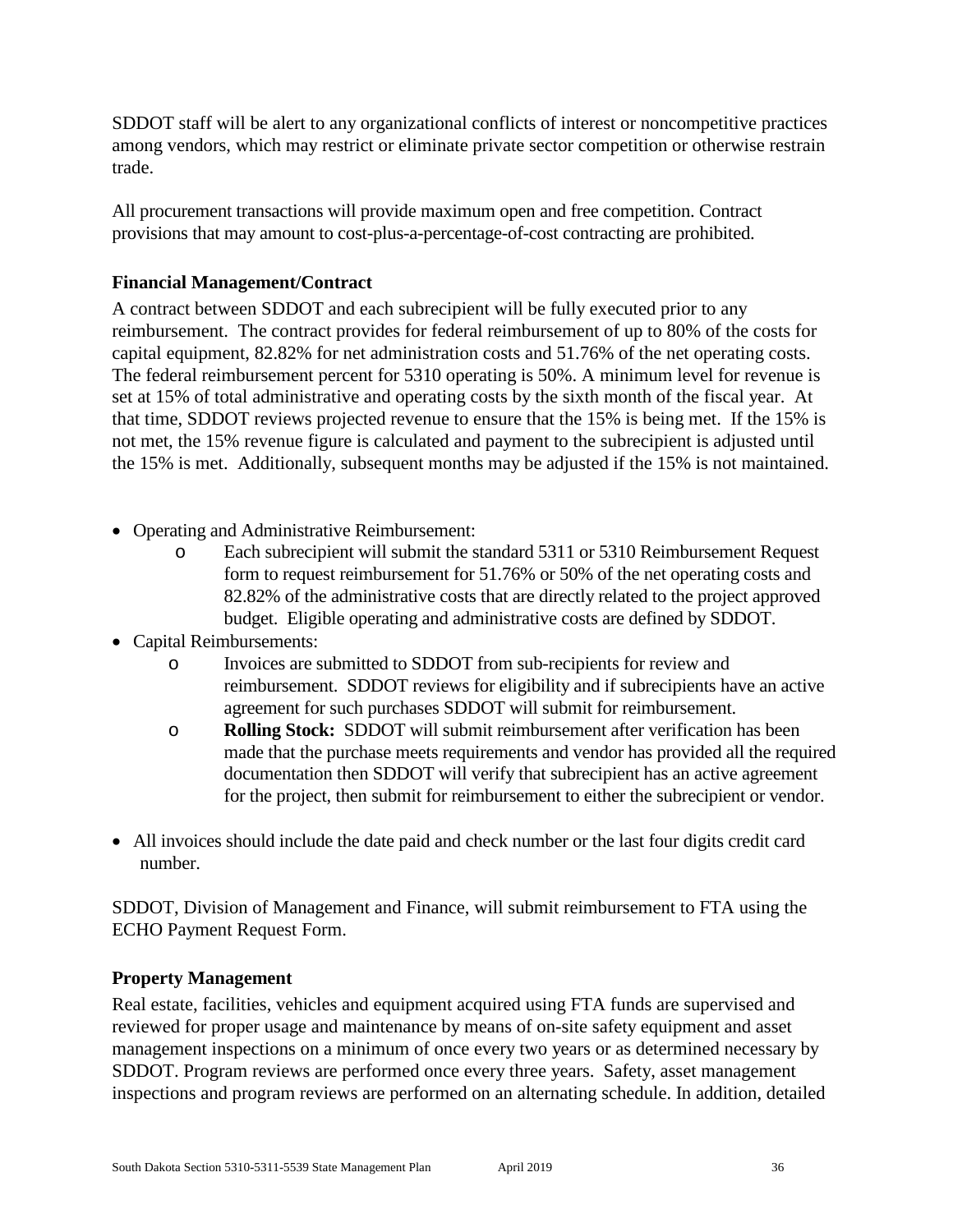SDDOT staff will be alert to any organizational conflicts of interest or noncompetitive practices among vendors, which may restrict or eliminate private sector competition or otherwise restrain trade.

All procurement transactions will provide maximum open and free competition. Contract provisions that may amount to cost-plus-a-percentage-of-cost contracting are prohibited.

### Financial Management/Contract

A contract between SDDOT and each subrecipient will be fully executed prior to any reimbursement. The contract provides for federal reimbursement of up to 80% of the costs for capital equipment, 82.82% for net administration costs and 51.76% of the net operating costs. The federal reimbursement percent for 5310 operating is 50%. A minimum level for revenue is set at 15% of total administrative and operating costs by the sixth month of the fiscal year. At that time, SDDOT reviews projected revenue to ensure that the 15% is being met. If the 15% is not met, the 15% revenue figure is calculated and payment to the subrecipient is adjusted until the 15% is met. Additionally, subsequent months may be adjusted if the 15% is not maintained.

- Operating and Administrative Reimbursement:
  - Each subrecipient will submit the standard 5311 or 5310 Reimbursement Request form to request reimbursement for 51.76% or 50% of the net operating costs and 82.82% of the administrative costs that are directly related to the project approved budget. Eligible operating and administrative costs are defined by SDDOT.
- Capital Reimbursements:
  - Invoices are submitted to SDDOT from sub-recipients for review and reimbursement. SDDOT reviews for eligibility and if subrecipients have an active agreement for such purchases SDDOT will submit for reimbursement.
  - **Rolling Stock:** SDDOT will submit reimbursement after verification has been made that the purchase meets requirements and vendor has provided all the required documentation then SDDOT will verify that subrecipient has an active agreement for the project, then submit for reimbursement to either the subrecipient or vendor.
- All invoices should include the date paid and check number or the last four digits credit card number.

SDDOT, Division of Management and Finance, will submit reimbursement to FTA using the ECHO Payment Request Form.

### Property Management

Real estate, facilities, vehicles and equipment acquired using FTA funds are supervised and reviewed for proper usage and maintenance by means of on-site safety equipment and asset management inspections on a minimum of once every two years or as determined necessary by SDDOT. Program reviews are performed once every three years. Safety, asset management inspections and program reviews are performed on an alternating schedule. In addition, detailed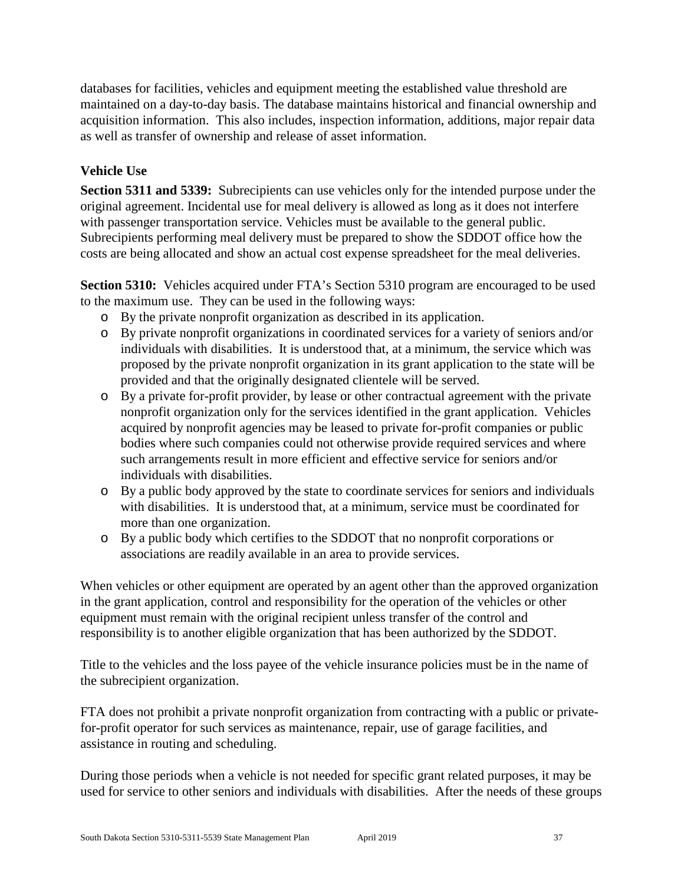databases for facilities, vehicles and equipment meeting the established value threshold are maintained on a day-to-day basis. The database maintains historical and financial ownership and acquisition information. This also includes, inspection information, additions, major repair data as well as transfer of ownership and release of asset information.

### Vehicle Use

**Section 5311 and 5339:** Subrecipients can use vehicles only for the intended purpose under the original agreement. Incidental use for meal delivery is allowed as long as it does not interfere with passenger transportation service. Vehicles must be available to the general public. Subrecipients performing meal delivery must be prepared to show the SDDOT office how the costs are being allocated and show an actual cost expense spreadsheet for the meal deliveries.

**Section 5310:** Vehicles acquired under FTA's Section 5310 program are encouraged to be used to the maximum use. They can be used in the following ways:

- By the private nonprofit organization as described in its application.
- By private nonprofit organizations in coordinated services for a variety of seniors and/or individuals with disabilities. It is understood that, at a minimum, the service which was proposed by the private nonprofit organization in its grant application to the state will be provided and that the originally designated clientele will be served.
- By a private for-profit provider, by lease or other contractual agreement with the private nonprofit organization only for the services identified in the grant application. Vehicles acquired by nonprofit agencies may be leased to private for-profit companies or public bodies where such companies could not otherwise provide required services and where such arrangements result in more efficient and effective service for seniors and/or individuals with disabilities.
- By a public body approved by the state to coordinate services for seniors and individuals with disabilities. It is understood that, at a minimum, service must be coordinated for more than one organization.
- By a public body which certifies to the SDDOT that no nonprofit corporations or associations are readily available in an area to provide services.

When vehicles or other equipment are operated by an agent other than the approved organization in the grant application, control and responsibility for the operation of the vehicles or other equipment must remain with the original recipient unless transfer of the control and responsibility is to another eligible organization that has been authorized by the SDDOT.

Title to the vehicles and the loss payee of the vehicle insurance policies must be in the name of the subrecipient organization.

FTA does not prohibit a private nonprofit organization from contracting with a public or private-for-profit operator for such services as maintenance, repair, use of garage facilities, and assistance in routing and scheduling.

During those periods when a vehicle is not needed for specific grant related purposes, it may be used for service to other seniors and individuals with disabilities. After the needs of these groups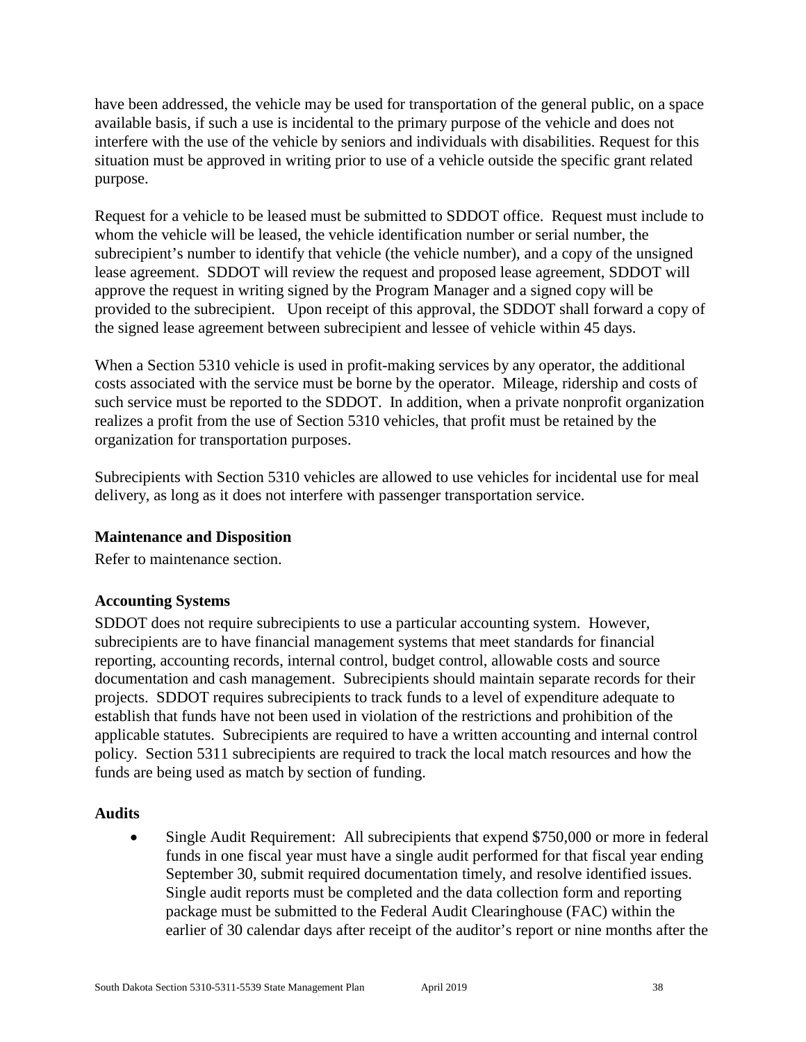have been addressed, the vehicle may be used for transportation of the general public, on a space available basis, if such a use is incidental to the primary purpose of the vehicle and does not interfere with the use of the vehicle by seniors and individuals with disabilities. Request for this situation must be approved in writing prior to use of a vehicle outside the specific grant related purpose.

Request for a vehicle to be leased must be submitted to SDDOT office. Request must include to whom the vehicle will be leased, the vehicle identification number or serial number, the subrecipient's number to identify that vehicle (the vehicle number), and a copy of the unsigned lease agreement. SDDOT will review the request and proposed lease agreement, SDDOT will approve the request in writing signed by the Program Manager and a signed copy will be provided to the subrecipient. Upon receipt of this approval, the SDDOT shall forward a copy of the signed lease agreement between subrecipient and lessee of vehicle within 45 days.

When a Section 5310 vehicle is used in profit-making services by any operator, the additional costs associated with the service must be borne by the operator. Mileage, ridership and costs of such service must be reported to the SDDOT. In addition, when a private nonprofit organization realizes a profit from the use of Section 5310 vehicles, that profit must be retained by the organization for transportation purposes.

Subrecipients with Section 5310 vehicles are allowed to use vehicles for incidental use for meal delivery, as long as it does not interfere with passenger transportation service.

**Maintenance and Disposition**

Refer to maintenance section.

**Accounting Systems**

SDDOT does not require subrecipients to use a particular accounting system. However, subrecipients are to have financial management systems that meet standards for financial reporting, accounting records, internal control, budget control, allowable costs and source documentation and cash management. Subrecipients should maintain separate records for their projects. SDDOT requires subrecipients to track funds to a level of expenditure adequate to establish that funds have not been used in violation of the restrictions and prohibition of the applicable statutes. Subrecipients are required to have a written accounting and internal control policy. Section 5311 subrecipients are required to track the local match resources and how the funds are being used as match by section of funding.

**Audits**

- Single Audit Requirement: All subrecipients that expend $750,000 or more in federal funds in one fiscal year must have a single audit performed for that fiscal year ending September 30, submit required documentation timely, and resolve identified issues. Single audit reports must be completed and the data collection form and reporting package must be submitted to the Federal Audit Clearinghouse (FAC) within the earlier of 30 calendar days after receipt of the auditor's report or nine months after the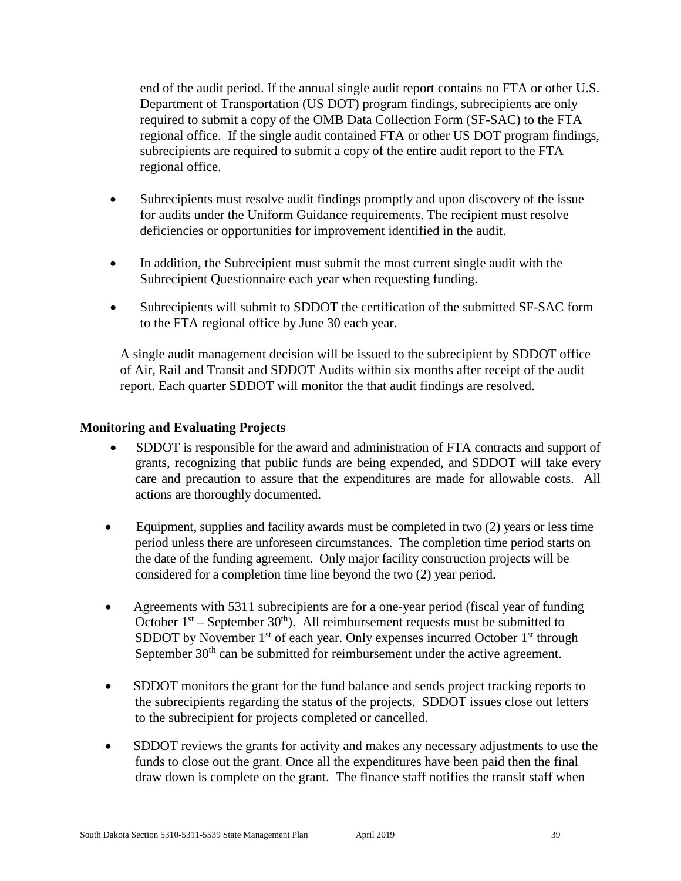end of the audit period. If the annual single audit report contains no FTA or other U.S. Department of Transportation (US DOT) program findings, subrecipients are only required to submit a copy of the OMB Data Collection Form (SF-SAC) to the FTA regional office. If the single audit contained FTA or other US DOT program findings, subrecipients are required to submit a copy of the entire audit report to the FTA regional office.

- Subrecipients must resolve audit findings promptly and upon discovery of the issue for audits under the Uniform Guidance requirements. The recipient must resolve deficiencies or opportunities for improvement identified in the audit.
- In addition, the Subrecipient must submit the most current single audit with the Subrecipient Questionnaire each year when requesting funding.
- Subrecipients will submit to SDDOT the certification of the submitted SF-SAC form to the FTA regional office by June 30 each year.

A single audit management decision will be issued to the subrecipient by SDDOT office of Air, Rail and Transit and SDDOT Audits within six months after receipt of the audit report. Each quarter SDDOT will monitor the that audit findings are resolved.

**Monitoring and Evaluating Projects**

- SDDOT is responsible for the award and administration of FTA contracts and support of grants, recognizing that public funds are being expended, and SDDOT will take every care and precaution to assure that the expenditures are made for allowable costs. All actions are thoroughly documented.
- Equipment, supplies and facility awards must be completed in two (2) years or less time period unless there are unforeseen circumstances. The completion time period starts on the date of the funding agreement. Only major facility construction projects will be considered for a completion time line beyond the two (2) year period.
- Agreements with 5311 subrecipients are for a one-year period (fiscal year of funding October 1st – September 30th). All reimbursement requests must be submitted to SDDOT by November 1st of each year. Only expenses incurred October 1st through September 30th can be submitted for reimbursement under the active agreement.
- SDDOT monitors the grant for the fund balance and sends project tracking reports to the subrecipients regarding the status of the projects. SDDOT issues close out letters to the subrecipient for projects completed or cancelled.
- SDDOT reviews the grants for activity and makes any necessary adjustments to use the funds to close out the grant. Once all the expenditures have been paid then the final draw down is complete on the grant. The finance staff notifies the transit staff when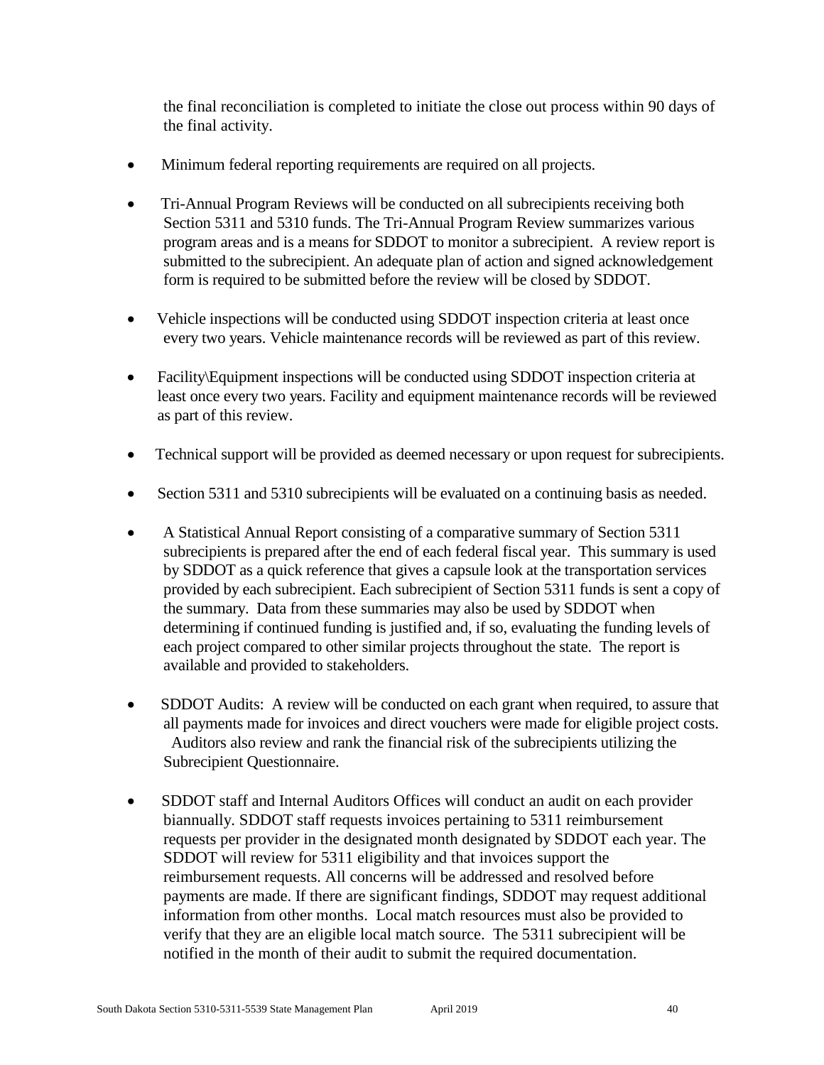the final reconciliation is completed to initiate the close out process within 90 days of the final activity.

- Minimum federal reporting requirements are required on all projects.
- Tri-Annual Program Reviews will be conducted on all subrecipients receiving both Section 5311 and 5310 funds. The Tri-Annual Program Review summarizes various program areas and is a means for SDDOT to monitor a subrecipient. A review report is submitted to the subrecipient. An adequate plan of action and signed acknowledgement form is required to be submitted before the review will be closed by SDDOT.
- Vehicle inspections will be conducted using SDDOT inspection criteria at least once every two years. Vehicle maintenance records will be reviewed as part of this review.
- Facility\Equipment inspections will be conducted using SDDOT inspection criteria at least once every two years. Facility and equipment maintenance records will be reviewed as part of this review.
- Technical support will be provided as deemed necessary or upon request for subrecipients.
- Section 5311 and 5310 subrecipients will be evaluated on a continuing basis as needed.
- A Statistical Annual Report consisting of a comparative summary of Section 5311 subrecipients is prepared after the end of each federal fiscal year. This summary is used by SDDOT as a quick reference that gives a capsule look at the transportation services provided by each subrecipient. Each subrecipient of Section 5311 funds is sent a copy of the summary. Data from these summaries may also be used by SDDOT when determining if continued funding is justified and, if so, evaluating the funding levels of each project compared to other similar projects throughout the state. The report is available and provided to stakeholders.
- SDDOT Audits: A review will be conducted on each grant when required, to assure that all payments made for invoices and direct vouchers were made for eligible project costs. Auditors also review and rank the financial risk of the subrecipients utilizing the Subrecipient Questionnaire.
- SDDOT staff and Internal Auditors Offices will conduct an audit on each provider biannually. SDDOT staff requests invoices pertaining to 5311 reimbursement requests per provider in the designated month designated by SDDOT each year. The SDDOT will review for 5311 eligibility and that invoices support the reimbursement requests. All concerns will be addressed and resolved before payments are made. If there are significant findings, SDDOT may request additional information from other months. Local match resources must also be provided to verify that they are an eligible local match source. The 5311 subrecipient will be notified in the month of their audit to submit the required documentation.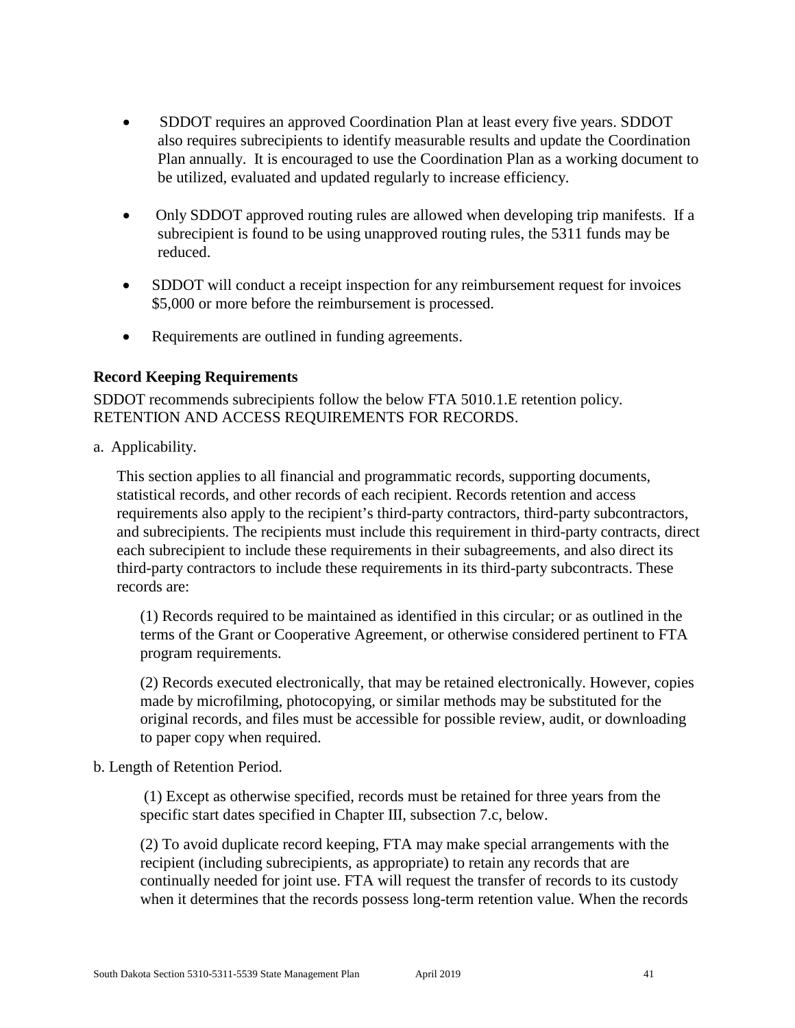- SDDOT requires an approved Coordination Plan at least every five years. SDDOT also requires subrecipients to identify measurable results and update the Coordination Plan annually. It is encouraged to use the Coordination Plan as a working document to be utilized, evaluated and updated regularly to increase efficiency.

- Only SDDOT approved routing rules are allowed when developing trip manifests. If a subrecipient is found to be using unapproved routing rules, the 5311 funds may be reduced.

- SDDOT will conduct a receipt inspection for any reimbursement request for invoices $5,000 or more before the reimbursement is processed.

- Requirements are outlined in funding agreements.

**Record Keeping Requirements**

SDDOT recommends subrecipients follow the below FTA 5010.1.E retention policy. RETENTION AND ACCESS REQUIREMENTS FOR RECORDS.

a. Applicability.

This section applies to all financial and programmatic records, supporting documents, statistical records, and other records of each recipient. Records retention and access requirements also apply to the recipient's third-party contractors, third-party subcontractors, and subrecipients. The recipients must include this requirement in third-party contracts, direct each subrecipient to include these requirements in their subagreements, and also direct its third-party contractors to include these requirements in its third-party subcontracts. These records are:

(1) Records required to be maintained as identified in this circular; or as outlined in the terms of the Grant or Cooperative Agreement, or otherwise considered pertinent to FTA program requirements.

(2) Records executed electronically, that may be retained electronically. However, copies made by microfilming, photocopying, or similar methods may be substituted for the original records, and files must be accessible for possible review, audit, or downloading to paper copy when required.

b. Length of Retention Period.

(1) Except as otherwise specified, records must be retained for three years from the specific start dates specified in Chapter III, subsection 7.c, below.

(2) To avoid duplicate record keeping, FTA may make special arrangements with the recipient (including subrecipients, as appropriate) to retain any records that are continually needed for joint use. FTA will request the transfer of records to its custody when it determines that the records possess long-term retention value. When the records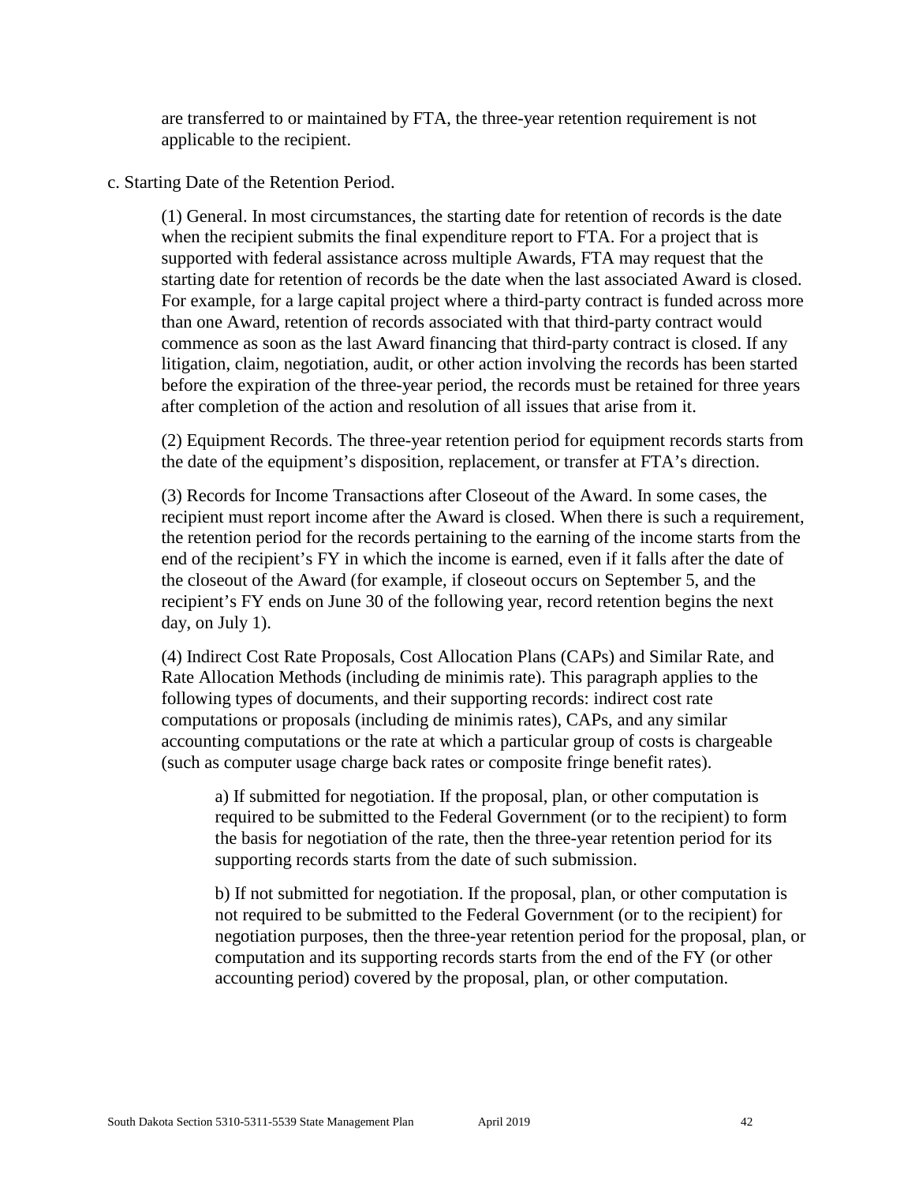are transferred to or maintained by FTA, the three-year retention requirement is not applicable to the recipient.

c. Starting Date of the Retention Period.

(1) General. In most circumstances, the starting date for retention of records is the date when the recipient submits the final expenditure report to FTA. For a project that is supported with federal assistance across multiple Awards, FTA may request that the starting date for retention of records be the date when the last associated Award is closed. For example, for a large capital project where a third-party contract is funded across more than one Award, retention of records associated with that third-party contract would commence as soon as the last Award financing that third-party contract is closed. If any litigation, claim, negotiation, audit, or other action involving the records has been started before the expiration of the three-year period, the records must be retained for three years after completion of the action and resolution of all issues that arise from it.

(2) Equipment Records. The three-year retention period for equipment records starts from the date of the equipment's disposition, replacement, or transfer at FTA's direction.

(3) Records for Income Transactions after Closeout of the Award. In some cases, the recipient must report income after the Award is closed. When there is such a requirement, the retention period for the records pertaining to the earning of the income starts from the end of the recipient's FY in which the income is earned, even if it falls after the date of the closeout of the Award (for example, if closeout occurs on September 5, and the recipient's FY ends on June 30 of the following year, record retention begins the next day, on July 1).

(4) Indirect Cost Rate Proposals, Cost Allocation Plans (CAPs) and Similar Rate, and Rate Allocation Methods (including de minimis rate). This paragraph applies to the following types of documents, and their supporting records: indirect cost rate computations or proposals (including de minimis rates), CAPs, and any similar accounting computations or the rate at which a particular group of costs is chargeable (such as computer usage charge back rates or composite fringe benefit rates).

a) If submitted for negotiation. If the proposal, plan, or other computation is required to be submitted to the Federal Government (or to the recipient) to form the basis for negotiation of the rate, then the three-year retention period for its supporting records starts from the date of such submission.

b) If not submitted for negotiation. If the proposal, plan, or other computation is not required to be submitted to the Federal Government (or to the recipient) for negotiation purposes, then the three-year retention period for the proposal, plan, or computation and its supporting records starts from the end of the FY (or other accounting period) covered by the proposal, plan, or other computation.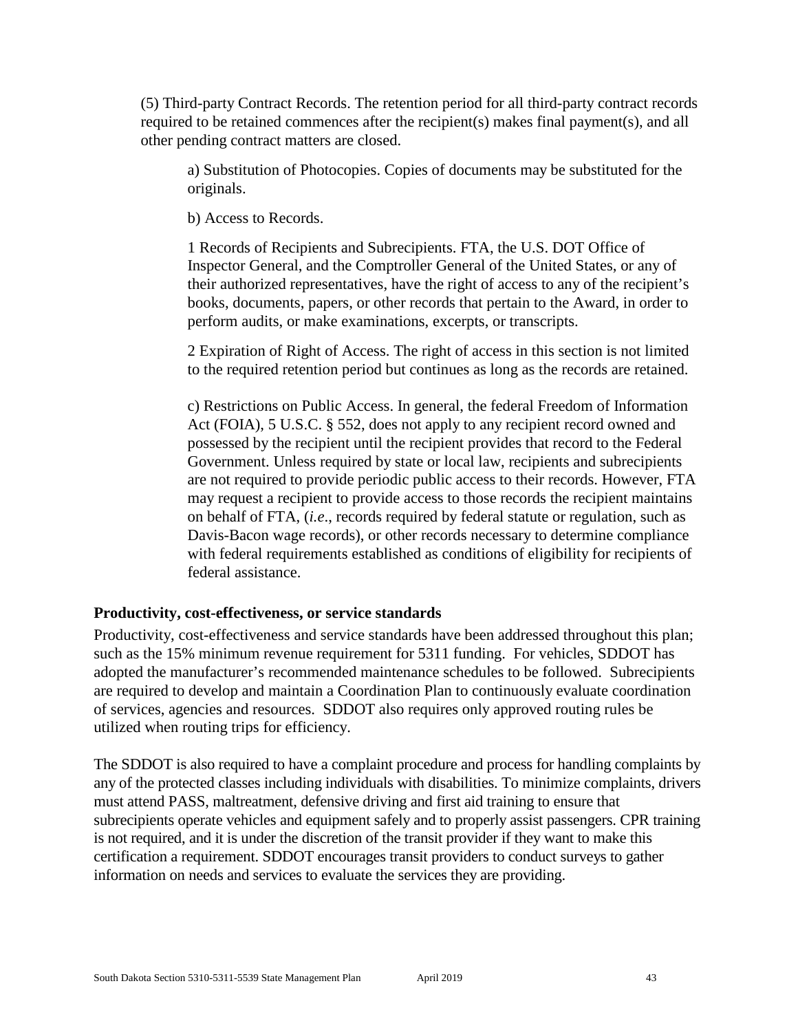(5) Third-party Contract Records. The retention period for all third-party contract records required to be retained commences after the recipient(s) makes final payment(s), and all other pending contract matters are closed.

a) Substitution of Photocopies. Copies of documents may be substituted for the originals.

b) Access to Records.

1 Records of Recipients and Subrecipients. FTA, the U.S. DOT Office of Inspector General, and the Comptroller General of the United States, or any of their authorized representatives, have the right of access to any of the recipient's books, documents, papers, or other records that pertain to the Award, in order to perform audits, or make examinations, excerpts, or transcripts.

2 Expiration of Right of Access. The right of access in this section is not limited to the required retention period but continues as long as the records are retained.

c) Restrictions on Public Access. In general, the federal Freedom of Information Act (FOIA), 5 U.S.C. § 552, does not apply to any recipient record owned and possessed by the recipient until the recipient provides that record to the Federal Government. Unless required by state or local law, recipients and subrecipients are not required to provide periodic public access to their records. However, FTA may request a recipient to provide access to those records the recipient maintains on behalf of FTA, (*i.e*., records required by federal statute or regulation, such as Davis-Bacon wage records), or other records necessary to determine compliance with federal requirements established as conditions of eligibility for recipients of federal assistance.

**Productivity, cost-effectiveness, or service standards**

Productivity, cost-effectiveness and service standards have been addressed throughout this plan; such as the 15% minimum revenue requirement for 5311 funding. For vehicles, SDDOT has adopted the manufacturer's recommended maintenance schedules to be followed. Subrecipients are required to develop and maintain a Coordination Plan to continuously evaluate coordination of services, agencies and resources. SDDOT also requires only approved routing rules be utilized when routing trips for efficiency.

The SDDOT is also required to have a complaint procedure and process for handling complaints by any of the protected classes including individuals with disabilities. To minimize complaints, drivers must attend PASS, maltreatment, defensive driving and first aid training to ensure that subrecipients operate vehicles and equipment safely and to properly assist passengers. CPR training is not required, and it is under the discretion of the transit provider if they want to make this certification a requirement. SDDOT encourages transit providers to conduct surveys to gather information on needs and services to evaluate the services they are providing.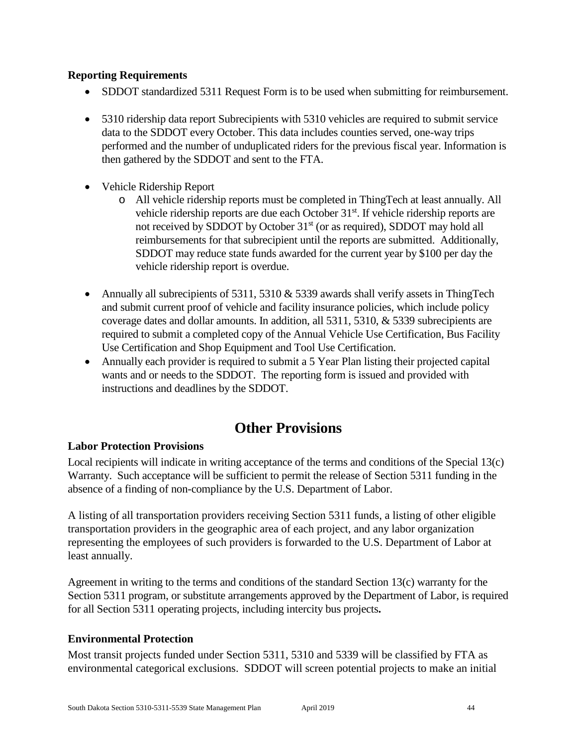**Reporting Requirements**

- SDDOT standardized 5311 Request Form is to be used when submitting for reimbursement.

- 5310 ridership data report Subrecipients with 5310 vehicles are required to submit service data to the SDDOT every October. This data includes counties served, one-way trips performed and the number of unduplicated riders for the previous fiscal year. Information is then gathered by the SDDOT and sent to the FTA.

- Vehicle Ridership Report
  - All vehicle ridership reports must be completed in ThingTech at least annually. All vehicle ridership reports are due each October 31st. If vehicle ridership reports are not received by SDDOT by October 31st (or as required), SDDOT may hold all reimbursements for that subrecipient until the reports are submitted. Additionally, SDDOT may reduce state funds awarded for the current year by $100 per day the vehicle ridership report is overdue.

- Annually all subrecipients of 5311, 5310 & 5339 awards shall verify assets in ThingTech and submit current proof of vehicle and facility insurance policies, which include policy coverage dates and dollar amounts. In addition, all 5311, 5310, & 5339 subrecipients are required to submit a completed copy of the Annual Vehicle Use Certification, Bus Facility Use Certification and Shop Equipment and Tool Use Certification.
- Annually each provider is required to submit a 5 Year Plan listing their projected capital wants and or needs to the SDDOT. The reporting form is issued and provided with instructions and deadlines by the SDDOT.

# Other Provisions

**Labor Protection Provisions**

Local recipients will indicate in writing acceptance of the terms and conditions of the Special 13(c) Warranty. Such acceptance will be sufficient to permit the release of Section 5311 funding in the absence of a finding of non-compliance by the U.S. Department of Labor.

A listing of all transportation providers receiving Section 5311 funds, a listing of other eligible transportation providers in the geographic area of each project, and any labor organization representing the employees of such providers is forwarded to the U.S. Department of Labor at least annually.

Agreement in writing to the terms and conditions of the standard Section 13(c) warranty for the Section 5311 program, or substitute arrangements approved by the Department of Labor, is required for all Section 5311 operating projects, including intercity bus projects**.**

**Environmental Protection**

Most transit projects funded under Section 5311, 5310 and 5339 will be classified by FTA as environmental categorical exclusions. SDDOT will screen potential projects to make an initial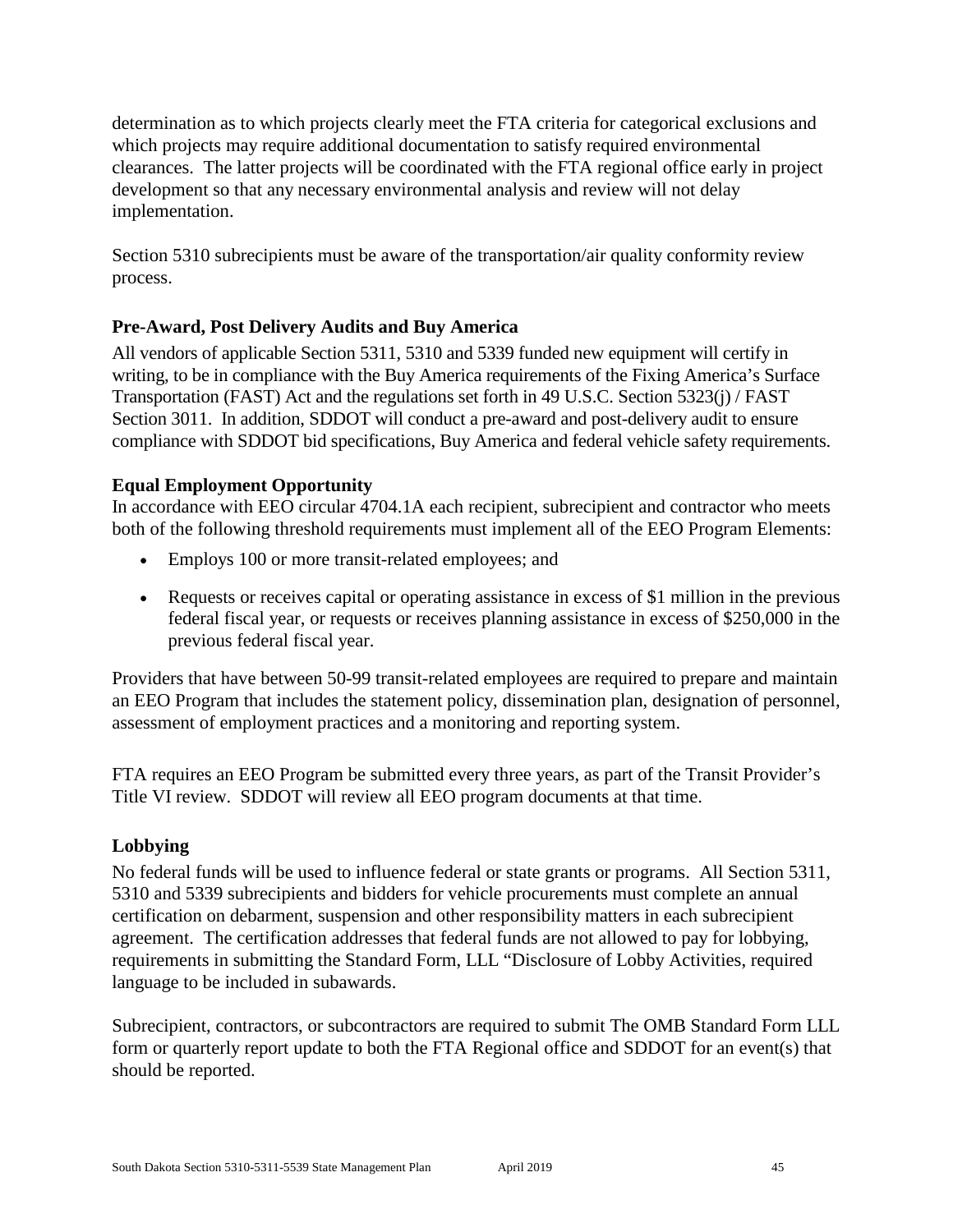determination as to which projects clearly meet the FTA criteria for categorical exclusions and which projects may require additional documentation to satisfy required environmental clearances. The latter projects will be coordinated with the FTA regional office early in project development so that any necessary environmental analysis and review will not delay implementation.

Section 5310 subrecipients must be aware of the transportation/air quality conformity review process.

### Pre-Award, Post Delivery Audits and Buy America

All vendors of applicable Section 5311, 5310 and 5339 funded new equipment will certify in writing, to be in compliance with the Buy America requirements of the Fixing America's Surface Transportation (FAST) Act and the regulations set forth in 49 U.S.C. Section 5323(j) / FAST Section 3011. In addition, SDDOT will conduct a pre-award and post-delivery audit to ensure compliance with SDDOT bid specifications, Buy America and federal vehicle safety requirements.

### Equal Employment Opportunity

In accordance with EEO circular 4704.1A each recipient, subrecipient and contractor who meets both of the following threshold requirements must implement all of the EEO Program Elements:

- Employs 100 or more transit-related employees; and
- Requests or receives capital or operating assistance in excess of $1 million in the previous federal fiscal year, or requests or receives planning assistance in excess of $250,000 in the previous federal fiscal year.

Providers that have between 50-99 transit-related employees are required to prepare and maintain an EEO Program that includes the statement policy, dissemination plan, designation of personnel, assessment of employment practices and a monitoring and reporting system.

FTA requires an EEO Program be submitted every three years, as part of the Transit Provider's Title VI review. SDDOT will review all EEO program documents at that time.

### Lobbying

No federal funds will be used to influence federal or state grants or programs. All Section 5311, 5310 and 5339 subrecipients and bidders for vehicle procurements must complete an annual certification on debarment, suspension and other responsibility matters in each subrecipient agreement. The certification addresses that federal funds are not allowed to pay for lobbying, requirements in submitting the Standard Form, LLL "Disclosure of Lobby Activities, required language to be included in subawards.

Subrecipient, contractors, or subcontractors are required to submit The OMB Standard Form LLL form or quarterly report update to both the FTA Regional office and SDDOT for an event(s) that should be reported.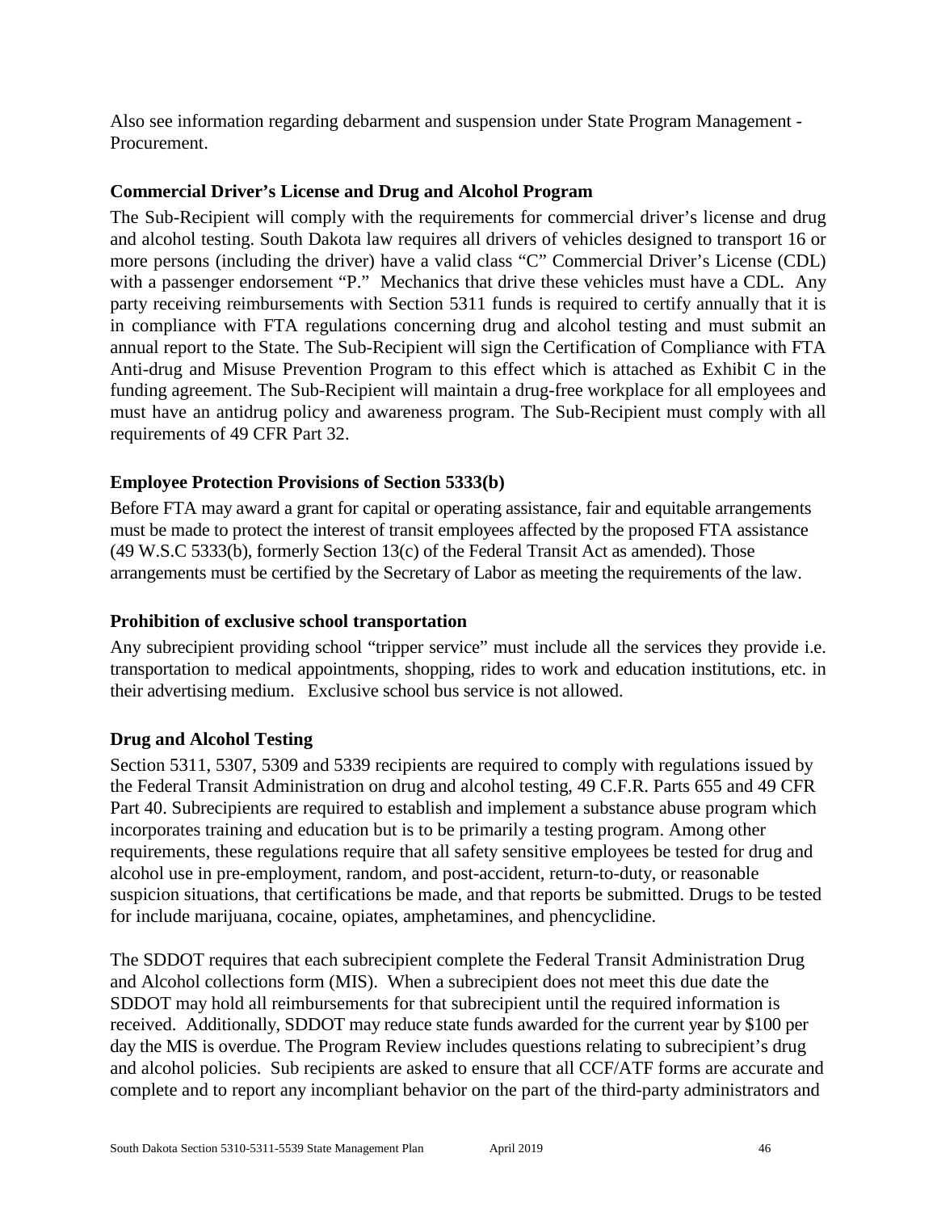Also see information regarding debarment and suspension under State Program Management - Procurement.

### Commercial Driver's License and Drug and Alcohol Program

The Sub-Recipient will comply with the requirements for commercial driver's license and drug and alcohol testing. South Dakota law requires all drivers of vehicles designed to transport 16 or more persons (including the driver) have a valid class "C" Commercial Driver's License (CDL) with a passenger endorsement "P." Mechanics that drive these vehicles must have a CDL. Any party receiving reimbursements with Section 5311 funds is required to certify annually that it is in compliance with FTA regulations concerning drug and alcohol testing and must submit an annual report to the State. The Sub-Recipient will sign the Certification of Compliance with FTA Anti-drug and Misuse Prevention Program to this effect which is attached as Exhibit C in the funding agreement. The Sub-Recipient will maintain a drug-free workplace for all employees and must have an antidrug policy and awareness program. The Sub-Recipient must comply with all requirements of 49 CFR Part 32.

### Employee Protection Provisions of Section 5333(b)

Before FTA may award a grant for capital or operating assistance, fair and equitable arrangements must be made to protect the interest of transit employees affected by the proposed FTA assistance (49 W.S.C 5333(b), formerly Section 13(c) of the Federal Transit Act as amended). Those arrangements must be certified by the Secretary of Labor as meeting the requirements of the law.

### Prohibition of exclusive school transportation

Any subrecipient providing school "tripper service" must include all the services they provide i.e. transportation to medical appointments, shopping, rides to work and education institutions, etc. in their advertising medium. Exclusive school bus service is not allowed.

### Drug and Alcohol Testing

Section 5311, 5307, 5309 and 5339 recipients are required to comply with regulations issued by the Federal Transit Administration on drug and alcohol testing, 49 C.F.R. Parts 655 and 49 CFR Part 40. Subrecipients are required to establish and implement a substance abuse program which incorporates training and education but is to be primarily a testing program. Among other requirements, these regulations require that all safety sensitive employees be tested for drug and alcohol use in pre-employment, random, and post-accident, return-to-duty, or reasonable suspicion situations, that certifications be made, and that reports be submitted. Drugs to be tested for include marijuana, cocaine, opiates, amphetamines, and phencyclidine.

The SDDOT requires that each subrecipient complete the Federal Transit Administration Drug and Alcohol collections form (MIS). When a subrecipient does not meet this due date the SDDOT may hold all reimbursements for that subrecipient until the required information is received. Additionally, SDDOT may reduce state funds awarded for the current year by $100 per day the MIS is overdue. The Program Review includes questions relating to subrecipient's drug and alcohol policies. Sub recipients are asked to ensure that all CCF/ATF forms are accurate and complete and to report any incompliant behavior on the part of the third-party administrators and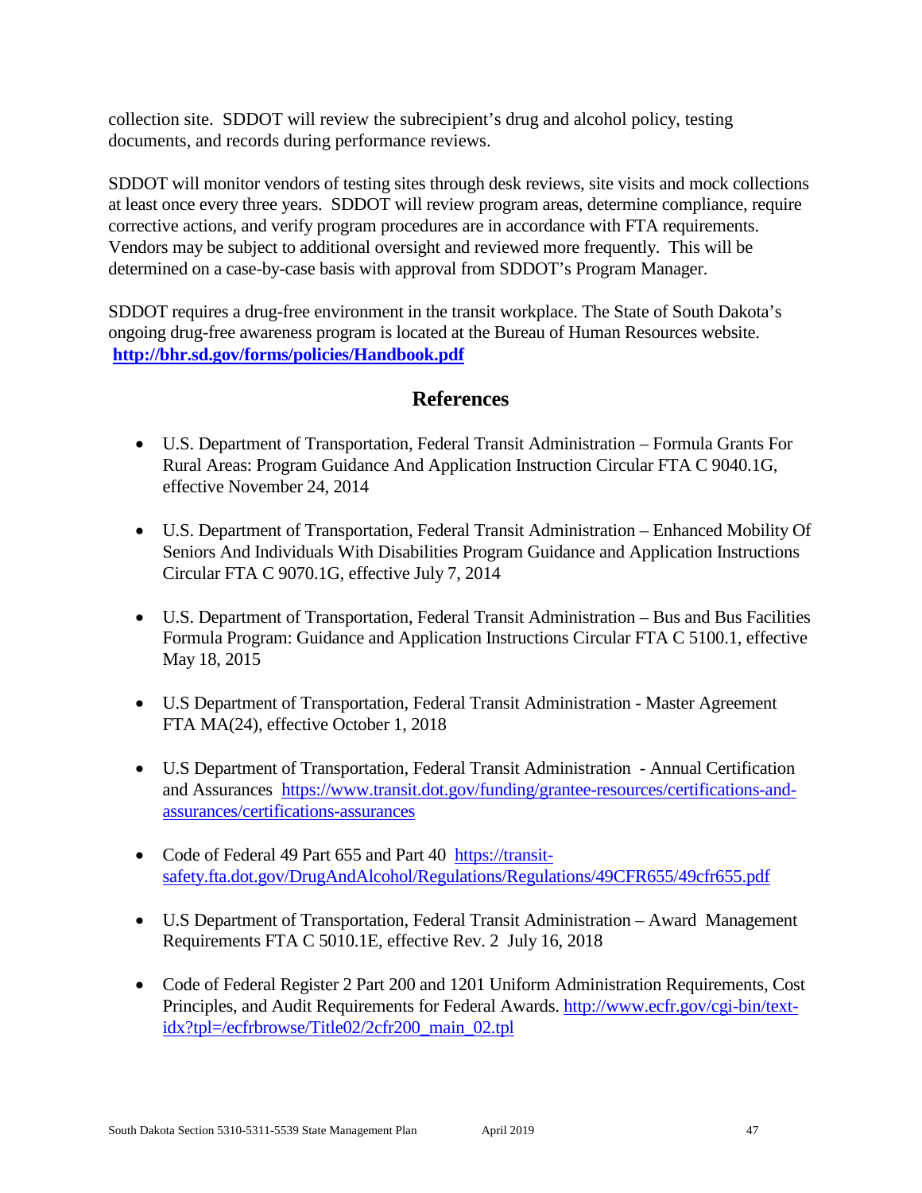collection site. SDDOT will review the subrecipient's drug and alcohol policy, testing documents, and records during performance reviews.

SDDOT will monitor vendors of testing sites through desk reviews, site visits and mock collections at least once every three years. SDDOT will review program areas, determine compliance, require corrective actions, and verify program procedures are in accordance with FTA requirements. Vendors may be subject to additional oversight and reviewed more frequently. This will be determined on a case-by-case basis with approval from SDDOT's Program Manager.

SDDOT requires a drug-free environment in the transit workplace. The State of South Dakota's ongoing drug-free awareness program is located at the Bureau of Human Resources website. **http://bhr.sd.gov/forms/policies/Handbook.pdf**

## References

- U.S. Department of Transportation, Federal Transit Administration – Formula Grants For Rural Areas: Program Guidance And Application Instruction Circular FTA C 9040.1G, effective November 24, 2014

- U.S. Department of Transportation, Federal Transit Administration – Enhanced Mobility Of Seniors And Individuals With Disabilities Program Guidance and Application Instructions Circular FTA C 9070.1G, effective July 7, 2014

- U.S. Department of Transportation, Federal Transit Administration – Bus and Bus Facilities Formula Program: Guidance and Application Instructions Circular FTA C 5100.1, effective May 18, 2015

- U.S Department of Transportation, Federal Transit Administration - Master Agreement FTA MA(24), effective October 1, 2018

- U.S Department of Transportation, Federal Transit Administration - Annual Certification and Assurances https://www.transit.dot.gov/funding/grantee-resources/certifications-and-assurances/certifications-assurances

- Code of Federal 49 Part 655 and Part 40 https://transit-safety.fta.dot.gov/DrugAndAlcohol/Regulations/Regulations/49CFR655/49cfr655.pdf

- U.S Department of Transportation, Federal Transit Administration – Award Management Requirements FTA C 5010.1E, effective Rev. 2 July 16, 2018

- Code of Federal Register 2 Part 200 and 1201 Uniform Administration Requirements, Cost Principles, and Audit Requirements for Federal Awards. http://www.ecfr.gov/cgi-bin/text-idx?tpl=/ecfrbrowse/Title02/2cfr200_main_02.tpl